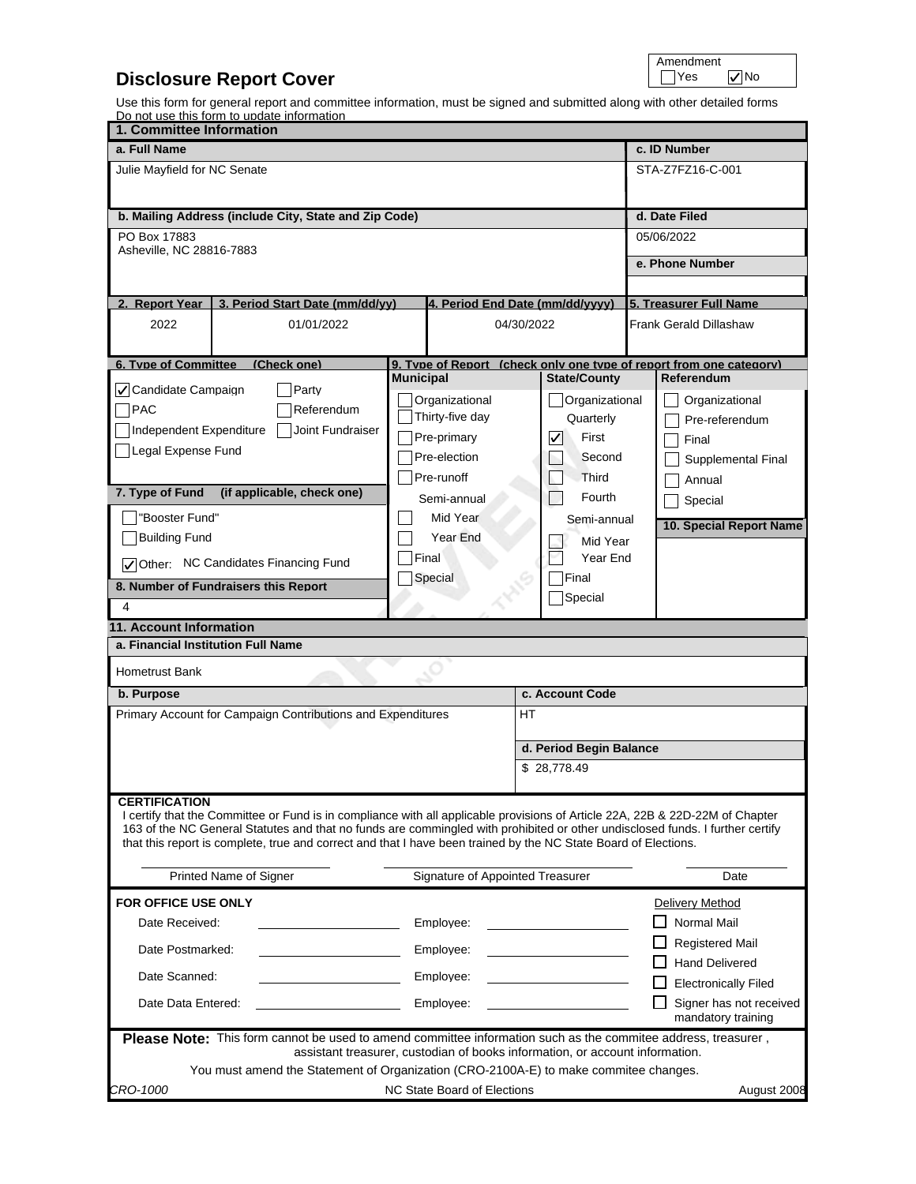# Disclosure Report Cover

Amendment
☐ Yes ☑ No

Use this form for general report and committee information, must be signed and submitted along with other detailed forms
Do not use this form to update information

## 1. Committee Information

| a. Full Name | c. ID Number |
|---|---|
| Julie Mayfield for NC Senate | STA-Z7FZ16-C-001 |

| b. Mailing Address (include City, State and Zip Code) | d. Date Filed |
|---|---|
| PO Box 17883<br>Asheville, NC 28816-7883 | 05/06/2022 |
| | **e. Phone Number** |
| | |

| 2. Report Year | 3. Period Start Date (mm/dd/yy) | 4. Period End Date (mm/dd/yyyy) | 5. Treasurer Full Name |
|---|---|---|---|
| 2022 | 01/01/2022 | 04/30/2022 | Frank Gerald Dillashaw |

### 6. Type of Committee (Check one)

- ☑ Candidate Campaign
- ☐ Party
- ☐ PAC
- ☐ Referendum
- ☐ Independent Expenditure
- ☐ Joint Fundraiser
- ☐ Legal Expense Fund

### 7. Type of Fund (if applicable, check one)

- ☐ "Booster Fund"
- ☐ Building Fund
- ☑ Other: NC Candidates Financing Fund

### 8. Number of Fundraisers this Report

4

### 9. Type of Report (check only one type of report from one category)

| Municipal | State/County | Referendum |
|---|---|---|
| ☐ Organizational | ☐ Organizational | ☐ Organizational |
| ☐ Thirty-five day | Quarterly | ☐ Pre-referendum |
| ☐ Pre-primary | ☑ First | ☐ Final |
| ☐ Pre-election | ☐ Second | ☐ Supplemental Final |
| ☐ Pre-runoff | ☐ Third | ☐ Annual |
| Semi-annual | ☐ Fourth | ☐ Special |
| ☐ Mid Year | Semi-annual | |
| ☐ Year End | ☐ Mid Year | |
| ☐ Final | ☐ Year End | |
| ☐ Special | ☐ Final | |
| | ☐ Special | |

### 10. Special Report Name

## 11. Account Information

| a. Financial Institution Full Name | |
|---|---|
| Hometrust Bank | |
| **b. Purpose** | **c. Account Code** |
| Primary Account for Campaign Contributions and Expenditures | HT |
| | **d. Period Begin Balance** |
| | $ 28,778.49 |

**CERTIFICATION**
I certify that the Committee or Fund is in compliance with all applicable provisions of Article 22A, 22B & 22D-22M of Chapter 163 of the NC General Statutes and that no funds are commingled with prohibited or other undisclosed funds. I further certify that this report is complete, true and correct and that I have been trained by the NC State Board of Elections.

| Printed Name of Signer | Signature of Appointed Treasurer | Date |
|---|---|---|
| | | |

**FOR OFFICE USE ONLY**

| | | | | Delivery Method |
|---|---|---|---|---|
| Date Received: | | Employee: | | ☐ Normal Mail |
| Date Postmarked: | | Employee: | | ☐ Registered Mail |
| | | | | ☐ Hand Delivered |
| Date Scanned: | | Employee: | | ☐ Electronically Filed |
| Date Data Entered: | | Employee: | | ☐ Signer has not received mandatory training |

**Please Note:** This form cannot be used to amend committee information such as the commitee address, treasurer, assistant treasurer, custodian of books information, or account information.
You must amend the Statement of Organization (CRO-2100A-E) to make commitee changes.

*CRO-1000* NC State Board of Elections August 2008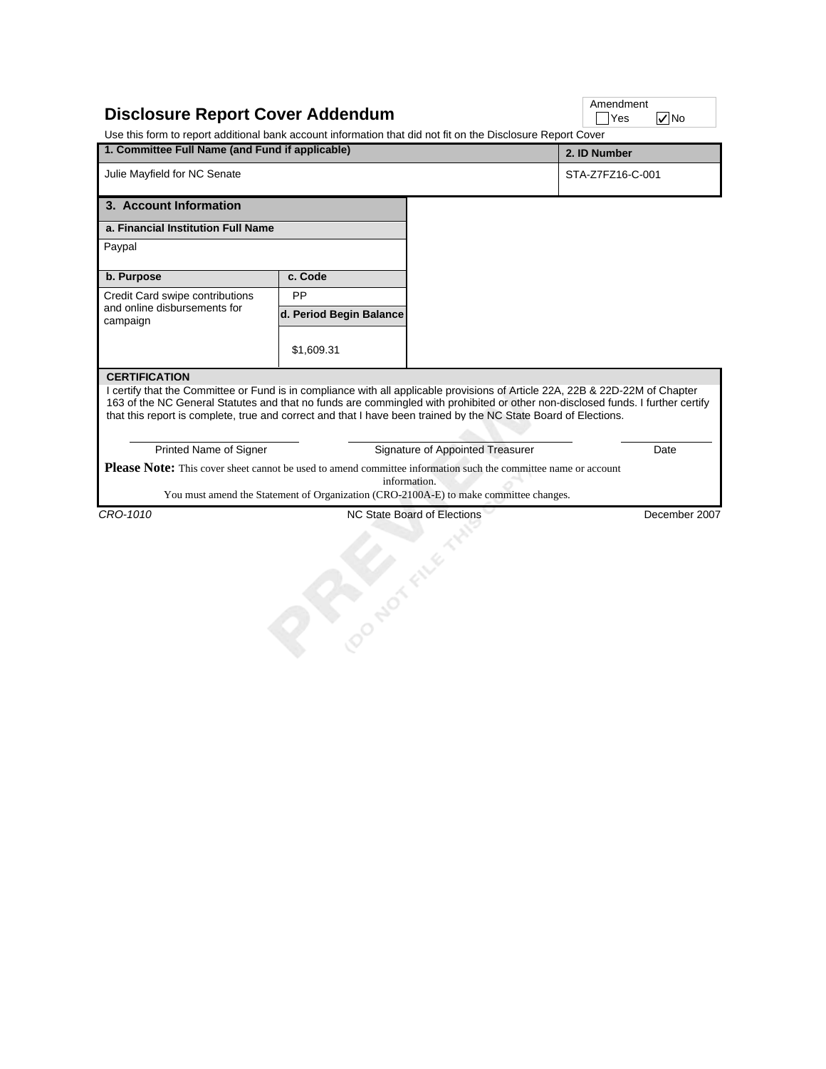# Disclosure Report Cover Addendum

Amendment: ☐ Yes ☑ No

Use this form to report additional bank account information that did not fit on the Disclosure Report Cover

| 1. Committee Full Name (and Fund if applicable) | 2. ID Number |
|---|---|
| Julie Mayfield for NC Senate | STA-Z7FZ16-C-001 |

## 3. Account Information

| a. Financial Institution Full Name | |
|---|---|
| Paypal | |
| **b. Purpose** | **c. Code** |
| Credit Card swipe contributions and online disbursements for campaign | PP |
| | **d. Period Begin Balance** |
| | $1,609.31 |

**CERTIFICATION**

I certify that the Committee or Fund is in compliance with all applicable provisions of Article 22A, 22B & 22D-22M of Chapter 163 of the NC General Statutes and that no funds are commingled with prohibited or other non-disclosed funds. I further certify that this report is complete, true and correct and that I have been trained by the NC State Board of Elections.

| Printed Name of Signer | Signature of Appointed Treasurer | Date |
|---|---|---|
| | | |

**Please Note:** This cover sheet cannot be used to amend committee information such the committee name or account information.
You must amend the Statement of Organization (CRO-2100A-E) to make committee changes.

CRO-1010 NC State Board of Elections December 2007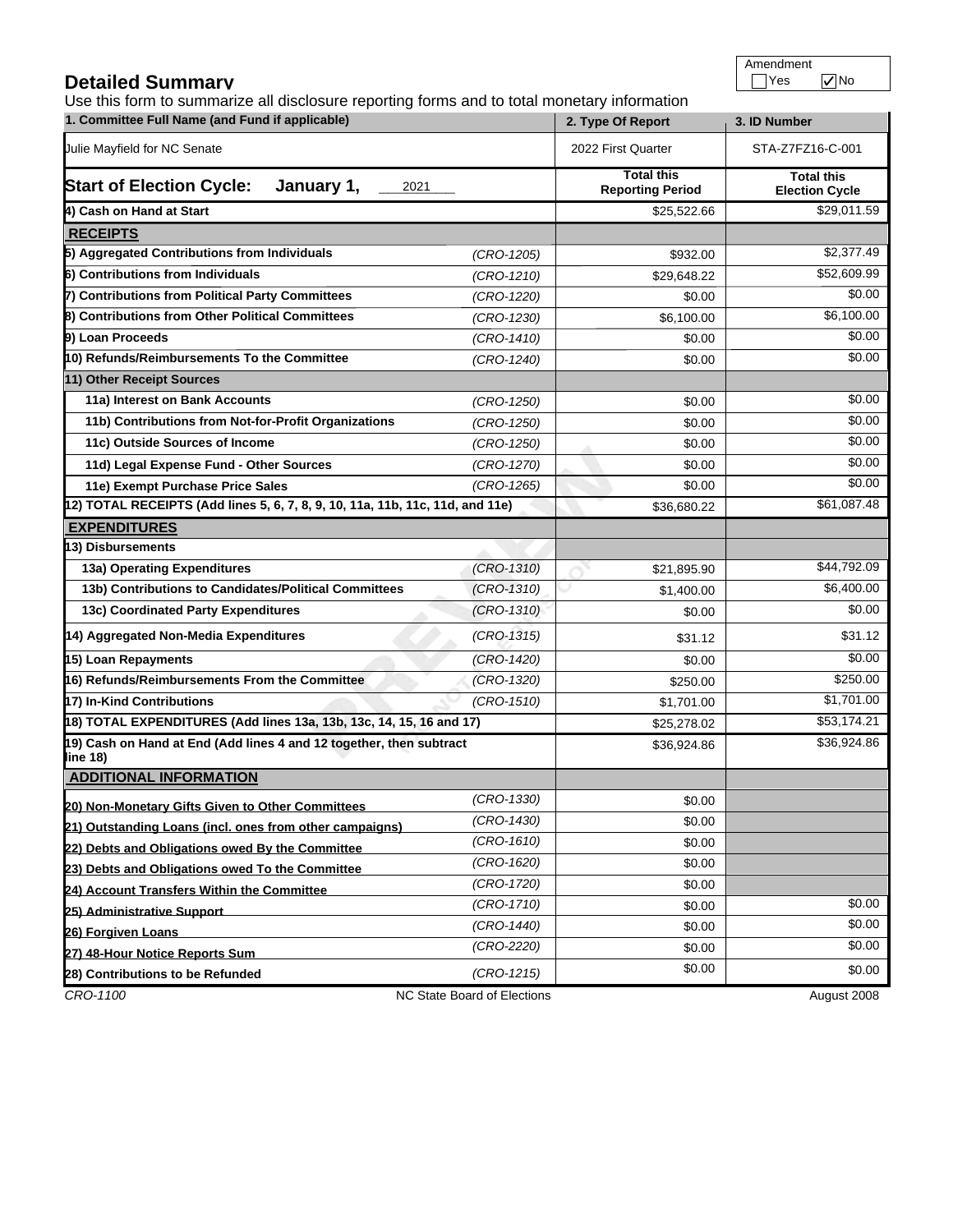## Detailed Summary

| Amendment | |
|---|---|
| ☐ Yes | ☑ No |

Use this form to summarize all disclosure reporting forms and to total monetary information

| 1. Committee Full Name (and Fund if applicable) | | 2. Type Of Report | 3. ID Number |
|---|---|---|---|
| Julie Mayfield for NC Senate | | 2022 First Quarter | STA-Z7FZ16-C-001 |
| **Start of Election Cycle: January 1, 2021** | | **Total this Reporting Period** | **Total this Election Cycle** |
| **4) Cash on Hand at Start** | | $25,522.66 | $29,011.59 |
| **RECEIPTS** | | | |
| **5) Aggregated Contributions from Individuals** | *(CRO-1205)* | $932.00 | $2,377.49 |
| **6) Contributions from Individuals** | *(CRO-1210)* | $29,648.22 | $52,609.99 |
| **7) Contributions from Political Party Committees** | *(CRO-1220)* | $0.00 | $0.00 |
| **8) Contributions from Other Political Committees** | *(CRO-1230)* | $6,100.00 | $6,100.00 |
| **9) Loan Proceeds** | *(CRO-1410)* | $0.00 | $0.00 |
| **10) Refunds/Reimbursements To the Committee** | *(CRO-1240)* | $0.00 | $0.00 |
| **11) Other Receipt Sources** | | | |
| **11a) Interest on Bank Accounts** | *(CRO-1250)* | $0.00 | $0.00 |
| **11b) Contributions from Not-for-Profit Organizations** | *(CRO-1250)* | $0.00 | $0.00 |
| **11c) Outside Sources of Income** | *(CRO-1250)* | $0.00 | $0.00 |
| **11d) Legal Expense Fund - Other Sources** | *(CRO-1270)* | $0.00 | $0.00 |
| **11e) Exempt Purchase Price Sales** | *(CRO-1265)* | $0.00 | $0.00 |
| **12) TOTAL RECEIPTS (Add lines 5, 6, 7, 8, 9, 10, 11a, 11b, 11c, 11d, and 11e)** | | $36,680.22 | $61,087.48 |
| **EXPENDITURES** | | | |
| **13) Disbursements** | | | |
| **13a) Operating Expenditures** | *(CRO-1310)* | $21,895.90 | $44,792.09 |
| **13b) Contributions to Candidates/Political Committees** | *(CRO-1310)* | $1,400.00 | $6,400.00 |
| **13c) Coordinated Party Expenditures** | *(CRO-1310)* | $0.00 | $0.00 |
| **14) Aggregated Non-Media Expenditures** | *(CRO-1315)* | $31.12 | $31.12 |
| **15) Loan Repayments** | *(CRO-1420)* | $0.00 | $0.00 |
| **16) Refunds/Reimbursements From the Committee** | *(CRO-1320)* | $250.00 | $250.00 |
| **17) In-Kind Contributions** | *(CRO-1510)* | $1,701.00 | $1,701.00 |
| **18) TOTAL EXPENDITURES (Add lines 13a, 13b, 13c, 14, 15, 16 and 17)** | | $25,278.02 | $53,174.21 |
| **19) Cash on Hand at End (Add lines 4 and 12 together, then subtract line 18)** | | $36,924.86 | $36,924.86 |
| **ADDITIONAL INFORMATION** | | | |
| **20) Non-Monetary Gifts Given to Other Committees** | *(CRO-1330)* | $0.00 | |
| **21) Outstanding Loans (incl. ones from other campaigns)** | *(CRO-1430)* | $0.00 | |
| **22) Debts and Obligations owed By the Committee** | *(CRO-1610)* | $0.00 | |
| **23) Debts and Obligations owed To the Committee** | *(CRO-1620)* | $0.00 | |
| **24) Account Transfers Within the Committee** | *(CRO-1720)* | $0.00 | |
| **25) Administrative Support** | *(CRO-1710)* | $0.00 | $0.00 |
| **26) Forgiven Loans** | *(CRO-1440)* | $0.00 | $0.00 |
| **27) 48-Hour Notice Reports Sum** | *(CRO-2220)* | $0.00 | $0.00 |
| **28) Contributions to be Refunded** | *(CRO-1215)* | $0.00 | $0.00 |

*CRO-1100* NC State Board of Elections August 2008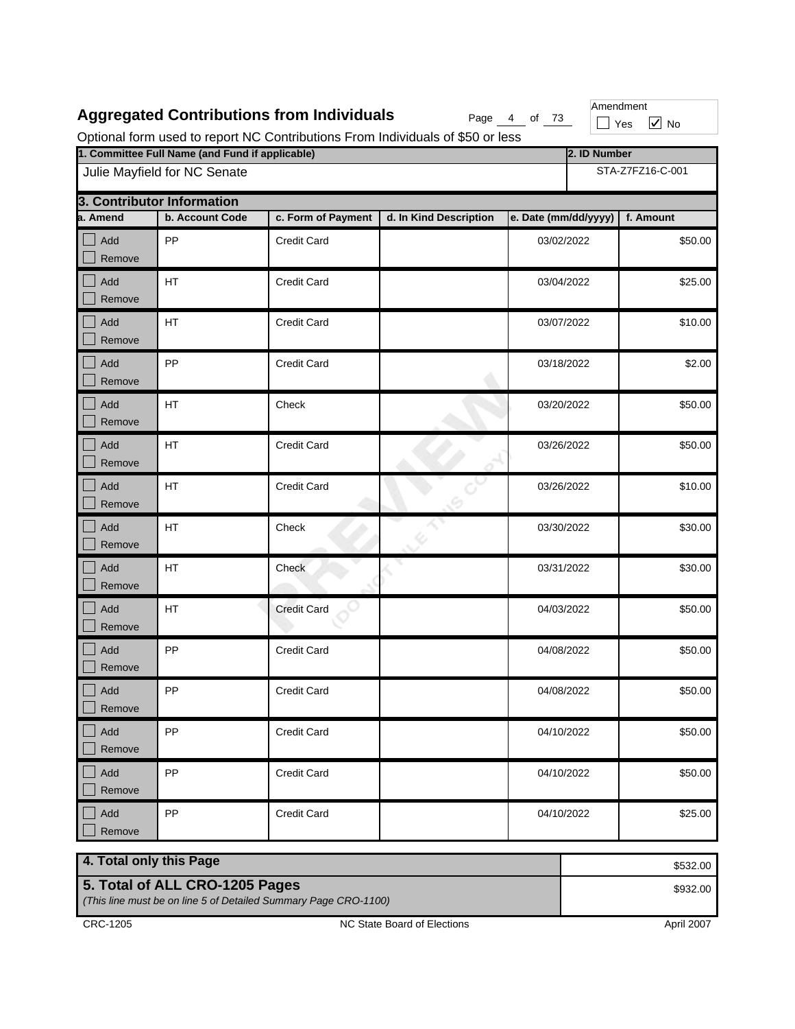# Aggregated Contributions from Individuals

Page 4 of 73

Amendment ☐ Yes ☑ No

Optional form used to report NC Contributions From Individuals of $50 or less

| 1. Committee Full Name (and Fund if applicable) | 2. ID Number |
| --- | --- |
| Julie Mayfield for NC Senate | STA-Z7FZ16-C-001 |

## 3. Contributor Information

| a. Amend | b. Account Code | c. Form of Payment | d. In Kind Description | e. Date (mm/dd/yyyy) | f. Amount |
| --- | --- | --- | --- | --- | --- |
| ☐ Add ☐ Remove | PP | Credit Card | | 03/02/2022 | $50.00 |
| ☐ Add ☐ Remove | HT | Credit Card | | 03/04/2022 | $25.00 |
| ☐ Add ☐ Remove | HT | Credit Card | | 03/07/2022 | $10.00 |
| ☐ Add ☐ Remove | PP | Credit Card | | 03/18/2022 | $2.00 |
| ☐ Add ☐ Remove | HT | Check | | 03/20/2022 | $50.00 |
| ☐ Add ☐ Remove | HT | Credit Card | | 03/26/2022 | $50.00 |
| ☐ Add ☐ Remove | HT | Credit Card | | 03/26/2022 | $10.00 |
| ☐ Add ☐ Remove | HT | Check | | 03/30/2022 | $30.00 |
| ☐ Add ☐ Remove | HT | Check | | 03/31/2022 | $30.00 |
| ☐ Add ☐ Remove | HT | Credit Card | | 04/03/2022 | $50.00 |
| ☐ Add ☐ Remove | PP | Credit Card | | 04/08/2022 | $50.00 |
| ☐ Add ☐ Remove | PP | Credit Card | | 04/08/2022 | $50.00 |
| ☐ Add ☐ Remove | PP | Credit Card | | 04/10/2022 | $50.00 |
| ☐ Add ☐ Remove | PP | Credit Card | | 04/10/2022 | $50.00 |
| ☐ Add ☐ Remove | PP | Credit Card | | 04/10/2022 | $25.00 |

| | |
| --- | --- |
| **4. Total only this Page** | $532.00 |
| **5. Total of ALL CRO-1205 Pages** *(This line must be on line 5 of Detailed Summary Page CRO-1100)* | $932.00 |

CRC-1205 NC State Board of Elections April 2007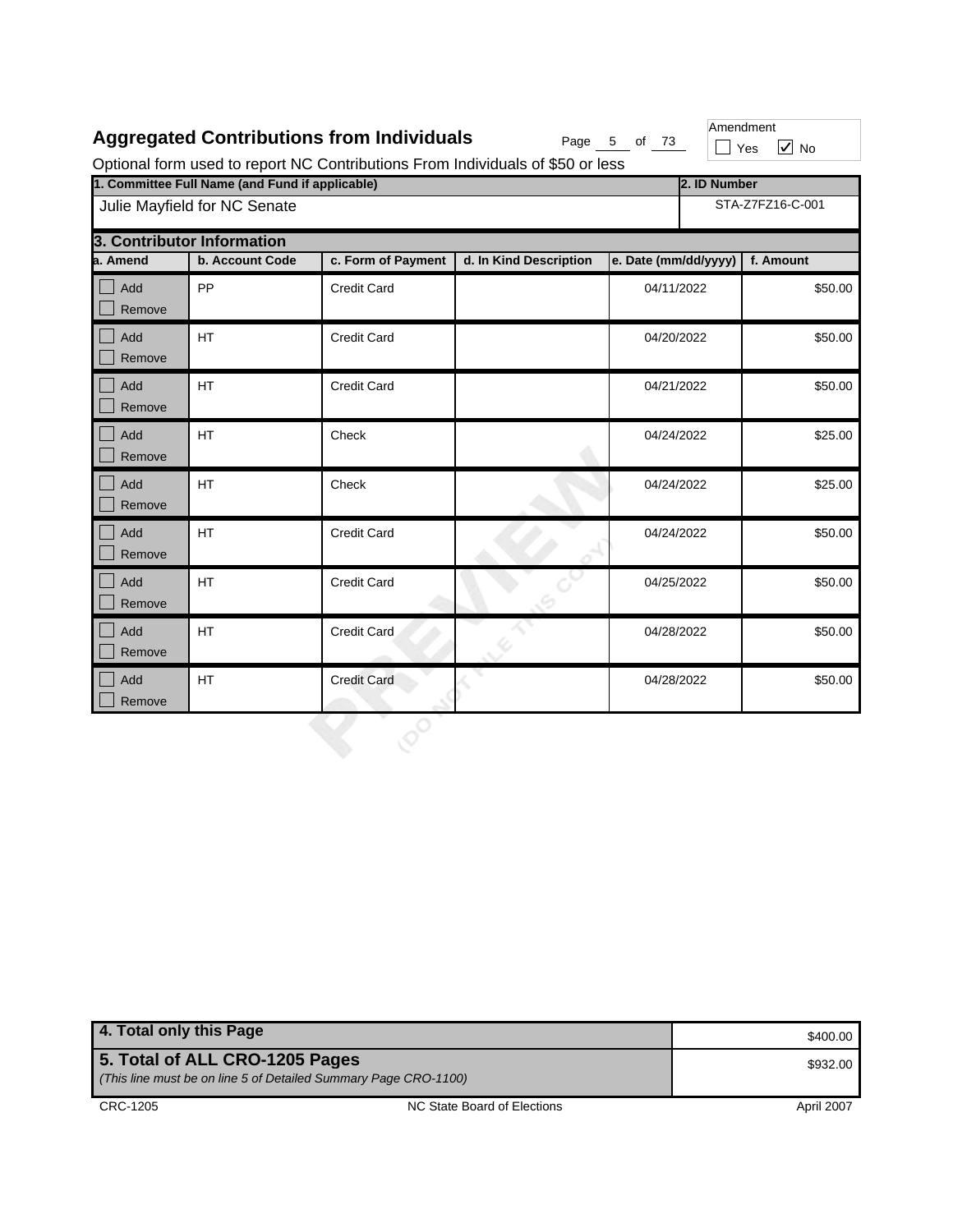# Aggregated Contributions from Individuals

Amendment ☐ Yes ☑ No

Optional form used to report NC Contributions From Individuals of $50 or less

| 1. Committee Full Name (and Fund if applicable) | 2. ID Number |
|---|---|
| Julie Mayfield for NC Senate | STA-Z7FZ16-C-001 |

## 3. Contributor Information

| a. Amend | b. Account Code | c. Form of Payment | d. In Kind Description | e. Date (mm/dd/yyyy) | f. Amount |
|---|---|---|---|---|---|
| ☐ Add ☐ Remove | PP | Credit Card | | 04/11/2022 | $50.00 |
| ☐ Add ☐ Remove | HT | Credit Card | | 04/20/2022 | $50.00 |
| ☐ Add ☐ Remove | HT | Credit Card | | 04/21/2022 | $50.00 |
| ☐ Add ☐ Remove | HT | Check | | 04/24/2022 | $25.00 |
| ☐ Add ☐ Remove | HT | Check | | 04/24/2022 | $25.00 |
| ☐ Add ☐ Remove | HT | Credit Card | | 04/24/2022 | $50.00 |
| ☐ Add ☐ Remove | HT | Credit Card | | 04/25/2022 | $50.00 |
| ☐ Add ☐ Remove | HT | Credit Card | | 04/28/2022 | $50.00 |
| ☐ Add ☐ Remove | HT | Credit Card | | 04/28/2022 | $50.00 |

| | |
|---|---|
| **4. Total only this Page** | $400.00 |
| **5. Total of ALL CRO-1205 Pages** *(This line must be on line 5 of Detailed Summary Page CRO-1100)* | $932.00 |

CRC-1205 NC State Board of Elections April 2007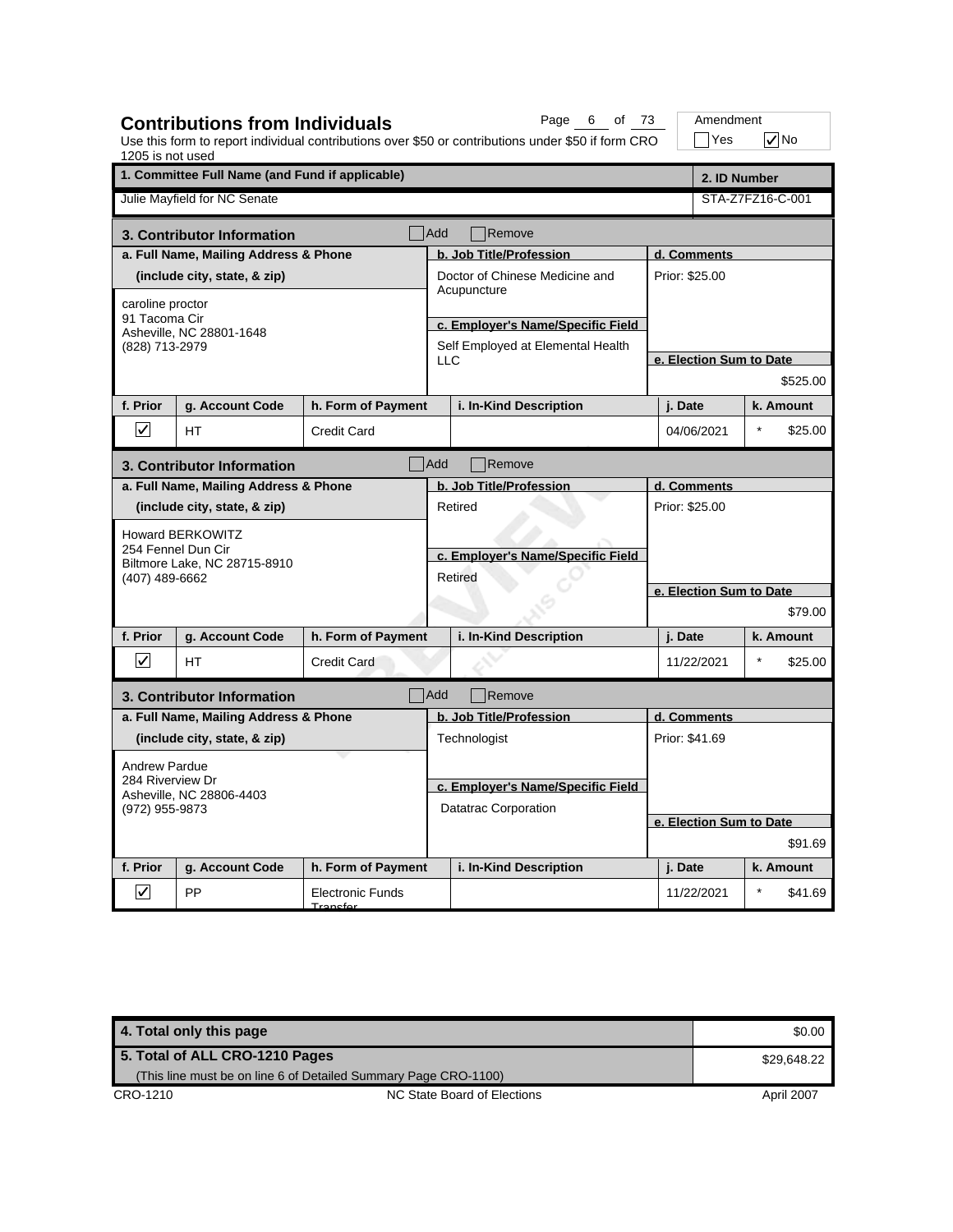## Contributions from Individuals

Use this form to report individual contributions over $50 or contributions under $50 if form CRO 1205 is not used

Amendment: ☐ Yes ☑ No

| 1. Committee Full Name (and Fund if applicable) | 2. ID Number |
| --- | --- |
| Julie Mayfield for NC Senate | STA-Z7FZ16-C-001 |

### 3. Contributor Information ☐ Add ☐ Remove

| a. Full Name, Mailing Address & Phone (include city, state, & zip) | b. Job Title/Profession | c. Employer's Name/Specific Field | d. Comments | e. Election Sum to Date |
| --- | --- | --- | --- | --- |
| caroline proctor<br>91 Tacoma Cir<br>Asheville, NC 28801-1648<br>(828) 713-2979 | Doctor of Chinese Medicine and Acupuncture | Self Employed at Elemental Health LLC | Prior: $25.00 | $525.00 |

| f. Prior | g. Account Code | h. Form of Payment | i. In-Kind Description | j. Date | k. Amount |
| --- | --- | --- | --- | --- | --- |
| ☑ | HT | Credit Card | | 04/06/2021 | * $25.00 |

### 3. Contributor Information ☐ Add ☐ Remove

| a. Full Name, Mailing Address & Phone (include city, state, & zip) | b. Job Title/Profession | c. Employer's Name/Specific Field | d. Comments | e. Election Sum to Date |
| --- | --- | --- | --- | --- |
| Howard BERKOWITZ<br>254 Fennel Dun Cir<br>Biltmore Lake, NC 28715-8910<br>(407) 489-6662 | Retired | Retired | Prior: $25.00 | $79.00 |

| f. Prior | g. Account Code | h. Form of Payment | i. In-Kind Description | j. Date | k. Amount |
| --- | --- | --- | --- | --- | --- |
| ☑ | HT | Credit Card | | 11/22/2021 | * $25.00 |

### 3. Contributor Information ☐ Add ☐ Remove

| a. Full Name, Mailing Address & Phone (include city, state, & zip) | b. Job Title/Profession | c. Employer's Name/Specific Field | d. Comments | e. Election Sum to Date |
| --- | --- | --- | --- | --- |
| Andrew Pardue<br>284 Riverview Dr<br>Asheville, NC 28806-4403<br>(972) 955-9873 | Technologist | Datatrac Corporation | Prior: $41.69 | $91.69 |

| f. Prior | g. Account Code | h. Form of Payment | i. In-Kind Description | j. Date | k. Amount |
| --- | --- | --- | --- | --- | --- |
| ☑ | PP | Electronic Funds Transfer | | 11/22/2021 | * $41.69 |

| | |
| --- | --- |
| 4. Total only this page | $0.00 |
| 5. Total of ALL CRO-1210 Pages (This line must be on line 6 of Detailed Summary Page CRO-1100) | $29,648.22 |

CRO-1210 NC State Board of Elections April 2007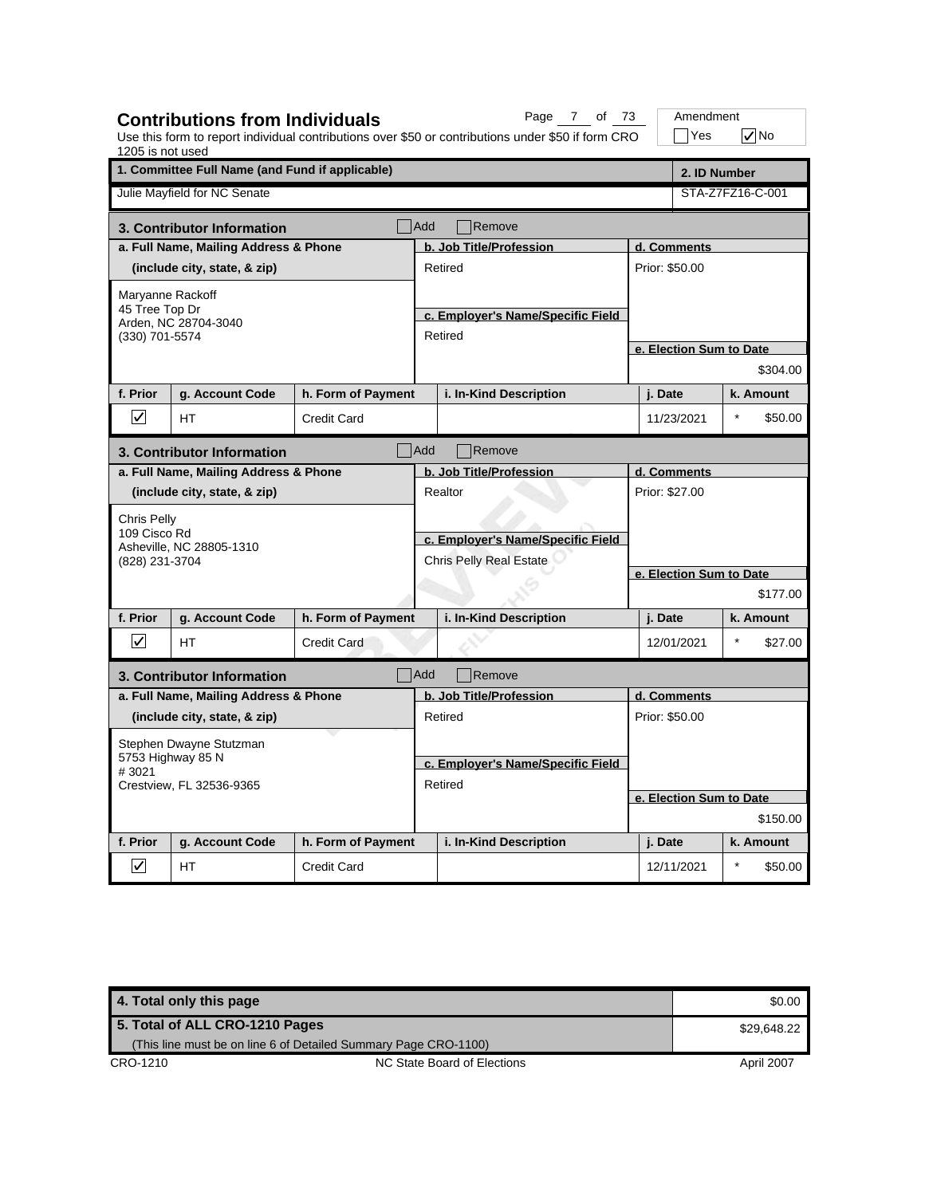# Contributions from Individuals

Use this form to report individual contributions over $50 or contributions under $50 if form CRO 1205 is not used

Amendment: ☐ Yes ☑ No

| 1. Committee Full Name (and Fund if applicable) | 2. ID Number |
|---|---|
| Julie Mayfield for NC Senate | STA-Z7FZ16-C-001 |

## 3. Contributor Information

☐ Add ☐ Remove

| a. Full Name, Mailing Address & Phone (include city, state, & zip) | b. Job Title/Profession | c. Employer's Name/Specific Field | d. Comments | e. Election Sum to Date |
|---|---|---|---|---|
| Maryanne Rackoff<br>45 Tree Top Dr<br>Arden, NC 28704-3040<br>(330) 701-5574 | Retired | Retired | Prior: $50.00 | $304.00 |

| f. Prior | g. Account Code | h. Form of Payment | i. In-Kind Description | j. Date | k. Amount |
|---|---|---|---|---|---|
| ☑ | HT | Credit Card | | 11/23/2021 | * $50.00 |

## 3. Contributor Information

☐ Add ☐ Remove

| a. Full Name, Mailing Address & Phone (include city, state, & zip) | b. Job Title/Profession | c. Employer's Name/Specific Field | d. Comments | e. Election Sum to Date |
|---|---|---|---|---|
| Chris Pelly<br>109 Cisco Rd<br>Asheville, NC 28805-1310<br>(828) 231-3704 | Realtor | Chris Pelly Real Estate | Prior: $27.00 | $177.00 |

| f. Prior | g. Account Code | h. Form of Payment | i. In-Kind Description | j. Date | k. Amount |
|---|---|---|---|---|---|
| ☑ | HT | Credit Card | | 12/01/2021 | * $27.00 |

## 3. Contributor Information

☐ Add ☐ Remove

| a. Full Name, Mailing Address & Phone (include city, state, & zip) | b. Job Title/Profession | c. Employer's Name/Specific Field | d. Comments | e. Election Sum to Date |
|---|---|---|---|---|
| Stephen Dwayne Stutzman<br>5753 Highway 85 N<br># 3021<br>Crestview, FL 32536-9365 | Retired | Retired | Prior: $50.00 | $150.00 |

| f. Prior | g. Account Code | h. Form of Payment | i. In-Kind Description | j. Date | k. Amount |
|---|---|---|---|---|---|
| ☑ | HT | Credit Card | | 12/11/2021 | * $50.00 |

| | |
|---|---|
| 4. Total only this page | $0.00 |
| 5. Total of ALL CRO-1210 Pages<br>(This line must be on line 6 of Detailed Summary Page CRO-1100) | $29,648.22 |

CRO-1210 NC State Board of Elections April 2007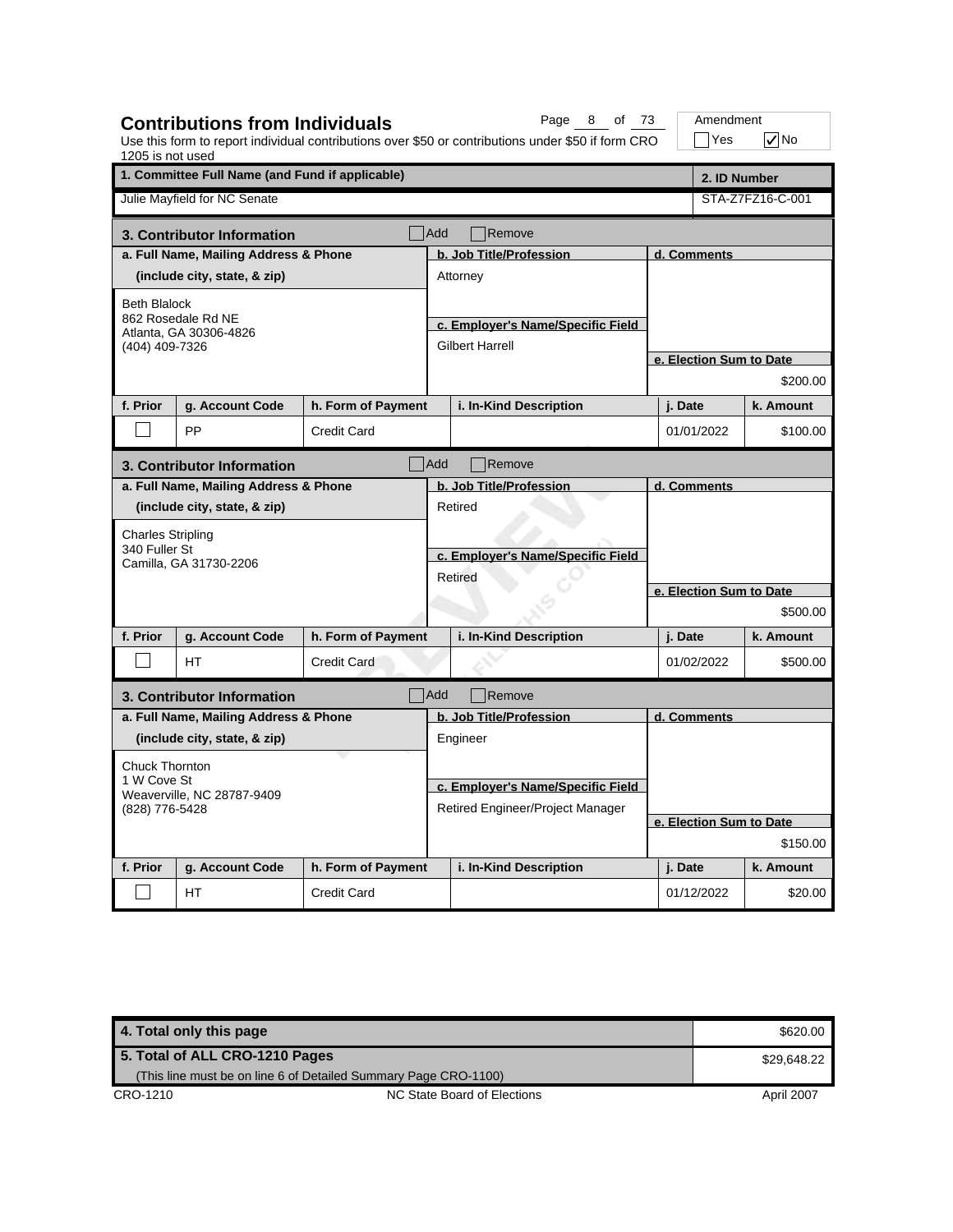## Contributions from Individuals

Use this form to report individual contributions over $50 or contributions under $50 if form CRO 1205 is not used

Amendment: ☐ Yes ☑ No

| 1. Committee Full Name (and Fund if applicable) | 2. ID Number |
|---|---|
| Julie Mayfield for NC Senate | STA-Z7FZ16-C-001 |

### 3. Contributor Information ☐ Add ☐ Remove

| a. Full Name, Mailing Address & Phone (include city, state, & zip) | b. Job Title/Profession | c. Employer's Name/Specific Field | d. Comments | e. Election Sum to Date |
|---|---|---|---|---|
| Beth Blalock<br>862 Rosedale Rd NE<br>Atlanta, GA 30306-4826<br>(404) 409-7326 | Attorney | Gilbert Harrell | | $200.00 |

| f. Prior | g. Account Code | h. Form of Payment | i. In-Kind Description | j. Date | k. Amount |
|---|---|---|---|---|---|
| ☐ | PP | Credit Card | | 01/01/2022 | $100.00 |

### 3. Contributor Information ☐ Add ☐ Remove

| a. Full Name, Mailing Address & Phone (include city, state, & zip) | b. Job Title/Profession | c. Employer's Name/Specific Field | d. Comments | e. Election Sum to Date |
|---|---|---|---|---|
| Charles Stripling<br>340 Fuller St<br>Camilla, GA 31730-2206 | Retired | Retired | | $500.00 |

| f. Prior | g. Account Code | h. Form of Payment | i. In-Kind Description | j. Date | k. Amount |
|---|---|---|---|---|---|
| ☐ | HT | Credit Card | | 01/02/2022 | $500.00 |

### 3. Contributor Information ☐ Add ☐ Remove

| a. Full Name, Mailing Address & Phone (include city, state, & zip) | b. Job Title/Profession | c. Employer's Name/Specific Field | d. Comments | e. Election Sum to Date |
|---|---|---|---|---|
| Chuck Thornton<br>1 W Cove St<br>Weaverville, NC 28787-9409<br>(828) 776-5428 | Engineer | Retired Engineer/Project Manager | | $150.00 |

| f. Prior | g. Account Code | h. Form of Payment | i. In-Kind Description | j. Date | k. Amount |
|---|---|---|---|---|---|
| ☐ | HT | Credit Card | | 01/12/2022 | $20.00 |

| | |
|---|---|
| 4. Total only this page | $620.00 |
| 5. Total of ALL CRO-1210 Pages<br>(This line must be on line 6 of Detailed Summary Page CRO-1100) | $29,648.22 |

CRO-1210 NC State Board of Elections April 2007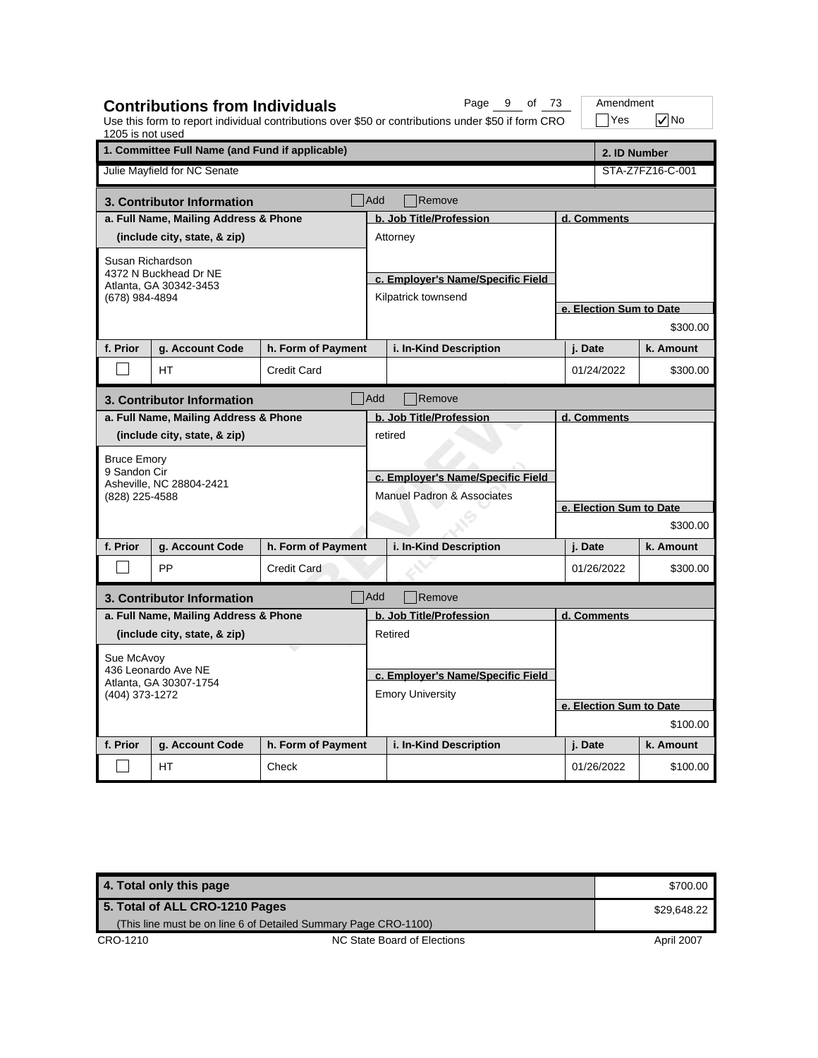## Contributions from Individuals

Use this form to report individual contributions over $50 or contributions under $50 if form CRO 1205 is not used

Amendment: ☐ Yes ☑ No

| 1. Committee Full Name (and Fund if applicable) | 2. ID Number |
| --- | --- |
| Julie Mayfield for NC Senate | STA-Z7FZ16-C-001 |

### 3. Contributor Information

☐ Add ☐ Remove

| a. Full Name, Mailing Address & Phone (include city, state, & zip) | b. Job Title/Profession | c. Employer's Name/Specific Field | d. Comments | e. Election Sum to Date |
| --- | --- | --- | --- | --- |
| Susan Richardson<br>4372 N Buckhead Dr NE<br>Atlanta, GA 30342-3453<br>(678) 984-4894 | Attorney | Kilpatrick townsend | | $300.00 |

| f. Prior | g. Account Code | h. Form of Payment | i. In-Kind Description | j. Date | k. Amount |
| --- | --- | --- | --- | --- | --- |
| ☐ | HT | Credit Card | | 01/24/2022 | $300.00 |

### 3. Contributor Information

☐ Add ☐ Remove

| a. Full Name, Mailing Address & Phone (include city, state, & zip) | b. Job Title/Profession | c. Employer's Name/Specific Field | d. Comments | e. Election Sum to Date |
| --- | --- | --- | --- | --- |
| Bruce Emory<br>9 Sandon Cir<br>Asheville, NC 28804-2421<br>(828) 225-4588 | retired | Manuel Padron & Associates | | $300.00 |

| f. Prior | g. Account Code | h. Form of Payment | i. In-Kind Description | j. Date | k. Amount |
| --- | --- | --- | --- | --- | --- |
| ☐ | PP | Credit Card | | 01/26/2022 | $300.00 |

### 3. Contributor Information

☐ Add ☐ Remove

| a. Full Name, Mailing Address & Phone (include city, state, & zip) | b. Job Title/Profession | c. Employer's Name/Specific Field | d. Comments | e. Election Sum to Date |
| --- | --- | --- | --- | --- |
| Sue McAvoy<br>436 Leonardo Ave NE<br>Atlanta, GA 30307-1754<br>(404) 373-1272 | Retired | Emory University | | $100.00 |

| f. Prior | g. Account Code | h. Form of Payment | i. In-Kind Description | j. Date | k. Amount |
| --- | --- | --- | --- | --- | --- |
| ☐ | HT | Check | | 01/26/2022 | $100.00 |

| | |
| --- | --- |
| **4. Total only this page** | $700.00 |
| **5. Total of ALL CRO-1210 Pages** (This line must be on line 6 of Detailed Summary Page CRO-1100) | $29,648.22 |

CRO-1210 NC State Board of Elections April 2007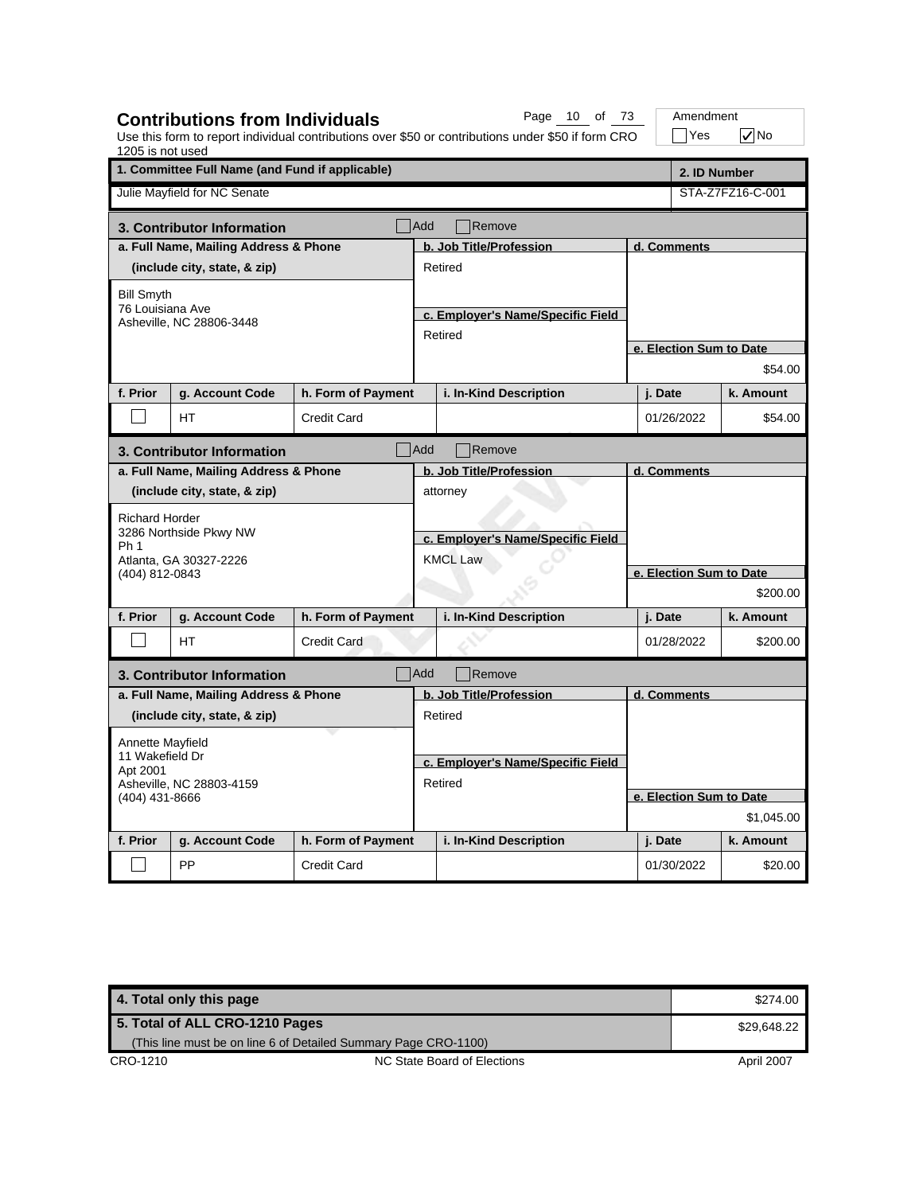## Contributions from Individuals

Use this form to report individual contributions over $50 or contributions under $50 if form CRO 1205 is not used

Amendment: ☐ Yes ☑ No

| 1. Committee Full Name (and Fund if applicable) | 2. ID Number |
|---|---|
| Julie Mayfield for NC Senate | STA-Z7FZ16-C-001 |

### 3. Contributor Information ☐ Add ☐ Remove

| a. Full Name, Mailing Address & Phone (include city, state, & zip) | b. Job Title/Profession | c. Employer's Name/Specific Field | d. Comments | e. Election Sum to Date |
|---|---|---|---|---|
| Bill Smyth<br>76 Louisiana Ave<br>Asheville, NC 28806-3448 | Retired | Retired | | $54.00 |

| f. Prior | g. Account Code | h. Form of Payment | i. In-Kind Description | j. Date | k. Amount |
|---|---|---|---|---|---|
| ☐ | HT | Credit Card | | 01/26/2022 | $54.00 |

### 3. Contributor Information ☐ Add ☐ Remove

| a. Full Name, Mailing Address & Phone (include city, state, & zip) | b. Job Title/Profession | c. Employer's Name/Specific Field | d. Comments | e. Election Sum to Date |
|---|---|---|---|---|
| Richard Horder<br>3286 Northside Pkwy NW<br>Ph 1<br>Atlanta, GA 30327-2226<br>(404) 812-0843 | attorney | KMCL Law | | $200.00 |

| f. Prior | g. Account Code | h. Form of Payment | i. In-Kind Description | j. Date | k. Amount |
|---|---|---|---|---|---|
| ☐ | HT | Credit Card | | 01/28/2022 | $200.00 |

### 3. Contributor Information ☐ Add ☐ Remove

| a. Full Name, Mailing Address & Phone (include city, state, & zip) | b. Job Title/Profession | c. Employer's Name/Specific Field | d. Comments | e. Election Sum to Date |
|---|---|---|---|---|
| Annette Mayfield<br>11 Wakefield Dr<br>Apt 2001<br>Asheville, NC 28803-4159<br>(404) 431-8666 | Retired | Retired | | $1,045.00 |

| f. Prior | g. Account Code | h. Form of Payment | i. In-Kind Description | j. Date | k. Amount |
|---|---|---|---|---|---|
| ☐ | PP | Credit Card | | 01/30/2022 | $20.00 |

| | |
|---|---|
| 4. Total only this page | $274.00 |
| 5. Total of ALL CRO-1210 Pages<br>(This line must be on line 6 of Detailed Summary Page CRO-1100) | $29,648.22 |

CRO-1210 NC State Board of Elections April 2007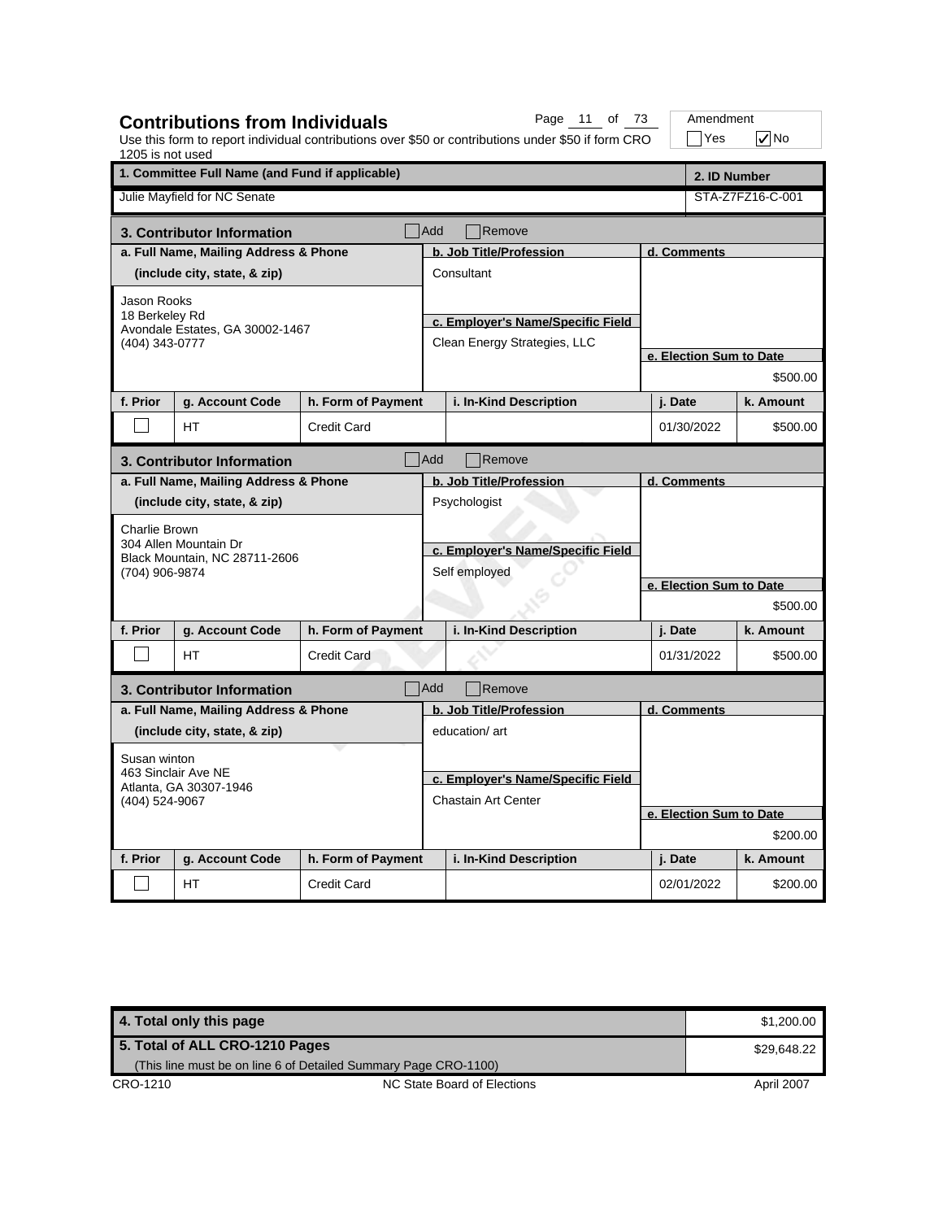# Contributions from Individuals

Use this form to report individual contributions over $50 or contributions under $50 if form CRO 1205 is not used

Amendment: ☐ Yes ☑ No

| 1. Committee Full Name (and Fund if applicable) | 2. ID Number |
|---|---|
| Julie Mayfield for NC Senate | STA-Z7FZ16-C-001 |

## 3. Contributor Information

☐ Add ☐ Remove

| a. Full Name, Mailing Address & Phone (include city, state, & zip) | b. Job Title/Profession | c. Employer's Name/Specific Field | d. Comments | e. Election Sum to Date |
|---|---|---|---|---|
| Jason Rooks<br>18 Berkeley Rd<br>Avondale Estates, GA 30002-1467<br>(404) 343-0777 | Consultant | Clean Energy Strategies, LLC | | $500.00 |

| f. Prior | g. Account Code | h. Form of Payment | i. In-Kind Description | j. Date | k. Amount |
|---|---|---|---|---|---|
| ☐ | HT | Credit Card | | 01/30/2022 | $500.00 |

## 3. Contributor Information

☐ Add ☐ Remove

| a. Full Name, Mailing Address & Phone (include city, state, & zip) | b. Job Title/Profession | c. Employer's Name/Specific Field | d. Comments | e. Election Sum to Date |
|---|---|---|---|---|
| Charlie Brown<br>304 Allen Mountain Dr<br>Black Mountain, NC 28711-2606<br>(704) 906-9874 | Psychologist | Self employed | | $500.00 |

| f. Prior | g. Account Code | h. Form of Payment | i. In-Kind Description | j. Date | k. Amount |
|---|---|---|---|---|---|
| ☐ | HT | Credit Card | | 01/31/2022 | $500.00 |

## 3. Contributor Information

☐ Add ☐ Remove

| a. Full Name, Mailing Address & Phone (include city, state, & zip) | b. Job Title/Profession | c. Employer's Name/Specific Field | d. Comments | e. Election Sum to Date |
|---|---|---|---|---|
| Susan winton<br>463 Sinclair Ave NE<br>Atlanta, GA 30307-1946<br>(404) 524-9067 | education/ art | Chastain Art Center | | $200.00 |

| f. Prior | g. Account Code | h. Form of Payment | i. In-Kind Description | j. Date | k. Amount |
|---|---|---|---|---|---|
| ☐ | HT | Credit Card | | 02/01/2022 | $200.00 |

| | |
|---|---|
| 4. Total only this page | $1,200.00 |
| 5. Total of ALL CRO-1210 Pages (This line must be on line 6 of Detailed Summary Page CRO-1100) | $29,648.22 |

CRO-1210 NC State Board of Elections April 2007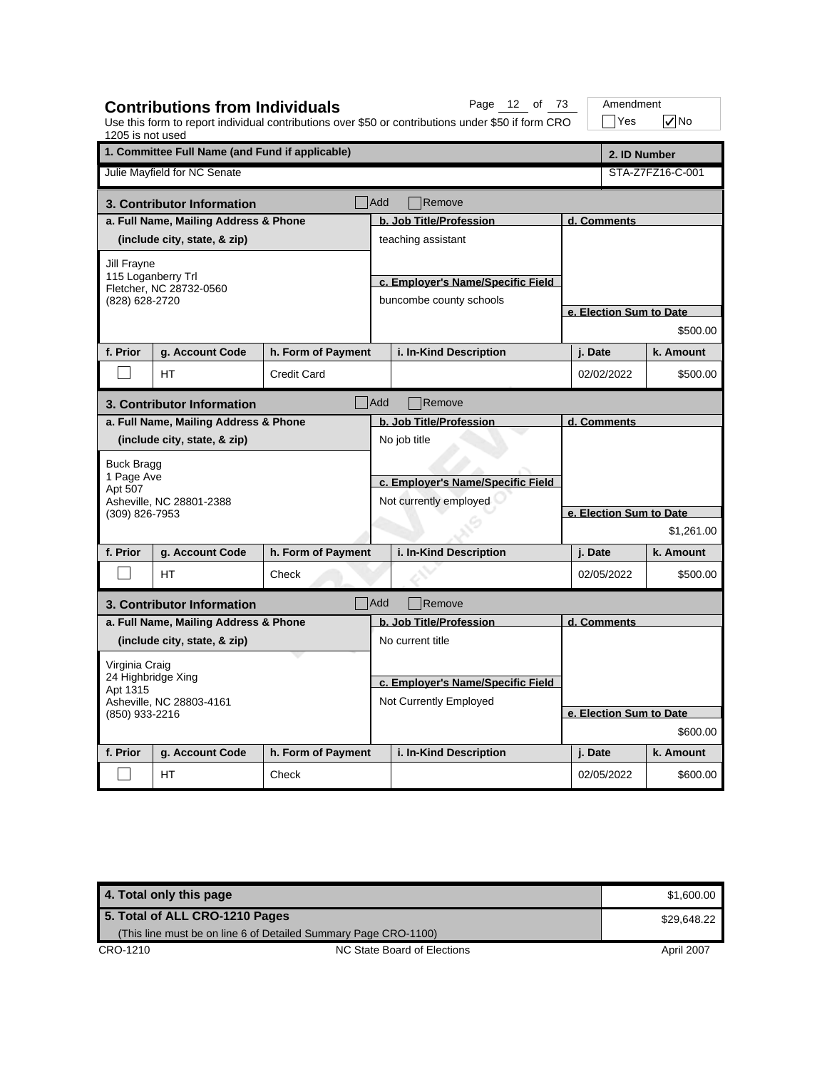## Contributions from Individuals

Use this form to report individual contributions over $50 or contributions under $50 if form CRO 1205 is not used

Amendment: [ ] Yes [x] No

| 1. Committee Full Name (and Fund if applicable) | 2. ID Number |
|---|---|
| Julie Mayfield for NC Senate | STA-Z7FZ16-C-001 |

### 3. Contributor Information [ ] Add [ ] Remove

| a. Full Name, Mailing Address & Phone (include city, state, & zip) | b. Job Title/Profession | c. Employer's Name/Specific Field | d. Comments | e. Election Sum to Date |
|---|---|---|---|---|
| Jill Frayne<br>115 Loganberry Trl<br>Fletcher, NC 28732-0560<br>(828) 628-2720 | teaching assistant | buncombe county schools | | $500.00 |

| f. Prior | g. Account Code | h. Form of Payment | i. In-Kind Description | j. Date | k. Amount |
|---|---|---|---|---|---|
| [ ] | HT | Credit Card | | 02/02/2022 | $500.00 |

### 3. Contributor Information [ ] Add [ ] Remove

| a. Full Name, Mailing Address & Phone (include city, state, & zip) | b. Job Title/Profession | c. Employer's Name/Specific Field | d. Comments | e. Election Sum to Date |
|---|---|---|---|---|
| Buck Bragg<br>1 Page Ave<br>Apt 507<br>Asheville, NC 28801-2388<br>(309) 826-7953 | No job title | Not currently employed | | $1,261.00 |

| f. Prior | g. Account Code | h. Form of Payment | i. In-Kind Description | j. Date | k. Amount |
|---|---|---|---|---|---|
| [ ] | HT | Check | | 02/05/2022 | $500.00 |

### 3. Contributor Information [ ] Add [ ] Remove

| a. Full Name, Mailing Address & Phone (include city, state, & zip) | b. Job Title/Profession | c. Employer's Name/Specific Field | d. Comments | e. Election Sum to Date |
|---|---|---|---|---|
| Virginia Craig<br>24 Highbridge Xing<br>Apt 1315<br>Asheville, NC 28803-4161<br>(850) 933-2216 | No current title | Not Currently Employed | | $600.00 |

| f. Prior | g. Account Code | h. Form of Payment | i. In-Kind Description | j. Date | k. Amount |
|---|---|---|---|---|---|
| [ ] | HT | Check | | 02/05/2022 | $600.00 |

| | |
|---|---|
| **4. Total only this page** | $1,600.00 |
| **5. Total of ALL CRO-1210 Pages** (This line must be on line 6 of Detailed Summary Page CRO-1100) | $29,648.22 |

CRO-1210 — NC State Board of Elections — April 2007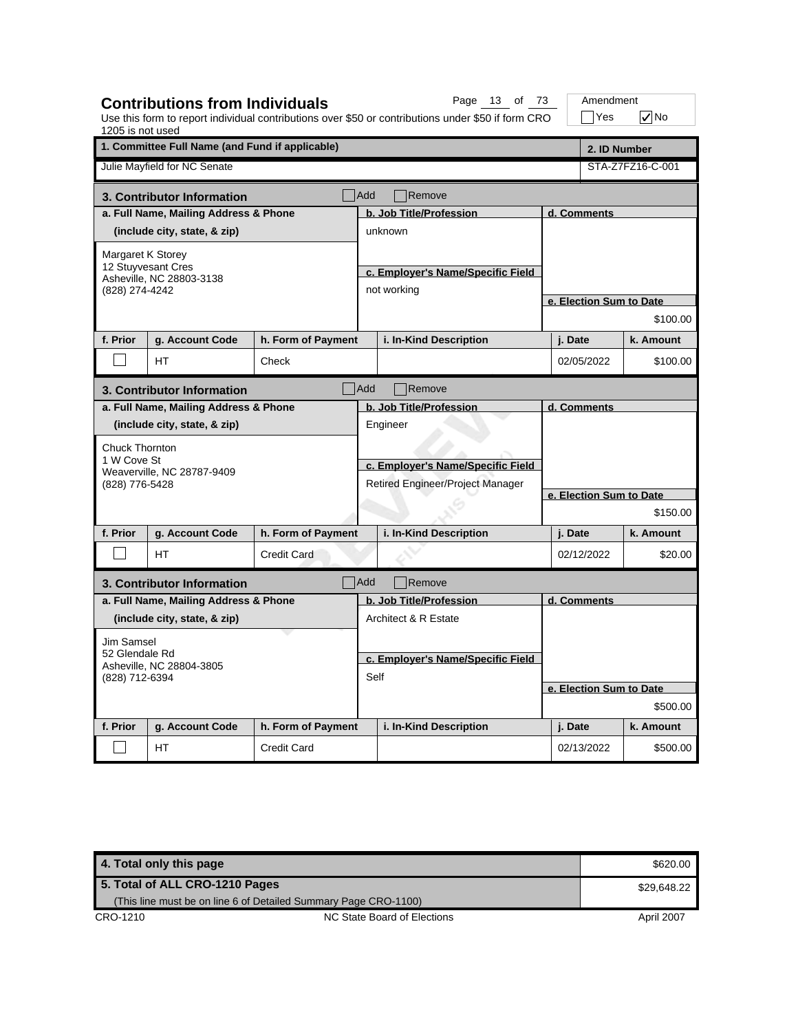# Contributions from Individuals

Use this form to report individual contributions over $50 or contributions under $50 if form CRO 1205 is not used

Amendment: ☐ Yes ☑ No

| 1. Committee Full Name (and Fund if applicable) | 2. ID Number |
|---|---|
| Julie Mayfield for NC Senate | STA-Z7FZ16-C-001 |

## 3. Contributor Information

☐ Add ☐ Remove

| a. Full Name, Mailing Address & Phone (include city, state, & zip) | b. Job Title/Profession | c. Employer's Name/Specific Field | d. Comments | e. Election Sum to Date |
|---|---|---|---|---|
| Margaret K Storey<br>12 Stuyvesant Cres<br>Asheville, NC 28803-3138<br>(828) 274-4242 | unknown | not working | | $100.00 |

| f. Prior | g. Account Code | h. Form of Payment | i. In-Kind Description | j. Date | k. Amount |
|---|---|---|---|---|---|
| ☐ | HT | Check | | 02/05/2022 | $100.00 |

## 3. Contributor Information

☐ Add ☐ Remove

| a. Full Name, Mailing Address & Phone (include city, state, & zip) | b. Job Title/Profession | c. Employer's Name/Specific Field | d. Comments | e. Election Sum to Date |
|---|---|---|---|---|
| Chuck Thornton<br>1 W Cove St<br>Weaverville, NC 28787-9409<br>(828) 776-5428 | Engineer | Retired Engineer/Project Manager | | $150.00 |

| f. Prior | g. Account Code | h. Form of Payment | i. In-Kind Description | j. Date | k. Amount |
|---|---|---|---|---|---|
| ☐ | HT | Credit Card | | 02/12/2022 | $20.00 |

## 3. Contributor Information

☐ Add ☐ Remove

| a. Full Name, Mailing Address & Phone (include city, state, & zip) | b. Job Title/Profession | c. Employer's Name/Specific Field | d. Comments | e. Election Sum to Date |
|---|---|---|---|---|
| Jim Samsel<br>52 Glendale Rd<br>Asheville, NC 28804-3805<br>(828) 712-6394 | Architect & R Estate | Self | | $500.00 |

| f. Prior | g. Account Code | h. Form of Payment | i. In-Kind Description | j. Date | k. Amount |
|---|---|---|---|---|---|
| ☐ | HT | Credit Card | | 02/13/2022 | $500.00 |

| | |
|---|---|
| **4. Total only this page** | $620.00 |
| **5. Total of ALL CRO-1210 Pages**<br>(This line must be on line 6 of Detailed Summary Page CRO-1100) | $29,648.22 |

CRO-1210 — NC State Board of Elections — April 2007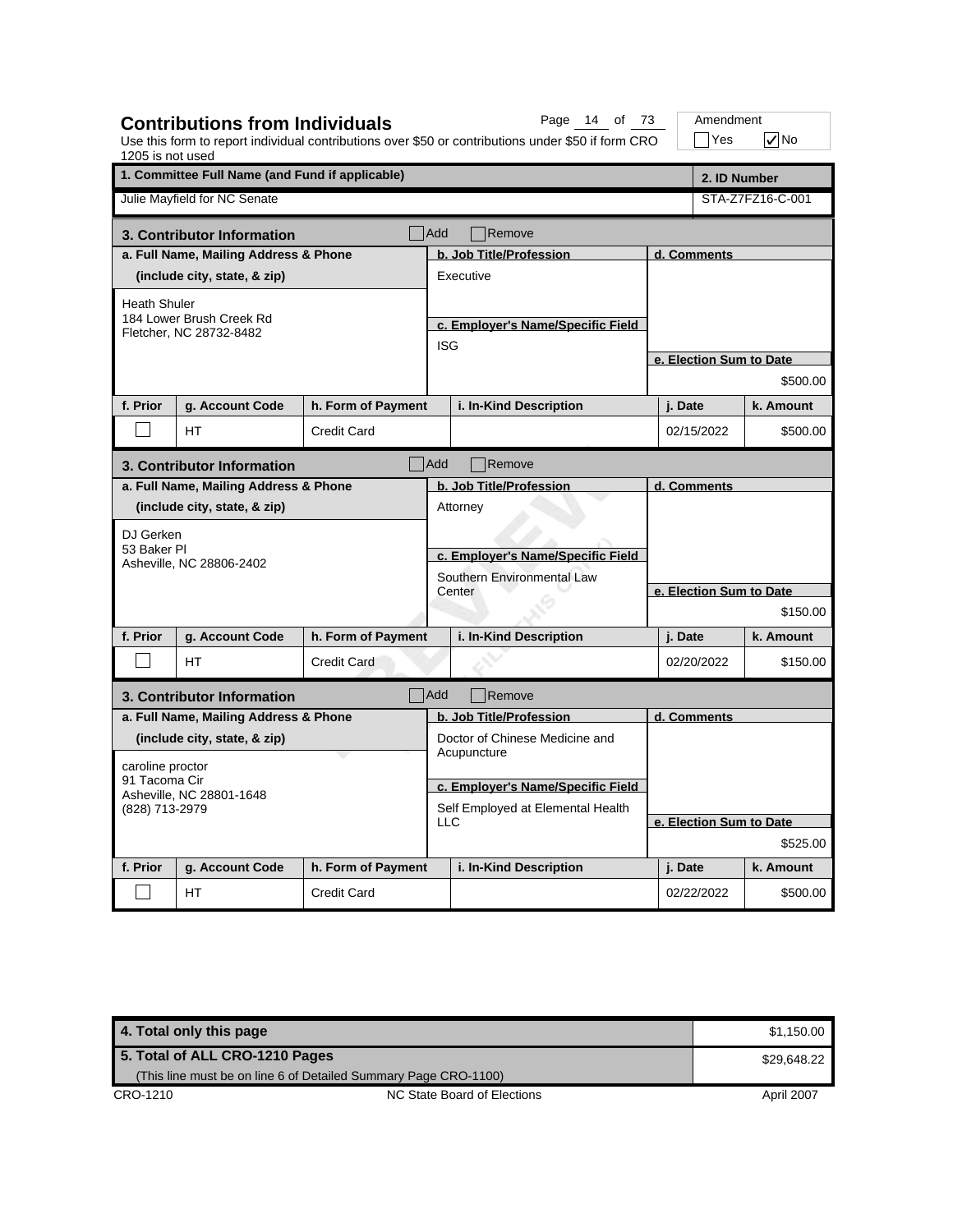## Contributions from Individuals

Use this form to report individual contributions over $50 or contributions under $50 if form CRO 1205 is not used

Amendment: ☐ Yes ☑ No

| 1. Committee Full Name (and Fund if applicable) | 2. ID Number |
|---|---|
| Julie Mayfield for NC Senate | STA-Z7FZ16-C-001 |

### 3. Contributor Information ☐ Add ☐ Remove

| a. Full Name, Mailing Address & Phone (include city, state, & zip) | b. Job Title/Profession | c. Employer's Name/Specific Field | d. Comments | e. Election Sum to Date |
|---|---|---|---|---|
| Heath Shuler<br>184 Lower Brush Creek Rd<br>Fletcher, NC 28732-8482 | Executive | ISG | | $500.00 |

| f. Prior | g. Account Code | h. Form of Payment | i. In-Kind Description | j. Date | k. Amount |
|---|---|---|---|---|---|
| ☐ | HT | Credit Card | | 02/15/2022 | $500.00 |

### 3. Contributor Information ☐ Add ☐ Remove

| a. Full Name, Mailing Address & Phone (include city, state, & zip) | b. Job Title/Profession | c. Employer's Name/Specific Field | d. Comments | e. Election Sum to Date |
|---|---|---|---|---|
| DJ Gerken<br>53 Baker Pl<br>Asheville, NC 28806-2402 | Attorney | Southern Environmental Law Center | | $150.00 |

| f. Prior | g. Account Code | h. Form of Payment | i. In-Kind Description | j. Date | k. Amount |
|---|---|---|---|---|---|
| ☐ | HT | Credit Card | | 02/20/2022 | $150.00 |

### 3. Contributor Information ☐ Add ☐ Remove

| a. Full Name, Mailing Address & Phone (include city, state, & zip) | b. Job Title/Profession | c. Employer's Name/Specific Field | d. Comments | e. Election Sum to Date |
|---|---|---|---|---|
| caroline proctor<br>91 Tacoma Cir<br>Asheville, NC 28801-1648<br>(828) 713-2979 | Doctor of Chinese Medicine and Acupuncture | Self Employed at Elemental Health LLC | | $525.00 |

| f. Prior | g. Account Code | h. Form of Payment | i. In-Kind Description | j. Date | k. Amount |
|---|---|---|---|---|---|
| ☐ | HT | Credit Card | | 02/22/2022 | $500.00 |

| | |
|---|---|
| **4. Total only this page** | $1,150.00 |
| **5. Total of ALL CRO-1210 Pages** (This line must be on line 6 of Detailed Summary Page CRO-1100) | $29,648.22 |

CRO-1210 — NC State Board of Elections — April 2007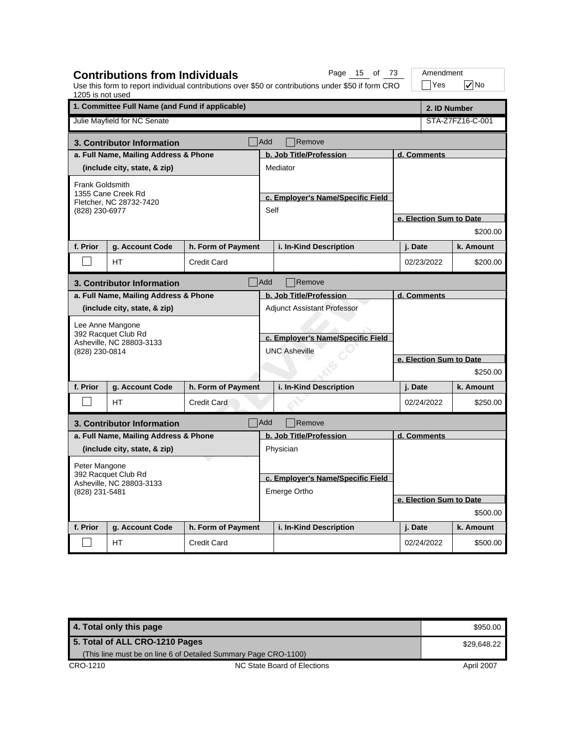## Contributions from Individuals

Use this form to report individual contributions over $50 or contributions under $50 if form CRO 1205 is not used

Amendment: ☐ Yes ☑ No

| 1. Committee Full Name (and Fund if applicable) | 2. ID Number |
| --- | --- |
| Julie Mayfield for NC Senate | STA-Z7FZ16-C-001 |

### 3. Contributor Information ☐ Add ☐ Remove

| a. Full Name, Mailing Address & Phone (include city, state, & zip) | b. Job Title/Profession | c. Employer's Name/Specific Field | d. Comments | e. Election Sum to Date |
| --- | --- | --- | --- | --- |
| Frank Goldsmith, 1355 Cane Creek Rd, Fletcher, NC 28732-7420, (828) 230-6977 | Mediator | Self | | $200.00 |

| f. Prior | g. Account Code | h. Form of Payment | i. In-Kind Description | j. Date | k. Amount |
| --- | --- | --- | --- | --- | --- |
| ☐ | HT | Credit Card | | 02/23/2022 | $200.00 |

### 3. Contributor Information ☐ Add ☐ Remove

| a. Full Name, Mailing Address & Phone (include city, state, & zip) | b. Job Title/Profession | c. Employer's Name/Specific Field | d. Comments | e. Election Sum to Date |
| --- | --- | --- | --- | --- |
| Lee Anne Mangone, 392 Racquet Club Rd, Asheville, NC 28803-3133, (828) 230-0814 | Adjunct Assistant Professor | UNC Asheville | | $250.00 |

| f. Prior | g. Account Code | h. Form of Payment | i. In-Kind Description | j. Date | k. Amount |
| --- | --- | --- | --- | --- | --- |
| ☐ | HT | Credit Card | | 02/24/2022 | $250.00 |

### 3. Contributor Information ☐ Add ☐ Remove

| a. Full Name, Mailing Address & Phone (include city, state, & zip) | b. Job Title/Profession | c. Employer's Name/Specific Field | d. Comments | e. Election Sum to Date |
| --- | --- | --- | --- | --- |
| Peter Mangone, 392 Racquet Club Rd, Asheville, NC 28803-3133, (828) 231-5481 | Physician | Emerge Ortho | | $500.00 |

| f. Prior | g. Account Code | h. Form of Payment | i. In-Kind Description | j. Date | k. Amount |
| --- | --- | --- | --- | --- | --- |
| ☐ | HT | Credit Card | | 02/24/2022 | $500.00 |

| | |
| --- | --- |
| 4. Total only this page | $950.00 |
| 5. Total of ALL CRO-1210 Pages (This line must be on line 6 of Detailed Summary Page CRO-1100) | $29,648.22 |

CRO-1210 — NC State Board of Elections — April 2007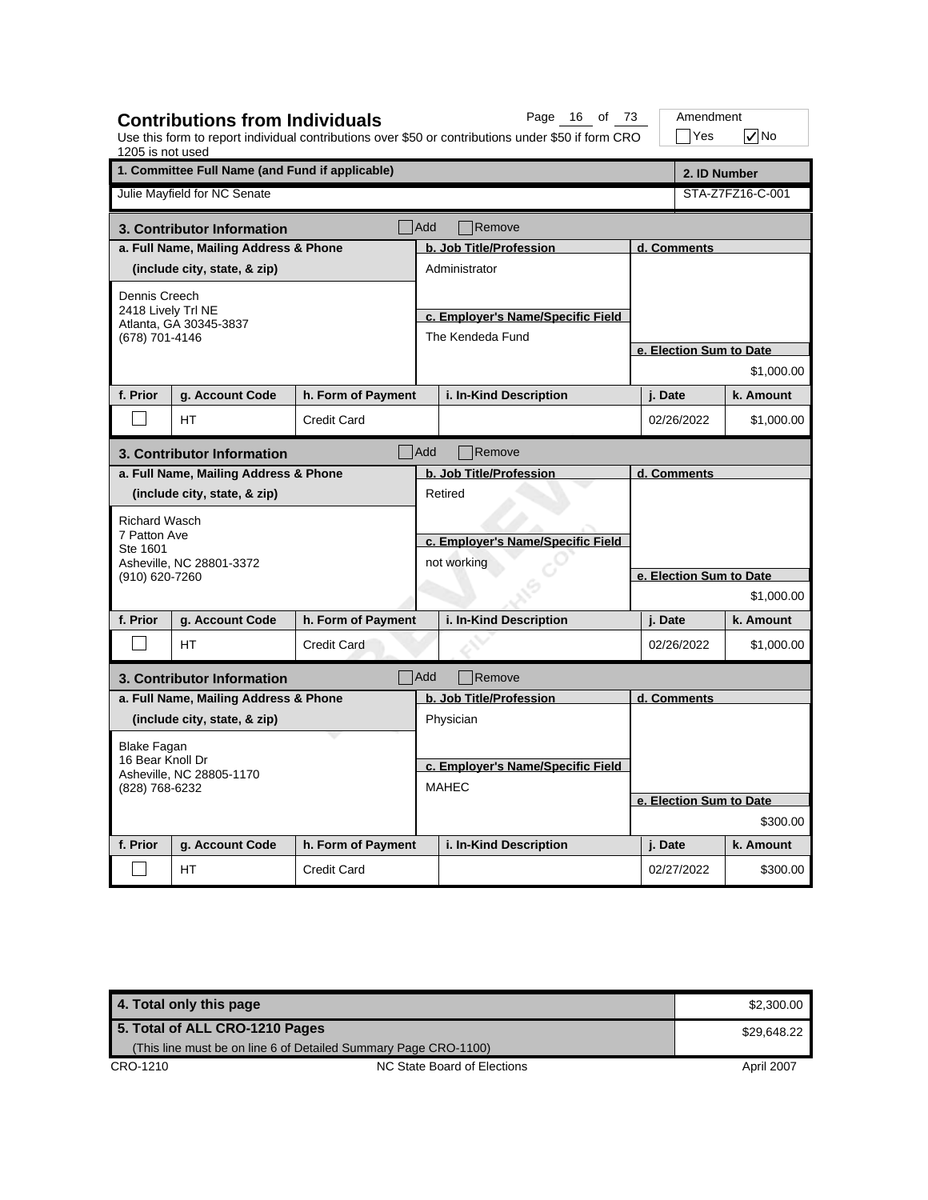## Contributions from Individuals

Use this form to report individual contributions over $50 or contributions under $50 if form CRO 1205 is not used

Amendment: ☐ Yes ☑ No

| 1. Committee Full Name (and Fund if applicable) | 2. ID Number |
|---|---|
| Julie Mayfield for NC Senate | STA-Z7FZ16-C-001 |

### 3. Contributor Information ☐ Add ☐ Remove

| a. Full Name, Mailing Address & Phone (include city, state, & zip) | b. Job Title/Profession | c. Employer's Name/Specific Field | d. Comments | e. Election Sum to Date |
|---|---|---|---|---|
| Dennis Creech<br>2418 Lively Trl NE<br>Atlanta, GA 30345-3837<br>(678) 701-4146 | Administrator | The Kendeda Fund | | $1,000.00 |

| f. Prior | g. Account Code | h. Form of Payment | i. In-Kind Description | j. Date | k. Amount |
|---|---|---|---|---|---|
| ☐ | HT | Credit Card | | 02/26/2022 | $1,000.00 |

### 3. Contributor Information ☐ Add ☐ Remove

| a. Full Name, Mailing Address & Phone (include city, state, & zip) | b. Job Title/Profession | c. Employer's Name/Specific Field | d. Comments | e. Election Sum to Date |
|---|---|---|---|---|
| Richard Wasch<br>7 Patton Ave<br>Ste 1601<br>Asheville, NC 28801-3372<br>(910) 620-7260 | Retired | not working | | $1,000.00 |

| f. Prior | g. Account Code | h. Form of Payment | i. In-Kind Description | j. Date | k. Amount |
|---|---|---|---|---|---|
| ☐ | HT | Credit Card | | 02/26/2022 | $1,000.00 |

### 3. Contributor Information ☐ Add ☐ Remove

| a. Full Name, Mailing Address & Phone (include city, state, & zip) | b. Job Title/Profession | c. Employer's Name/Specific Field | d. Comments | e. Election Sum to Date |
|---|---|---|---|---|
| Blake Fagan<br>16 Bear Knoll Dr<br>Asheville, NC 28805-1170<br>(828) 768-6232 | Physician | MAHEC | | $300.00 |

| f. Prior | g. Account Code | h. Form of Payment | i. In-Kind Description | j. Date | k. Amount |
|---|---|---|---|---|---|
| ☐ | HT | Credit Card | | 02/27/2022 | $300.00 |

| | |
|---|---|
| **4. Total only this page** | $2,300.00 |
| **5. Total of ALL CRO-1210 Pages** (This line must be on line 6 of Detailed Summary Page CRO-1100) | $29,648.22 |

CRO-1210 NC State Board of Elections April 2007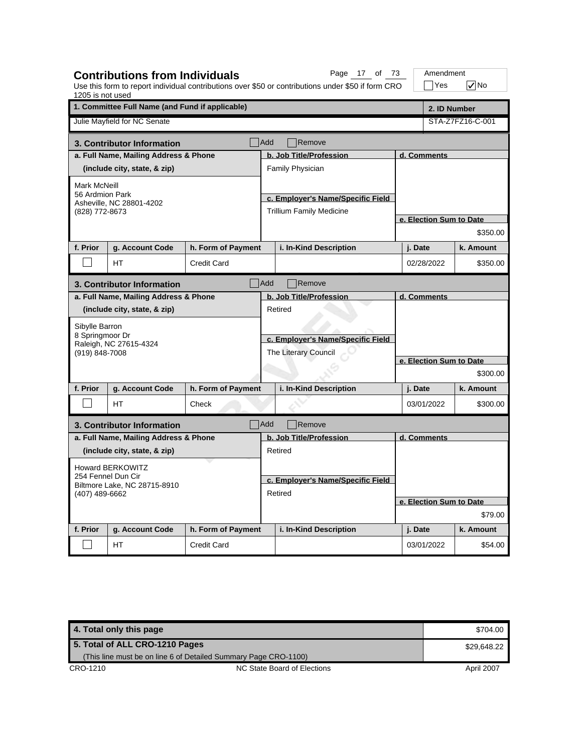## Contributions from Individuals

Use this form to report individual contributions over $50 or contributions under $50 if form CRO 1205 is not used

Amendment: ☐ Yes ☑ No

| 1. Committee Full Name (and Fund if applicable) | 2. ID Number |
|---|---|
| Julie Mayfield for NC Senate | STA-Z7FZ16-C-001 |

### 3. Contributor Information ☐ Add ☐ Remove

| a. Full Name, Mailing Address & Phone (include city, state, & zip) | b. Job Title/Profession | c. Employer's Name/Specific Field | d. Comments | e. Election Sum to Date |
|---|---|---|---|---|
| Mark McNeill<br>56 Ardmion Park<br>Asheville, NC 28801-4202<br>(828) 772-8673 | Family Physician | Trillium Family Medicine | | $350.00 |

| f. Prior | g. Account Code | h. Form of Payment | i. In-Kind Description | j. Date | k. Amount |
|---|---|---|---|---|---|
| ☐ | HT | Credit Card | | 02/28/2022 | $350.00 |

### 3. Contributor Information ☐ Add ☐ Remove

| a. Full Name, Mailing Address & Phone (include city, state, & zip) | b. Job Title/Profession | c. Employer's Name/Specific Field | d. Comments | e. Election Sum to Date |
|---|---|---|---|---|
| Sibylle Barron<br>8 Springmoor Dr<br>Raleigh, NC 27615-4324<br>(919) 848-7008 | Retired | The Literary Council | | $300.00 |

| f. Prior | g. Account Code | h. Form of Payment | i. In-Kind Description | j. Date | k. Amount |
|---|---|---|---|---|---|
| ☐ | HT | Check | | 03/01/2022 | $300.00 |

### 3. Contributor Information ☐ Add ☐ Remove

| a. Full Name, Mailing Address & Phone (include city, state, & zip) | b. Job Title/Profession | c. Employer's Name/Specific Field | d. Comments | e. Election Sum to Date |
|---|---|---|---|---|
| Howard BERKOWITZ<br>254 Fennel Dun Cir<br>Biltmore Lake, NC 28715-8910<br>(407) 489-6662 | Retired | Retired | | $79.00 |

| f. Prior | g. Account Code | h. Form of Payment | i. In-Kind Description | j. Date | k. Amount |
|---|---|---|---|---|---|
| ☐ | HT | Credit Card | | 03/01/2022 | $54.00 |

| | |
|---|---|
| 4. Total only this page | $704.00 |
| 5. Total of ALL CRO-1210 Pages (This line must be on line 6 of Detailed Summary Page CRO-1100) | $29,648.22 |

CRO-1210 NC State Board of Elections April 2007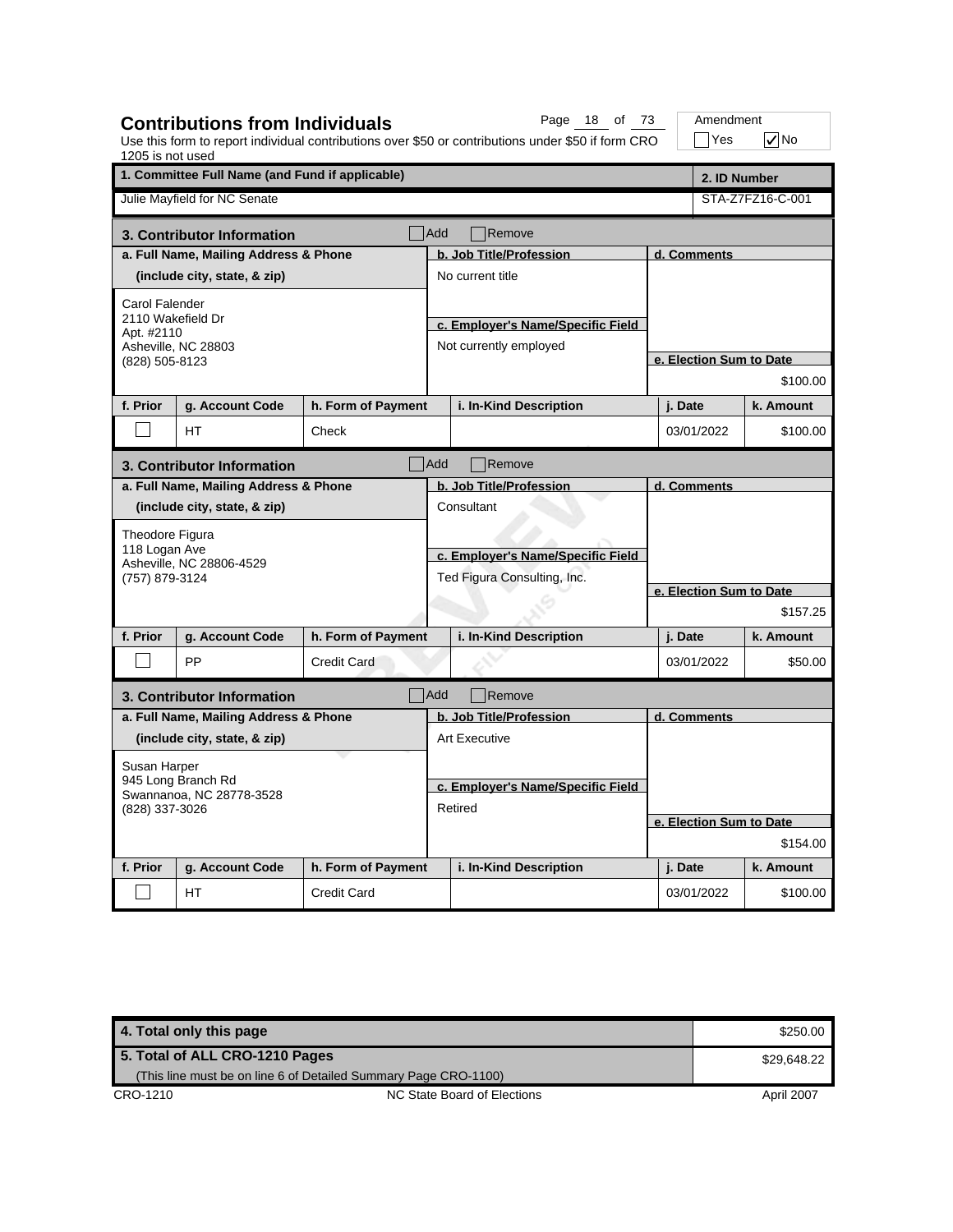## Contributions from Individuals

Use this form to report individual contributions over $50 or contributions under $50 if form CRO 1205 is not used

Amendment: ☐ Yes ☑ No

| 1. Committee Full Name (and Fund if applicable) | 2. ID Number |
| --- | --- |
| Julie Mayfield for NC Senate | STA-Z7FZ16-C-001 |

### 3. Contributor Information ☐ Add ☐ Remove

| a. Full Name, Mailing Address & Phone (include city, state, & zip) | b. Job Title/Profession | c. Employer's Name/Specific Field | d. Comments | e. Election Sum to Date |
| --- | --- | --- | --- | --- |
| Carol Falender<br>2110 Wakefield Dr<br>Apt. #2110<br>Asheville, NC 28803<br>(828) 505-8123 | No current title | Not currently employed | | $100.00 |

| f. Prior | g. Account Code | h. Form of Payment | i. In-Kind Description | j. Date | k. Amount |
| --- | --- | --- | --- | --- | --- |
| ☐ | HT | Check | | 03/01/2022 | $100.00 |

### 3. Contributor Information ☐ Add ☐ Remove

| a. Full Name, Mailing Address & Phone (include city, state, & zip) | b. Job Title/Profession | c. Employer's Name/Specific Field | d. Comments | e. Election Sum to Date |
| --- | --- | --- | --- | --- |
| Theodore Figura<br>118 Logan Ave<br>Asheville, NC 28806-4529<br>(757) 879-3124 | Consultant | Ted Figura Consulting, Inc. | | $157.25 |

| f. Prior | g. Account Code | h. Form of Payment | i. In-Kind Description | j. Date | k. Amount |
| --- | --- | --- | --- | --- | --- |
| ☐ | PP | Credit Card | | 03/01/2022 | $50.00 |

### 3. Contributor Information ☐ Add ☐ Remove

| a. Full Name, Mailing Address & Phone (include city, state, & zip) | b. Job Title/Profession | c. Employer's Name/Specific Field | d. Comments | e. Election Sum to Date |
| --- | --- | --- | --- | --- |
| Susan Harper<br>945 Long Branch Rd<br>Swannanoa, NC 28778-3528<br>(828) 337-3026 | Art Executive | Retired | | $154.00 |

| f. Prior | g. Account Code | h. Form of Payment | i. In-Kind Description | j. Date | k. Amount |
| --- | --- | --- | --- | --- | --- |
| ☐ | HT | Credit Card | | 03/01/2022 | $100.00 |

| | |
| --- | --- |
| 4. Total only this page | $250.00 |
| 5. Total of ALL CRO-1210 Pages (This line must be on line 6 of Detailed Summary Page CRO-1100) | $29,648.22 |

CRO-1210 NC State Board of Elections April 2007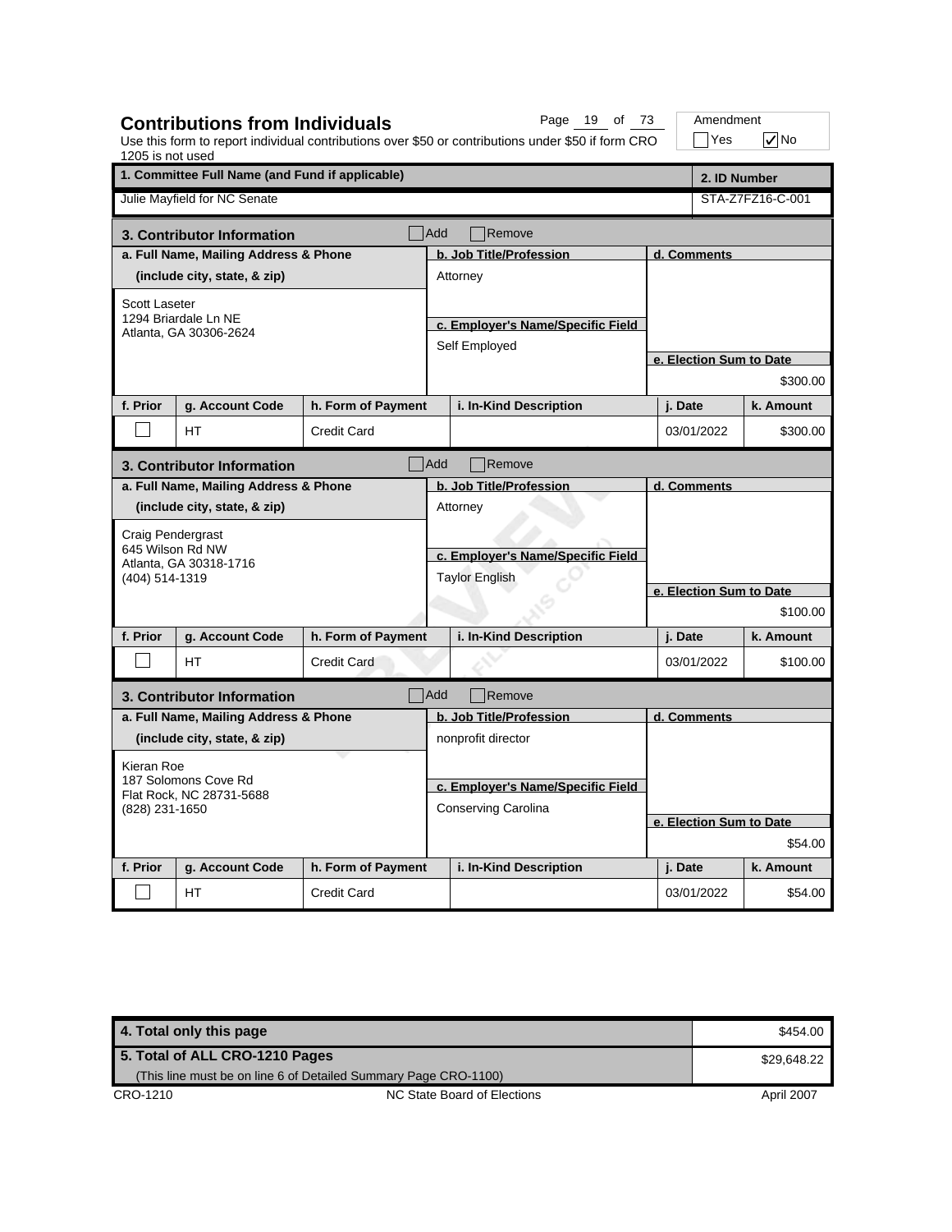## Contributions from Individuals

Use this form to report individual contributions over $50 or contributions under $50 if form CRO 1205 is not used

Amendment: ☐ Yes ☑ No

| 1. Committee Full Name (and Fund if applicable) | 2. ID Number |
|---|---|
| Julie Mayfield for NC Senate | STA-Z7FZ16-C-001 |

### 3. Contributor Information ☐ Add ☐ Remove

| a. Full Name, Mailing Address & Phone (include city, state, & zip) | b. Job Title/Profession | c. Employer's Name/Specific Field | d. Comments | e. Election Sum to Date |
|---|---|---|---|---|
| Scott Laseter<br>1294 Briardale Ln NE<br>Atlanta, GA 30306-2624 | Attorney | Self Employed | | $300.00 |

| f. Prior | g. Account Code | h. Form of Payment | i. In-Kind Description | j. Date | k. Amount |
|---|---|---|---|---|---|
| ☐ | HT | Credit Card | | 03/01/2022 | $300.00 |

### 3. Contributor Information ☐ Add ☐ Remove

| a. Full Name, Mailing Address & Phone (include city, state, & zip) | b. Job Title/Profession | c. Employer's Name/Specific Field | d. Comments | e. Election Sum to Date |
|---|---|---|---|---|
| Craig Pendergrast<br>645 Wilson Rd NW<br>Atlanta, GA 30318-1716<br>(404) 514-1319 | Attorney | Taylor English | | $100.00 |

| f. Prior | g. Account Code | h. Form of Payment | i. In-Kind Description | j. Date | k. Amount |
|---|---|---|---|---|---|
| ☐ | HT | Credit Card | | 03/01/2022 | $100.00 |

### 3. Contributor Information ☐ Add ☐ Remove

| a. Full Name, Mailing Address & Phone (include city, state, & zip) | b. Job Title/Profession | c. Employer's Name/Specific Field | d. Comments | e. Election Sum to Date |
|---|---|---|---|---|
| Kieran Roe<br>187 Solomons Cove Rd<br>Flat Rock, NC 28731-5688<br>(828) 231-1650 | nonprofit director | Conserving Carolina | | $54.00 |

| f. Prior | g. Account Code | h. Form of Payment | i. In-Kind Description | j. Date | k. Amount |
|---|---|---|---|---|---|
| ☐ | HT | Credit Card | | 03/01/2022 | $54.00 |

| | |
|---|---|
| 4. Total only this page | $454.00 |
| 5. Total of ALL CRO-1210 Pages (This line must be on line 6 of Detailed Summary Page CRO-1100) | $29,648.22 |

CRO-1210 NC State Board of Elections April 2007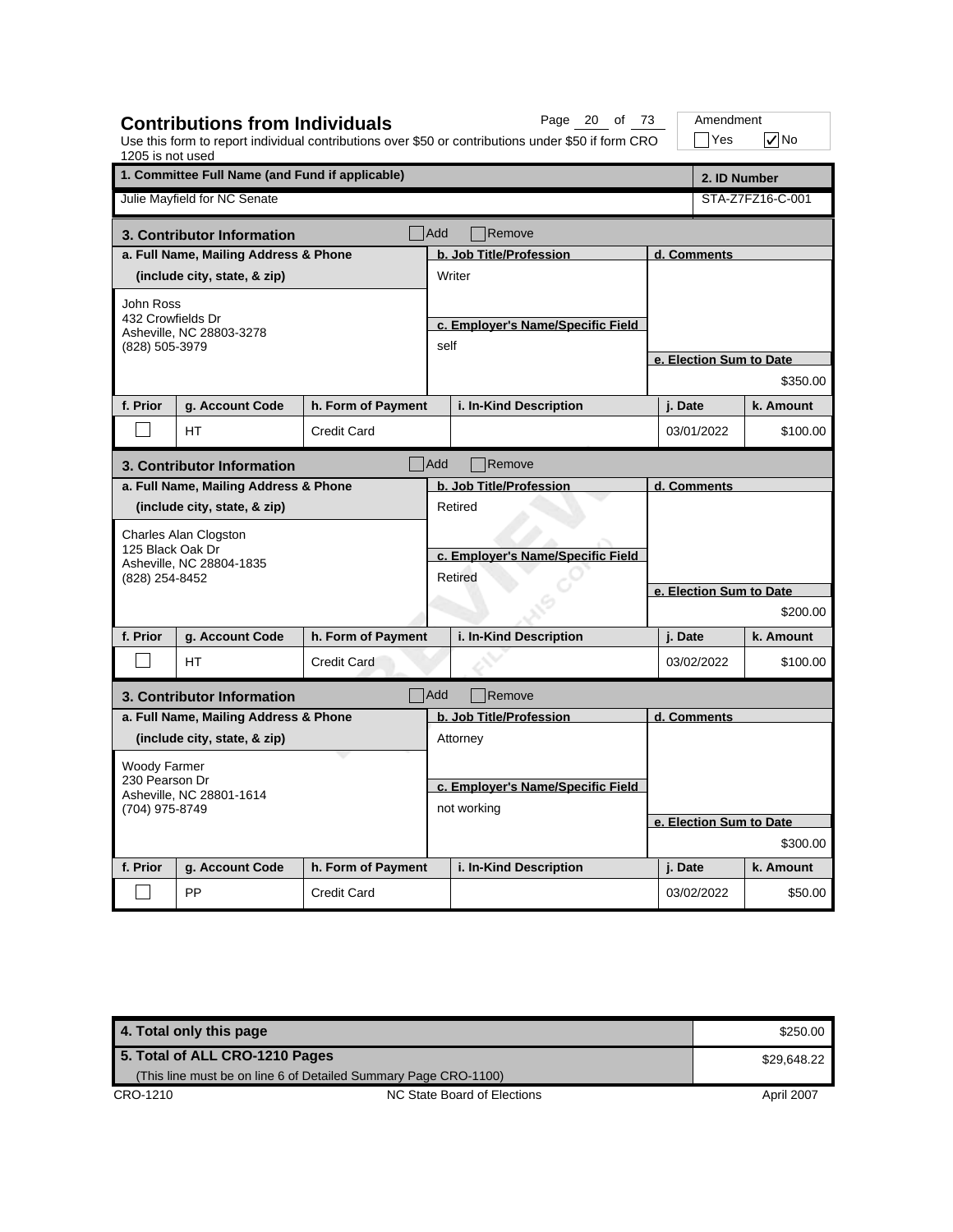## Contributions from Individuals

Use this form to report individual contributions over $50 or contributions under $50 if form CRO 1205 is not used

Amendment: ☐ Yes ☑ No

| 1. Committee Full Name (and Fund if applicable) | 2. ID Number |
|---|---|
| Julie Mayfield for NC Senate | STA-Z7FZ16-C-001 |

### 3. Contributor Information ☐ Add ☐ Remove

| a. Full Name, Mailing Address & Phone (include city, state, & zip) | b. Job Title/Profession | c. Employer's Name/Specific Field | d. Comments | e. Election Sum to Date |
|---|---|---|---|---|
| John Ross<br>432 Crowfields Dr<br>Asheville, NC 28803-3278<br>(828) 505-3979 | Writer | self | | $350.00 |

| f. Prior | g. Account Code | h. Form of Payment | i. In-Kind Description | j. Date | k. Amount |
|---|---|---|---|---|---|
| ☐ | HT | Credit Card | | 03/01/2022 | $100.00 |

### 3. Contributor Information ☐ Add ☐ Remove

| a. Full Name, Mailing Address & Phone (include city, state, & zip) | b. Job Title/Profession | c. Employer's Name/Specific Field | d. Comments | e. Election Sum to Date |
|---|---|---|---|---|
| Charles Alan Clogston<br>125 Black Oak Dr<br>Asheville, NC 28804-1835<br>(828) 254-8452 | Retired | Retired | | $200.00 |

| f. Prior | g. Account Code | h. Form of Payment | i. In-Kind Description | j. Date | k. Amount |
|---|---|---|---|---|---|
| ☐ | HT | Credit Card | | 03/02/2022 | $100.00 |

### 3. Contributor Information ☐ Add ☐ Remove

| a. Full Name, Mailing Address & Phone (include city, state, & zip) | b. Job Title/Profession | c. Employer's Name/Specific Field | d. Comments | e. Election Sum to Date |
|---|---|---|---|---|
| Woody Farmer<br>230 Pearson Dr<br>Asheville, NC 28801-1614<br>(704) 975-8749 | Attorney | not working | | $300.00 |

| f. Prior | g. Account Code | h. Form of Payment | i. In-Kind Description | j. Date | k. Amount |
|---|---|---|---|---|---|
| ☐ | PP | Credit Card | | 03/02/2022 | $50.00 |

| | |
|---|---|
| **4. Total only this page** | $250.00 |
| **5. Total of ALL CRO-1210 Pages** (This line must be on line 6 of Detailed Summary Page CRO-1100) | $29,648.22 |

CRO-1210 NC State Board of Elections April 2007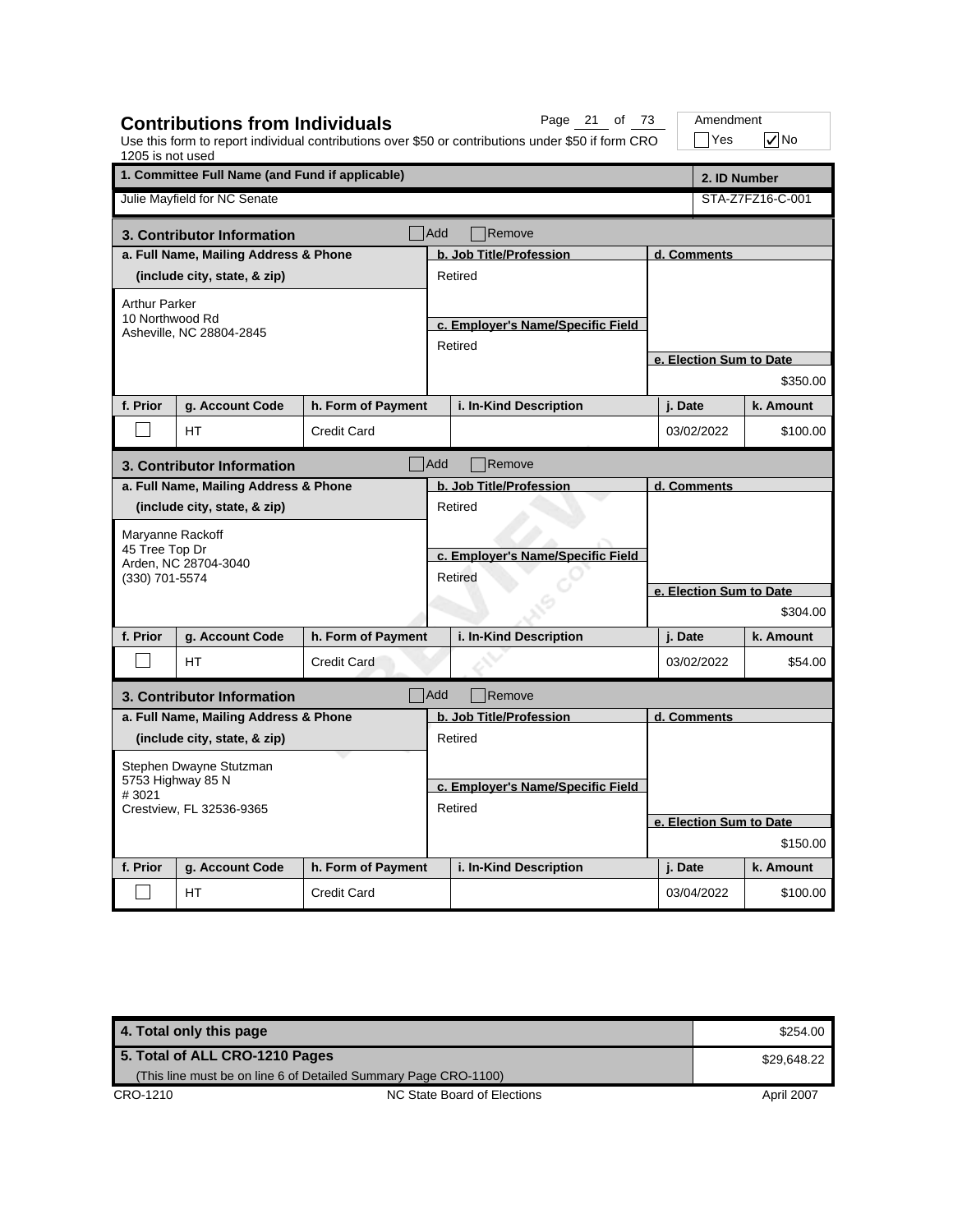## Contributions from Individuals

Use this form to report individual contributions over $50 or contributions under $50 if form CRO 1205 is not used

Amendment: ☐ Yes ☑ No

| 1. Committee Full Name (and Fund if applicable) | 2. ID Number |
|---|---|
| Julie Mayfield for NC Senate | STA-Z7FZ16-C-001 |

### 3. Contributor Information ☐ Add ☐ Remove

| a. Full Name, Mailing Address & Phone (include city, state, & zip) | b. Job Title/Profession | c. Employer's Name/Specific Field | d. Comments | e. Election Sum to Date |
|---|---|---|---|---|
| Arthur Parker<br>10 Northwood Rd<br>Asheville, NC 28804-2845 | Retired | Retired | | $350.00 |

| f. Prior | g. Account Code | h. Form of Payment | i. In-Kind Description | j. Date | k. Amount |
|---|---|---|---|---|---|
| ☐ | HT | Credit Card | | 03/02/2022 | $100.00 |

### 3. Contributor Information ☐ Add ☐ Remove

| a. Full Name, Mailing Address & Phone (include city, state, & zip) | b. Job Title/Profession | c. Employer's Name/Specific Field | d. Comments | e. Election Sum to Date |
|---|---|---|---|---|
| Maryanne Rackoff<br>45 Tree Top Dr<br>Arden, NC 28704-3040<br>(330) 701-5574 | Retired | Retired | | $304.00 |

| f. Prior | g. Account Code | h. Form of Payment | i. In-Kind Description | j. Date | k. Amount |
|---|---|---|---|---|---|
| ☐ | HT | Credit Card | | 03/02/2022 | $54.00 |

### 3. Contributor Information ☐ Add ☐ Remove

| a. Full Name, Mailing Address & Phone (include city, state, & zip) | b. Job Title/Profession | c. Employer's Name/Specific Field | d. Comments | e. Election Sum to Date |
|---|---|---|---|---|
| Stephen Dwayne Stutzman<br>5753 Highway 85 N<br># 3021<br>Crestview, FL 32536-9365 | Retired | Retired | | $150.00 |

| f. Prior | g. Account Code | h. Form of Payment | i. In-Kind Description | j. Date | k. Amount |
|---|---|---|---|---|---|
| ☐ | HT | Credit Card | | 03/04/2022 | $100.00 |

| | |
|---|---|
| 4. Total only this page | $254.00 |
| 5. Total of ALL CRO-1210 Pages (This line must be on line 6 of Detailed Summary Page CRO-1100) | $29,648.22 |

CRO-1210 NC State Board of Elections April 2007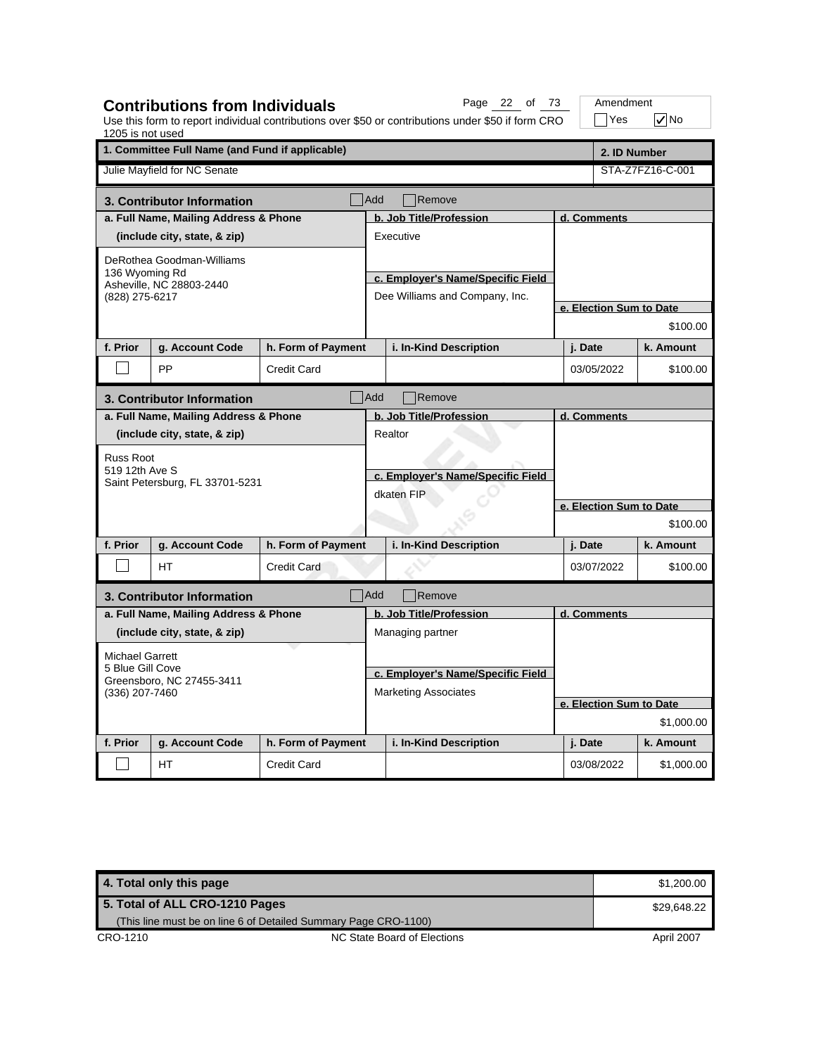## Contributions from Individuals

Use this form to report individual contributions over $50 or contributions under $50 if form CRO 1205 is not used

Amendment: ☐ Yes ☑ No

| 1. Committee Full Name (and Fund if applicable) | 2. ID Number |
|---|---|
| Julie Mayfield for NC Senate | STA-Z7FZ16-C-001 |

### 3. Contributor Information ☐ Add ☐ Remove

| a. Full Name, Mailing Address & Phone (include city, state, & zip) | b. Job Title/Profession | c. Employer's Name/Specific Field | d. Comments | e. Election Sum to Date |
|---|---|---|---|---|
| DeRothea Goodman-Williams<br>136 Wyoming Rd<br>Asheville, NC 28803-2440<br>(828) 275-6217 | Executive | Dee Williams and Company, Inc. | | $100.00 |

| f. Prior | g. Account Code | h. Form of Payment | i. In-Kind Description | j. Date | k. Amount |
|---|---|---|---|---|---|
| ☐ | PP | Credit Card | | 03/05/2022 | $100.00 |

### 3. Contributor Information ☐ Add ☐ Remove

| a. Full Name, Mailing Address & Phone (include city, state, & zip) | b. Job Title/Profession | c. Employer's Name/Specific Field | d. Comments | e. Election Sum to Date |
|---|---|---|---|---|
| Russ Root<br>519 12th Ave S<br>Saint Petersburg, FL 33701-5231 | Realtor | dkaten FIP | | $100.00 |

| f. Prior | g. Account Code | h. Form of Payment | i. In-Kind Description | j. Date | k. Amount |
|---|---|---|---|---|---|
| ☐ | HT | Credit Card | | 03/07/2022 | $100.00 |

### 3. Contributor Information ☐ Add ☐ Remove

| a. Full Name, Mailing Address & Phone (include city, state, & zip) | b. Job Title/Profession | c. Employer's Name/Specific Field | d. Comments | e. Election Sum to Date |
|---|---|---|---|---|
| Michael Garrett<br>5 Blue Gill Cove<br>Greensboro, NC 27455-3411<br>(336) 207-7460 | Managing partner | Marketing Associates | | $1,000.00 |

| f. Prior | g. Account Code | h. Form of Payment | i. In-Kind Description | j. Date | k. Amount |
|---|---|---|---|---|---|
| ☐ | HT | Credit Card | | 03/08/2022 | $1,000.00 |

| | |
|---|---|
| **4. Total only this page** | $1,200.00 |
| **5. Total of ALL CRO-1210 Pages** (This line must be on line 6 of Detailed Summary Page CRO-1100) | $29,648.22 |

CRO-1210 NC State Board of Elections April 2007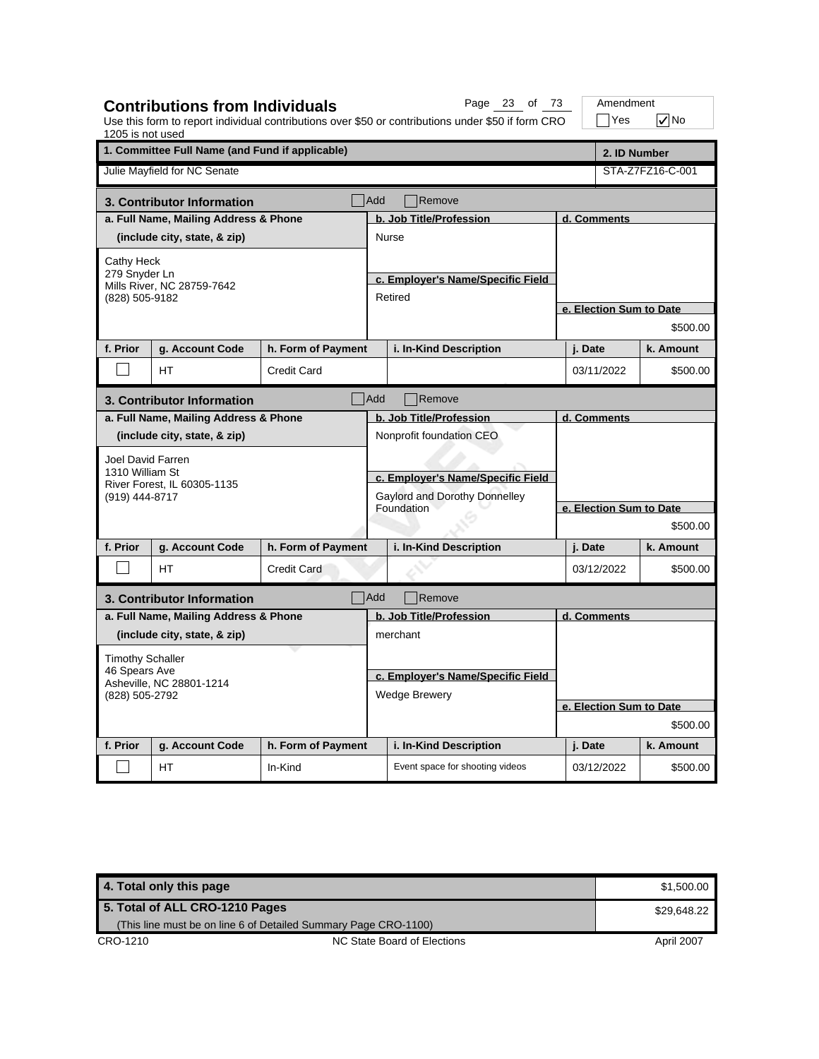## Contributions from Individuals

Use this form to report individual contributions over $50 or contributions under $50 if form CRO 1205 is not used

Amendment: ☐ Yes ☑ No

| 1. Committee Full Name (and Fund if applicable) | 2. ID Number |
|---|---|
| Julie Mayfield for NC Senate | STA-Z7FZ16-C-001 |

### 3. Contributor Information ☐ Add ☐ Remove

| a. Full Name, Mailing Address & Phone (include city, state, & zip) | b. Job Title/Profession | c. Employer's Name/Specific Field | d. Comments | e. Election Sum to Date |
|---|---|---|---|---|
| Cathy Heck<br>279 Snyder Ln<br>Mills River, NC 28759-7642<br>(828) 505-9182 | Nurse | Retired | | $500.00 |

| f. Prior | g. Account Code | h. Form of Payment | i. In-Kind Description | j. Date | k. Amount |
|---|---|---|---|---|---|
| ☐ | HT | Credit Card | | 03/11/2022 | $500.00 |

### 3. Contributor Information ☐ Add ☐ Remove

| a. Full Name, Mailing Address & Phone (include city, state, & zip) | b. Job Title/Profession | c. Employer's Name/Specific Field | d. Comments | e. Election Sum to Date |
|---|---|---|---|---|
| Joel David Farren<br>1310 William St<br>River Forest, IL 60305-1135<br>(919) 444-8717 | Nonprofit foundation CEO | Gaylord and Dorothy Donnelley Foundation | | $500.00 |

| f. Prior | g. Account Code | h. Form of Payment | i. In-Kind Description | j. Date | k. Amount |
|---|---|---|---|---|---|
| ☐ | HT | Credit Card | | 03/12/2022 | $500.00 |

### 3. Contributor Information ☐ Add ☐ Remove

| a. Full Name, Mailing Address & Phone (include city, state, & zip) | b. Job Title/Profession | c. Employer's Name/Specific Field | d. Comments | e. Election Sum to Date |
|---|---|---|---|---|
| Timothy Schaller<br>46 Spears Ave<br>Asheville, NC 28801-1214<br>(828) 505-2792 | merchant | Wedge Brewery | | $500.00 |

| f. Prior | g. Account Code | h. Form of Payment | i. In-Kind Description | j. Date | k. Amount |
|---|---|---|---|---|---|
| ☐ | HT | In-Kind | Event space for shooting videos | 03/12/2022 | $500.00 |

| | |
|---|---|
| **4. Total only this page** | $1,500.00 |
| **5. Total of ALL CRO-1210 Pages** (This line must be on line 6 of Detailed Summary Page CRO-1100) | $29,648.22 |

CRO-1210 NC State Board of Elections April 2007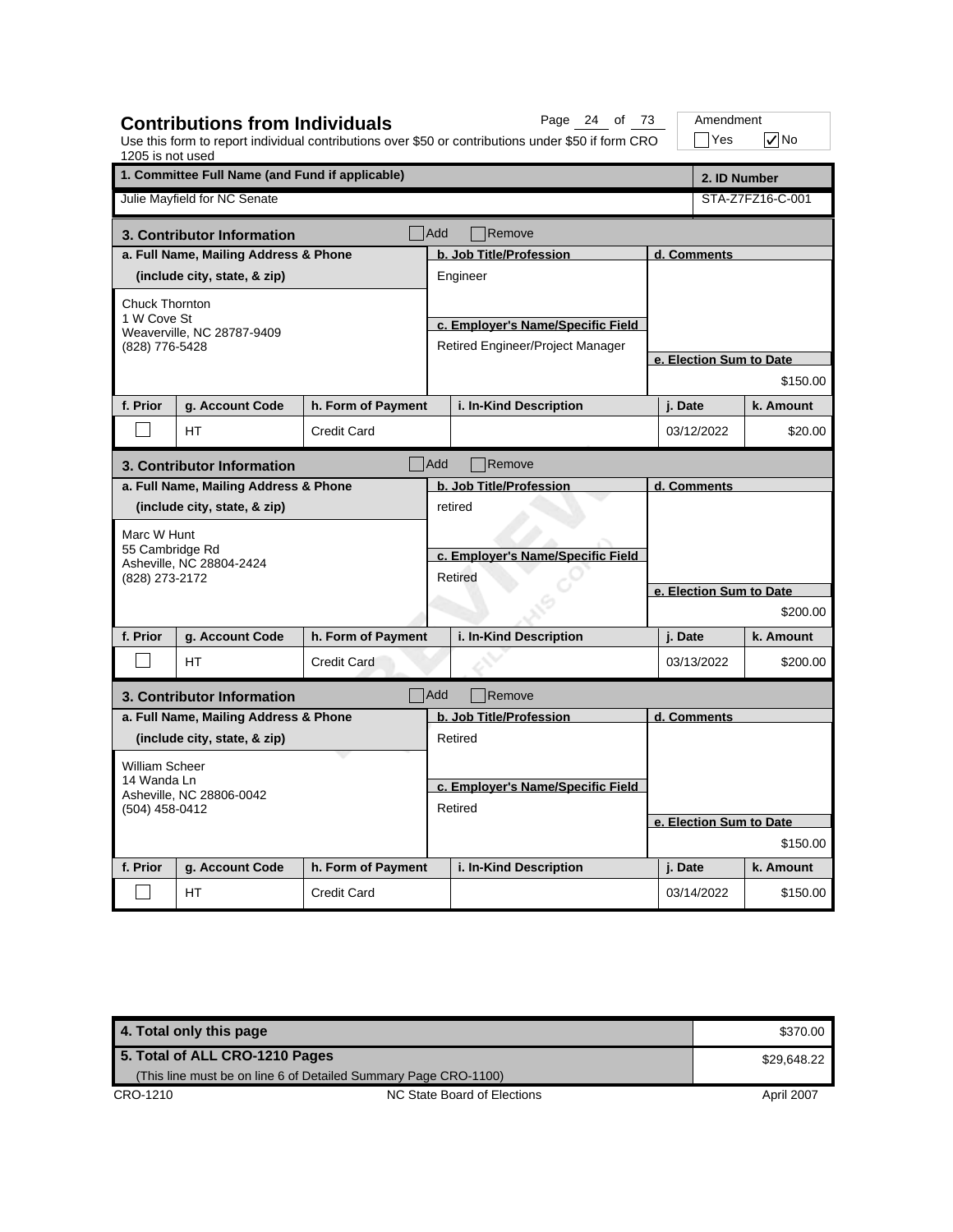## Contributions from Individuals

Use this form to report individual contributions over $50 or contributions under $50 if form CRO 1205 is not used

Amendment: ☐ Yes ☑ No

| 1. Committee Full Name (and Fund if applicable) | 2. ID Number |
|---|---|
| Julie Mayfield for NC Senate | STA-Z7FZ16-C-001 |

### 3. Contributor Information

☐ Add ☐ Remove

| a. Full Name, Mailing Address & Phone (include city, state, & zip) | b. Job Title/Profession | c. Employer's Name/Specific Field | d. Comments | e. Election Sum to Date |
|---|---|---|---|---|
| Chuck Thornton<br>1 W Cove St<br>Weaverville, NC 28787-9409<br>(828) 776-5428 | Engineer | Retired Engineer/Project Manager | | $150.00 |

| f. Prior | g. Account Code | h. Form of Payment | i. In-Kind Description | j. Date | k. Amount |
|---|---|---|---|---|---|
| ☐ | HT | Credit Card | | 03/12/2022 | $20.00 |

### 3. Contributor Information

☐ Add ☐ Remove

| a. Full Name, Mailing Address & Phone (include city, state, & zip) | b. Job Title/Profession | c. Employer's Name/Specific Field | d. Comments | e. Election Sum to Date |
|---|---|---|---|---|
| Marc W Hunt<br>55 Cambridge Rd<br>Asheville, NC 28804-2424<br>(828) 273-2172 | retired | Retired | | $200.00 |

| f. Prior | g. Account Code | h. Form of Payment | i. In-Kind Description | j. Date | k. Amount |
|---|---|---|---|---|---|
| ☐ | HT | Credit Card | | 03/13/2022 | $200.00 |

### 3. Contributor Information

☐ Add ☐ Remove

| a. Full Name, Mailing Address & Phone (include city, state, & zip) | b. Job Title/Profession | c. Employer's Name/Specific Field | d. Comments | e. Election Sum to Date |
|---|---|---|---|---|
| William Scheer<br>14 Wanda Ln<br>Asheville, NC 28806-0042<br>(504) 458-0412 | Retired | Retired | | $150.00 |

| f. Prior | g. Account Code | h. Form of Payment | i. In-Kind Description | j. Date | k. Amount |
|---|---|---|---|---|---|
| ☐ | HT | Credit Card | | 03/14/2022 | $150.00 |

| | |
|---|---|
| **4. Total only this page** | $370.00 |
| **5. Total of ALL CRO-1210 Pages** (This line must be on line 6 of Detailed Summary Page CRO-1100) | $29,648.22 |

CRO-1210 NC State Board of Elections April 2007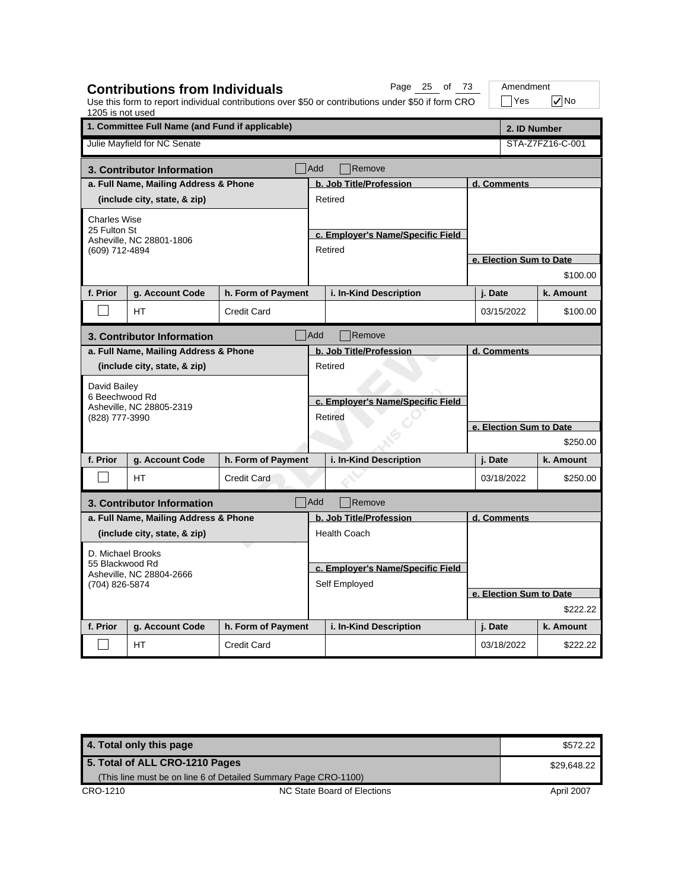# Contributions from Individuals

Use this form to report individual contributions over $50 or contributions under $50 if form CRO 1205 is not used

Amendment: ☐ Yes ☑ No

| 1. Committee Full Name (and Fund if applicable) | 2. ID Number |
|---|---|
| Julie Mayfield for NC Senate | STA-Z7FZ16-C-001 |

## 3. Contributor Information ☐ Add ☐ Remove

| a. Full Name, Mailing Address & Phone (include city, state, & zip) | b. Job Title/Profession | c. Employer's Name/Specific Field | d. Comments | e. Election Sum to Date |
|---|---|---|---|---|
| Charles Wise<br>25 Fulton St<br>Asheville, NC 28801-1806<br>(609) 712-4894 | Retired | Retired | | $100.00 |

| f. Prior | g. Account Code | h. Form of Payment | i. In-Kind Description | j. Date | k. Amount |
|---|---|---|---|---|---|
| ☐ | HT | Credit Card | | 03/15/2022 | $100.00 |

## 3. Contributor Information ☐ Add ☐ Remove

| a. Full Name, Mailing Address & Phone (include city, state, & zip) | b. Job Title/Profession | c. Employer's Name/Specific Field | d. Comments | e. Election Sum to Date |
|---|---|---|---|---|
| David Bailey<br>6 Beechwood Rd<br>Asheville, NC 28805-2319<br>(828) 777-3990 | Retired | Retired | | $250.00 |

| f. Prior | g. Account Code | h. Form of Payment | i. In-Kind Description | j. Date | k. Amount |
|---|---|---|---|---|---|
| ☐ | HT | Credit Card | | 03/18/2022 | $250.00 |

## 3. Contributor Information ☐ Add ☐ Remove

| a. Full Name, Mailing Address & Phone (include city, state, & zip) | b. Job Title/Profession | c. Employer's Name/Specific Field | d. Comments | e. Election Sum to Date |
|---|---|---|---|---|
| D. Michael Brooks<br>55 Blackwood Rd<br>Asheville, NC 28804-2666<br>(704) 826-5874 | Health Coach | Self Employed | | $222.22 |

| f. Prior | g. Account Code | h. Form of Payment | i. In-Kind Description | j. Date | k. Amount |
|---|---|---|---|---|---|
| ☐ | HT | Credit Card | | 03/18/2022 | $222.22 |

| | |
|---|---|
| **4. Total only this page** | $572.22 |
| **5. Total of ALL CRO-1210 Pages** (This line must be on line 6 of Detailed Summary Page CRO-1100) | $29,648.22 |

CRO-1210 — NC State Board of Elections — April 2007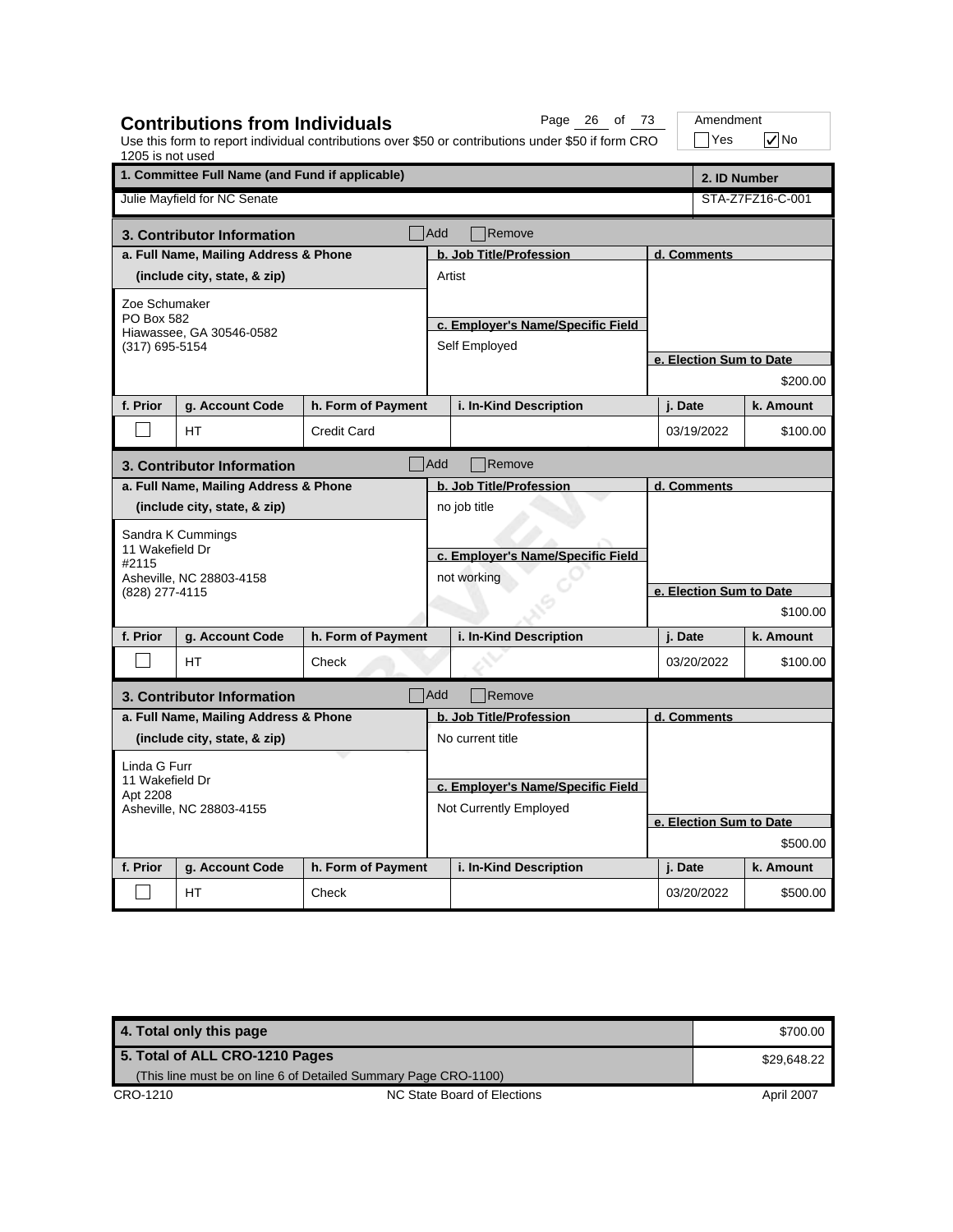# Contributions from Individuals

Use this form to report individual contributions over $50 or contributions under $50 if form CRO 1205 is not used

Amendment ☐ Yes ☑ No

| 1. Committee Full Name (and Fund if applicable) | 2. ID Number |
|---|---|
| Julie Mayfield for NC Senate | STA-Z7FZ16-C-001 |

## 3. Contributor Information ☐ Add ☐ Remove

| a. Full Name, Mailing Address & Phone (include city, state, & zip) | b. Job Title/Profession | c. Employer's Name/Specific Field | d. Comments | e. Election Sum to Date |
|---|---|---|---|---|
| Zoe Schumaker<br>PO Box 582<br>Hiawassee, GA 30546-0582<br>(317) 695-5154 | Artist | Self Employed | | $200.00 |

| f. Prior | g. Account Code | h. Form of Payment | i. In-Kind Description | j. Date | k. Amount |
|---|---|---|---|---|---|
| ☐ | HT | Credit Card | | 03/19/2022 | $100.00 |

## 3. Contributor Information ☐ Add ☐ Remove

| a. Full Name, Mailing Address & Phone (include city, state, & zip) | b. Job Title/Profession | c. Employer's Name/Specific Field | d. Comments | e. Election Sum to Date |
|---|---|---|---|---|
| Sandra K Cummings<br>11 Wakefield Dr<br>#2115<br>Asheville, NC 28803-4158<br>(828) 277-4115 | no job title | not working | | $100.00 |

| f. Prior | g. Account Code | h. Form of Payment | i. In-Kind Description | j. Date | k. Amount |
|---|---|---|---|---|---|
| ☐ | HT | Check | | 03/20/2022 | $100.00 |

## 3. Contributor Information ☐ Add ☐ Remove

| a. Full Name, Mailing Address & Phone (include city, state, & zip) | b. Job Title/Profession | c. Employer's Name/Specific Field | d. Comments | e. Election Sum to Date |
|---|---|---|---|---|
| Linda G Furr<br>11 Wakefield Dr<br>Apt 2208<br>Asheville, NC 28803-4155 | No current title | Not Currently Employed | | $500.00 |

| f. Prior | g. Account Code | h. Form of Payment | i. In-Kind Description | j. Date | k. Amount |
|---|---|---|---|---|---|
| ☐ | HT | Check | | 03/20/2022 | $500.00 |

| | |
|---|---|
| 4. Total only this page | $700.00 |
| 5. Total of ALL CRO-1210 Pages (This line must be on line 6 of Detailed Summary Page CRO-1100) | $29,648.22 |

CRO-1210 NC State Board of Elections April 2007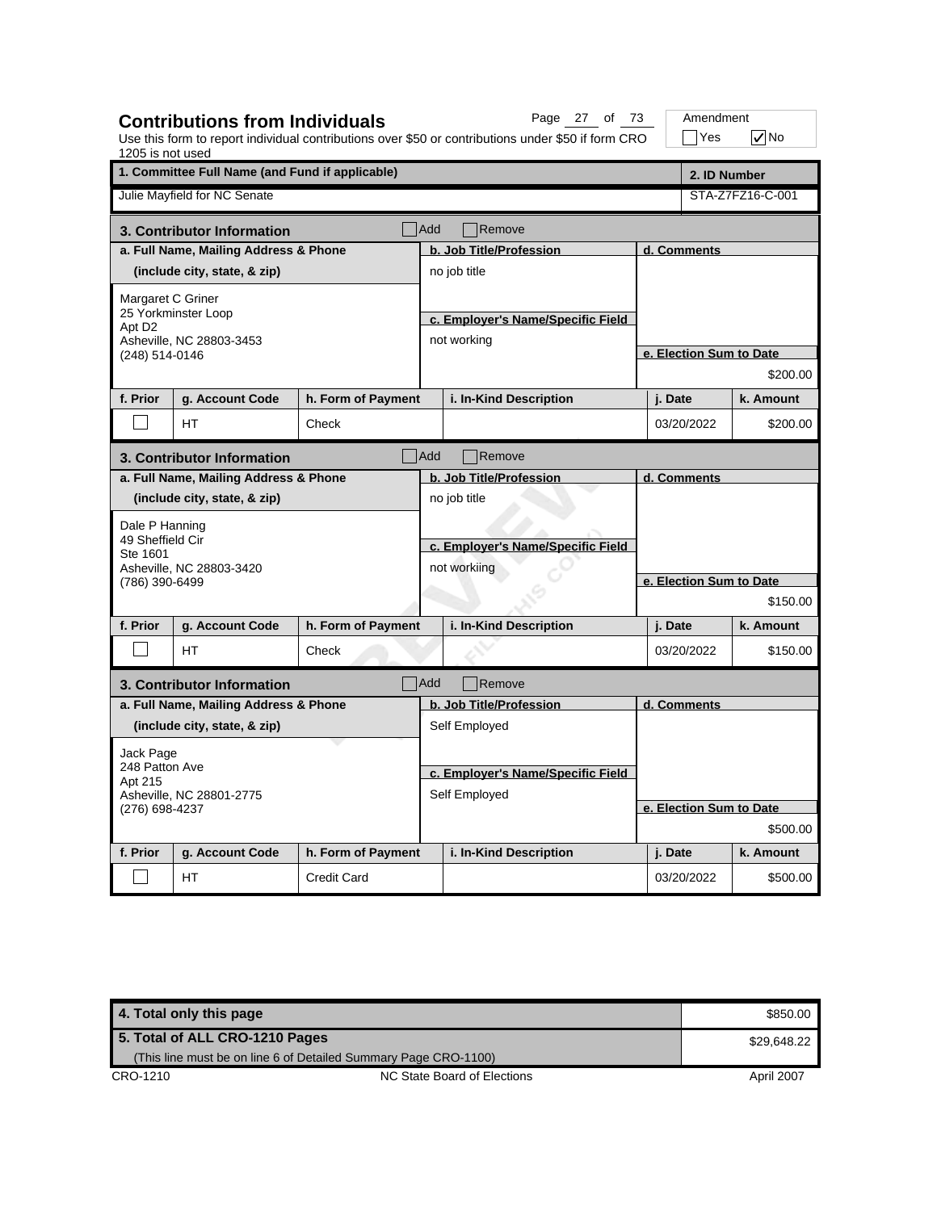# Contributions from Individuals

Use this form to report individual contributions over $50 or contributions under $50 if form CRO 1205 is not used

Amendment: ☐ Yes ☑ No

| 1. Committee Full Name (and Fund if applicable) | 2. ID Number |
|---|---|
| Julie Mayfield for NC Senate | STA-Z7FZ16-C-001 |

## 3. Contributor Information

☐ Add ☐ Remove

| a. Full Name, Mailing Address & Phone (include city, state, & zip) | b. Job Title/Profession | c. Employer's Name/Specific Field | d. Comments | e. Election Sum to Date |
|---|---|---|---|---|
| Margaret C Griner<br>25 Yorkminster Loop<br>Apt D2<br>Asheville, NC 28803-3453<br>(248) 514-0146 | no job title | not working | | $200.00 |

| f. Prior | g. Account Code | h. Form of Payment | i. In-Kind Description | j. Date | k. Amount |
|---|---|---|---|---|---|
| ☐ | HT | Check | | 03/20/2022 | $200.00 |

## 3. Contributor Information

☐ Add ☐ Remove

| a. Full Name, Mailing Address & Phone (include city, state, & zip) | b. Job Title/Profession | c. Employer's Name/Specific Field | d. Comments | e. Election Sum to Date |
|---|---|---|---|---|
| Dale P Hanning<br>49 Sheffield Cir<br>Ste 1601<br>Asheville, NC 28803-3420<br>(786) 390-6499 | no job title | not workiing | | $150.00 |

| f. Prior | g. Account Code | h. Form of Payment | i. In-Kind Description | j. Date | k. Amount |
|---|---|---|---|---|---|
| ☐ | HT | Check | | 03/20/2022 | $150.00 |

## 3. Contributor Information

☐ Add ☐ Remove

| a. Full Name, Mailing Address & Phone (include city, state, & zip) | b. Job Title/Profession | c. Employer's Name/Specific Field | d. Comments | e. Election Sum to Date |
|---|---|---|---|---|
| Jack Page<br>248 Patton Ave<br>Apt 215<br>Asheville, NC 28801-2775<br>(276) 698-4237 | Self Employed | Self Employed | | $500.00 |

| f. Prior | g. Account Code | h. Form of Payment | i. In-Kind Description | j. Date | k. Amount |
|---|---|---|---|---|---|
| ☐ | HT | Credit Card | | 03/20/2022 | $500.00 |

| | |
|---|---|
| **4. Total only this page** | $850.00 |
| **5. Total of ALL CRO-1210 Pages** (This line must be on line 6 of Detailed Summary Page CRO-1100) | $29,648.22 |

CRO-1210 NC State Board of Elections April 2007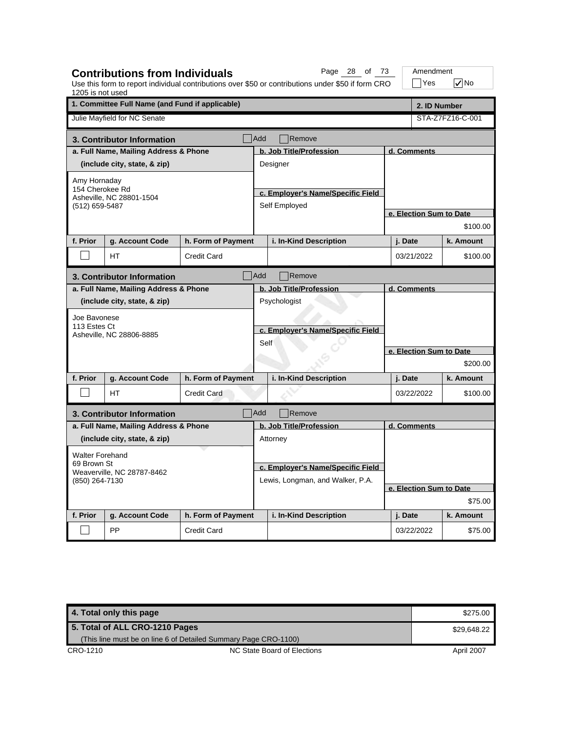## Contributions from Individuals

Use this form to report individual contributions over $50 or contributions under $50 if form CRO 1205 is not used

Amendment: ☐ Yes ☑ No

| 1. Committee Full Name (and Fund if applicable) | 2. ID Number |
|---|---|
| Julie Mayfield for NC Senate | STA-Z7FZ16-C-001 |

### 3. Contributor Information

☐ Add ☐ Remove

| a. Full Name, Mailing Address & Phone (include city, state, & zip) | b. Job Title/Profession | c. Employer's Name/Specific Field | d. Comments | e. Election Sum to Date |
|---|---|---|---|---|
| Amy Hornaday<br>154 Cherokee Rd<br>Asheville, NC 28801-1504<br>(512) 659-5487 | Designer | Self Employed | | $100.00 |

| f. Prior | g. Account Code | h. Form of Payment | i. In-Kind Description | j. Date | k. Amount |
|---|---|---|---|---|---|
| ☐ | HT | Credit Card | | 03/21/2022 | $100.00 |

### 3. Contributor Information

☐ Add ☐ Remove

| a. Full Name, Mailing Address & Phone (include city, state, & zip) | b. Job Title/Profession | c. Employer's Name/Specific Field | d. Comments | e. Election Sum to Date |
|---|---|---|---|---|
| Joe Bavonese<br>113 Estes Ct<br>Asheville, NC 28806-8885 | Psychologist | Self | | $200.00 |

| f. Prior | g. Account Code | h. Form of Payment | i. In-Kind Description | j. Date | k. Amount |
|---|---|---|---|---|---|
| ☐ | HT | Credit Card | | 03/22/2022 | $100.00 |

### 3. Contributor Information

☐ Add ☐ Remove

| a. Full Name, Mailing Address & Phone (include city, state, & zip) | b. Job Title/Profession | c. Employer's Name/Specific Field | d. Comments | e. Election Sum to Date |
|---|---|---|---|---|
| Walter Forehand<br>69 Brown St<br>Weaverville, NC 28787-8462<br>(850) 264-7130 | Attorney | Lewis, Longman, and Walker, P.A. | | $75.00 |

| f. Prior | g. Account Code | h. Form of Payment | i. In-Kind Description | j. Date | k. Amount |
|---|---|---|---|---|---|
| ☐ | PP | Credit Card | | 03/22/2022 | $75.00 |

| | |
|---|---|
| **4. Total only this page** | $275.00 |
| **5. Total of ALL CRO-1210 Pages** (This line must be on line 6 of Detailed Summary Page CRO-1100) | $29,648.22 |

CRO-1210 NC State Board of Elections April 2007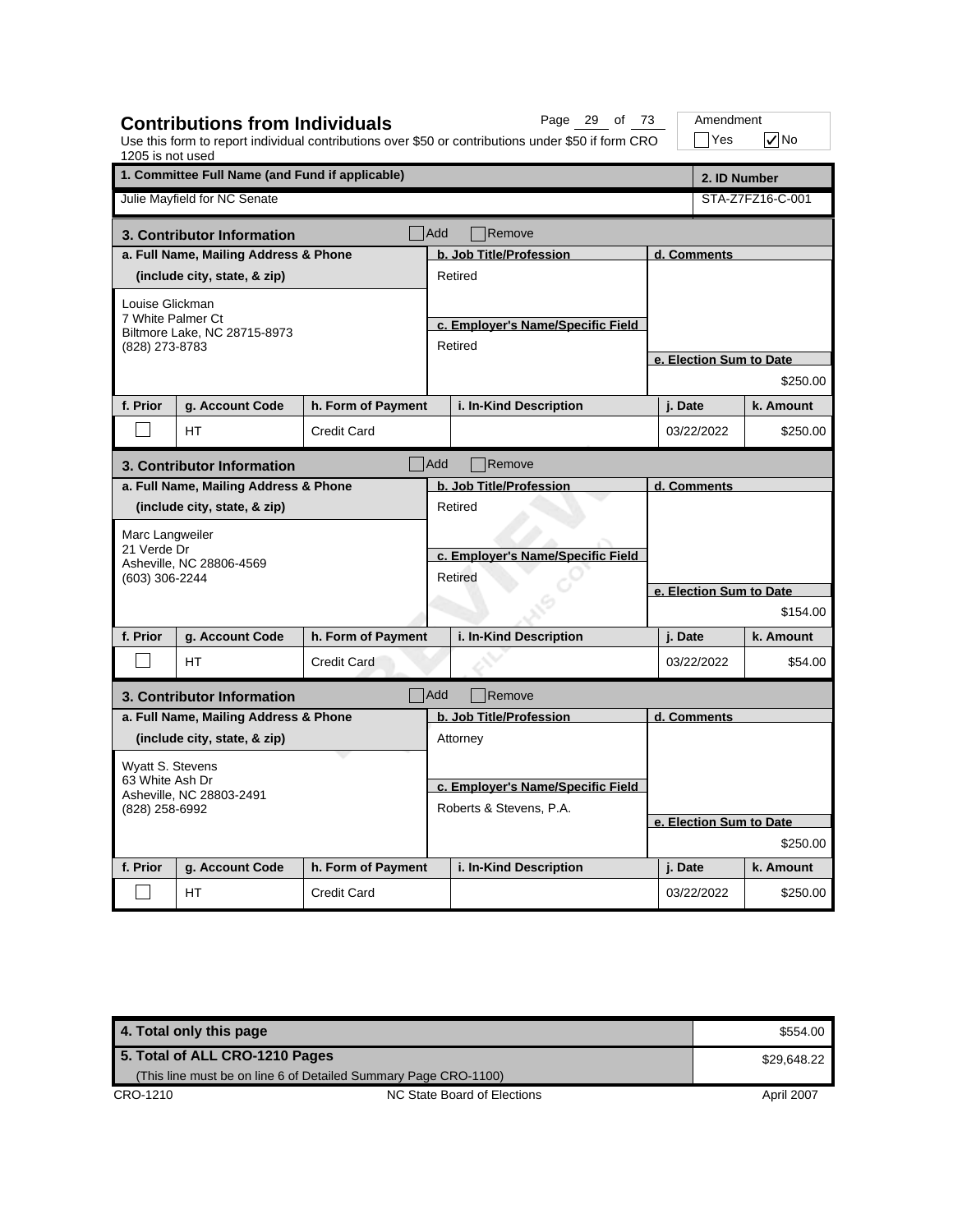## Contributions from Individuals

Use this form to report individual contributions over $50 or contributions under $50 if form CRO 1205 is not used

Amendment: ☐ Yes ☑ No

| 1. Committee Full Name (and Fund if applicable) | 2. ID Number |
|---|---|
| Julie Mayfield for NC Senate | STA-Z7FZ16-C-001 |

### 3. Contributor Information ☐ Add ☐ Remove

| a. Full Name, Mailing Address & Phone (include city, state, & zip) | b. Job Title/Profession | c. Employer's Name/Specific Field | d. Comments | e. Election Sum to Date |
|---|---|---|---|---|
| Louise Glickman<br>7 White Palmer Ct<br>Biltmore Lake, NC 28715-8973<br>(828) 273-8783 | Retired | Retired | | $250.00 |

| f. Prior | g. Account Code | h. Form of Payment | i. In-Kind Description | j. Date | k. Amount |
|---|---|---|---|---|---|
| ☐ | HT | Credit Card | | 03/22/2022 | $250.00 |

### 3. Contributor Information ☐ Add ☐ Remove

| a. Full Name, Mailing Address & Phone (include city, state, & zip) | b. Job Title/Profession | c. Employer's Name/Specific Field | d. Comments | e. Election Sum to Date |
|---|---|---|---|---|
| Marc Langweiler<br>21 Verde Dr<br>Asheville, NC 28806-4569<br>(603) 306-2244 | Retired | Retired | | $154.00 |

| f. Prior | g. Account Code | h. Form of Payment | i. In-Kind Description | j. Date | k. Amount |
|---|---|---|---|---|---|
| ☐ | HT | Credit Card | | 03/22/2022 | $54.00 |

### 3. Contributor Information ☐ Add ☐ Remove

| a. Full Name, Mailing Address & Phone (include city, state, & zip) | b. Job Title/Profession | c. Employer's Name/Specific Field | d. Comments | e. Election Sum to Date |
|---|---|---|---|---|
| Wyatt S. Stevens<br>63 White Ash Dr<br>Asheville, NC 28803-2491<br>(828) 258-6992 | Attorney | Roberts & Stevens, P.A. | | $250.00 |

| f. Prior | g. Account Code | h. Form of Payment | i. In-Kind Description | j. Date | k. Amount |
|---|---|---|---|---|---|
| ☐ | HT | Credit Card | | 03/22/2022 | $250.00 |

| | |
|---|---|
| **4. Total only this page** | $554.00 |
| **5. Total of ALL CRO-1210 Pages** (This line must be on line 6 of Detailed Summary Page CRO-1100) | $29,648.22 |

CRO-1210 — NC State Board of Elections — April 2007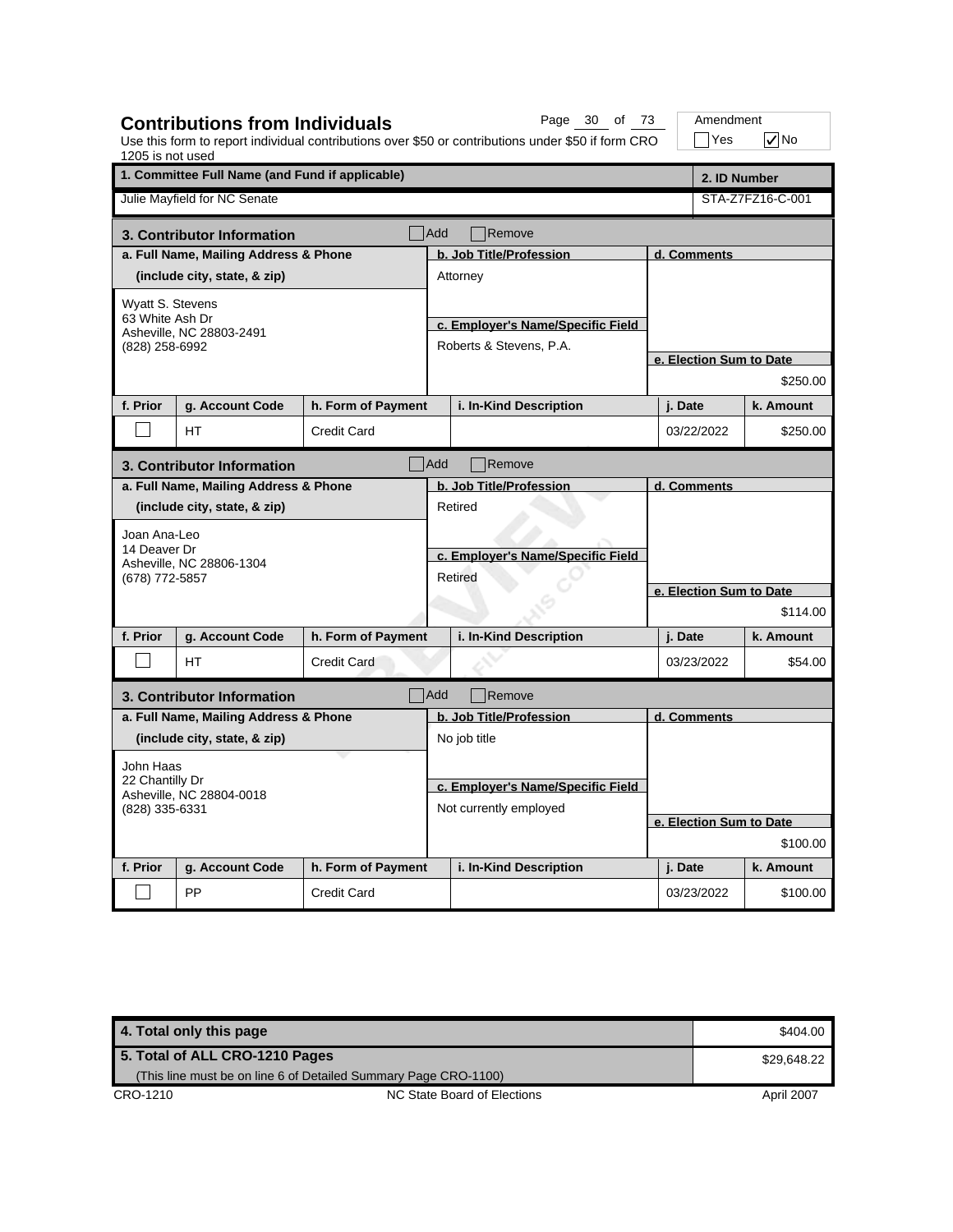## Contributions from Individuals

Use this form to report individual contributions over $50 or contributions under $50 if form CRO 1205 is not used

Amendment ☐ Yes ☑ No

| 1. Committee Full Name (and Fund if applicable) | 2. ID Number |
|---|---|
| Julie Mayfield for NC Senate | STA-Z7FZ16-C-001 |

### 3. Contributor Information ☐ Add ☐ Remove

| a. Full Name, Mailing Address & Phone (include city, state, & zip) | b. Job Title/Profession | c. Employer's Name/Specific Field | d. Comments | e. Election Sum to Date |
|---|---|---|---|---|
| Wyatt S. Stevens<br>63 White Ash Dr<br>Asheville, NC 28803-2491<br>(828) 258-6992 | Attorney | Roberts & Stevens, P.A. | | $250.00 |

| f. Prior | g. Account Code | h. Form of Payment | i. In-Kind Description | j. Date | k. Amount |
|---|---|---|---|---|---|
| ☐ | HT | Credit Card | | 03/22/2022 | $250.00 |

### 3. Contributor Information ☐ Add ☐ Remove

| a. Full Name, Mailing Address & Phone (include city, state, & zip) | b. Job Title/Profession | c. Employer's Name/Specific Field | d. Comments | e. Election Sum to Date |
|---|---|---|---|---|
| Joan Ana-Leo<br>14 Deaver Dr<br>Asheville, NC 28806-1304<br>(678) 772-5857 | Retired | Retired | | $114.00 |

| f. Prior | g. Account Code | h. Form of Payment | i. In-Kind Description | j. Date | k. Amount |
|---|---|---|---|---|---|
| ☐ | HT | Credit Card | | 03/23/2022 | $54.00 |

### 3. Contributor Information ☐ Add ☐ Remove

| a. Full Name, Mailing Address & Phone (include city, state, & zip) | b. Job Title/Profession | c. Employer's Name/Specific Field | d. Comments | e. Election Sum to Date |
|---|---|---|---|---|
| John Haas<br>22 Chantilly Dr<br>Asheville, NC 28804-0018<br>(828) 335-6331 | No job title | Not currently employed | | $100.00 |

| f. Prior | g. Account Code | h. Form of Payment | i. In-Kind Description | j. Date | k. Amount |
|---|---|---|---|---|---|
| ☐ | PP | Credit Card | | 03/23/2022 | $100.00 |

| | |
|---|---|
| 4. Total only this page | $404.00 |
| 5. Total of ALL CRO-1210 Pages (This line must be on line 6 of Detailed Summary Page CRO-1100) | $29,648.22 |

CRO-1210 NC State Board of Elections April 2007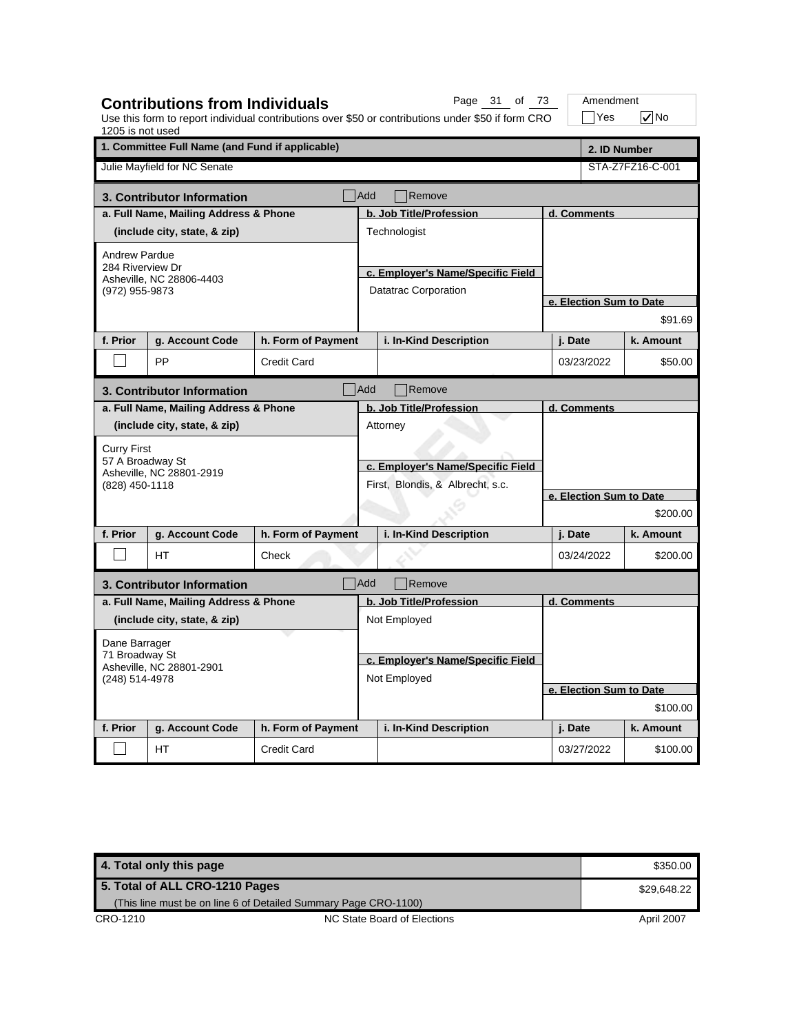## Contributions from Individuals

Use this form to report individual contributions over $50 or contributions under $50 if form CRO 1205 is not used

Amendment: ☐ Yes ☑ No

| 1. Committee Full Name (and Fund if applicable) | 2. ID Number |
|---|---|
| Julie Mayfield for NC Senate | STA-Z7FZ16-C-001 |

### 3. Contributor Information ☐ Add ☐ Remove

| a. Full Name, Mailing Address & Phone (include city, state, & zip) | b. Job Title/Profession | c. Employer's Name/Specific Field | d. Comments | e. Election Sum to Date |
|---|---|---|---|---|
| Andrew Pardue<br>284 Riverview Dr<br>Asheville, NC 28806-4403<br>(972) 955-9873 | Technologist | Datatrac Corporation | | $91.69 |

| f. Prior | g. Account Code | h. Form of Payment | i. In-Kind Description | j. Date | k. Amount |
|---|---|---|---|---|---|
| ☐ | PP | Credit Card | | 03/23/2022 | $50.00 |

### 3. Contributor Information ☐ Add ☐ Remove

| a. Full Name, Mailing Address & Phone (include city, state, & zip) | b. Job Title/Profession | c. Employer's Name/Specific Field | d. Comments | e. Election Sum to Date |
|---|---|---|---|---|
| Curry First<br>57 A Broadway St<br>Asheville, NC 28801-2919<br>(828) 450-1118 | Attorney | First, Blondis, & Albrecht, s.c. | | $200.00 |

| f. Prior | g. Account Code | h. Form of Payment | i. In-Kind Description | j. Date | k. Amount |
|---|---|---|---|---|---|
| ☐ | HT | Check | | 03/24/2022 | $200.00 |

### 3. Contributor Information ☐ Add ☐ Remove

| a. Full Name, Mailing Address & Phone (include city, state, & zip) | b. Job Title/Profession | c. Employer's Name/Specific Field | d. Comments | e. Election Sum to Date |
|---|---|---|---|---|
| Dane Barrager<br>71 Broadway St<br>Asheville, NC 28801-2901<br>(248) 514-4978 | Not Employed | Not Employed | | $100.00 |

| f. Prior | g. Account Code | h. Form of Payment | i. In-Kind Description | j. Date | k. Amount |
|---|---|---|---|---|---|
| ☐ | HT | Credit Card | | 03/27/2022 | $100.00 |

| | |
|---|---|
| 4. Total only this page | $350.00 |
| 5. Total of ALL CRO-1210 Pages<br>(This line must be on line 6 of Detailed Summary Page CRO-1100) | $29,648.22 |

CRO-1210 NC State Board of Elections April 2007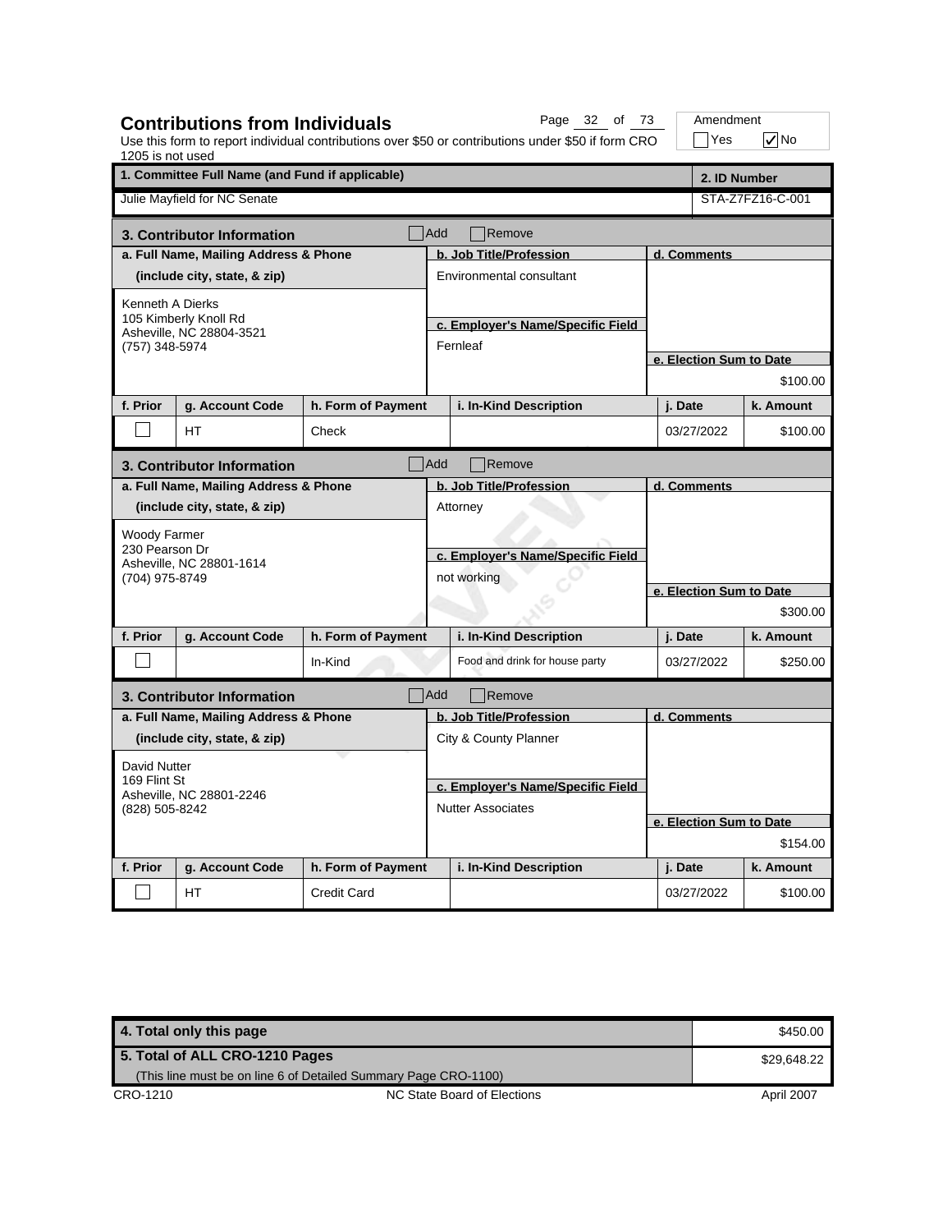## Contributions from Individuals

Use this form to report individual contributions over $50 or contributions under $50 if form CRO 1205 is not used

Amendment ☐ Yes ☑ No

| 1. Committee Full Name (and Fund if applicable) | 2. ID Number |
|---|---|
| Julie Mayfield for NC Senate | STA-Z7FZ16-C-001 |

### 3. Contributor Information ☐ Add ☐ Remove

| a. Full Name, Mailing Address & Phone (include city, state, & zip) | b. Job Title/Profession | c. Employer's Name/Specific Field | d. Comments | e. Election Sum to Date |
|---|---|---|---|---|
| Kenneth A Dierks<br>105 Kimberly Knoll Rd<br>Asheville, NC 28804-3521<br>(757) 348-5974 | Environmental consultant | Fernleaf | | $100.00 |

| f. Prior | g. Account Code | h. Form of Payment | i. In-Kind Description | j. Date | k. Amount |
|---|---|---|---|---|---|
| ☐ | HT | Check | | 03/27/2022 | $100.00 |

### 3. Contributor Information ☐ Add ☐ Remove

| a. Full Name, Mailing Address & Phone (include city, state, & zip) | b. Job Title/Profession | c. Employer's Name/Specific Field | d. Comments | e. Election Sum to Date |
|---|---|---|---|---|
| Woody Farmer<br>230 Pearson Dr<br>Asheville, NC 28801-1614<br>(704) 975-8749 | Attorney | not working | | $300.00 |

| f. Prior | g. Account Code | h. Form of Payment | i. In-Kind Description | j. Date | k. Amount |
|---|---|---|---|---|---|
| ☐ | | In-Kind | Food and drink for house party | 03/27/2022 | $250.00 |

### 3. Contributor Information ☐ Add ☐ Remove

| a. Full Name, Mailing Address & Phone (include city, state, & zip) | b. Job Title/Profession | c. Employer's Name/Specific Field | d. Comments | e. Election Sum to Date |
|---|---|---|---|---|
| David Nutter<br>169 Flint St<br>Asheville, NC 28801-2246<br>(828) 505-8242 | City & County Planner | Nutter Associates | | $154.00 |

| f. Prior | g. Account Code | h. Form of Payment | i. In-Kind Description | j. Date | k. Amount |
|---|---|---|---|---|---|
| ☐ | HT | Credit Card | | 03/27/2022 | $100.00 |

| | |
|---|---|
| 4. Total only this page | $450.00 |
| 5. Total of ALL CRO-1210 Pages (This line must be on line 6 of Detailed Summary Page CRO-1100) | $29,648.22 |

CRO-1210 NC State Board of Elections April 2007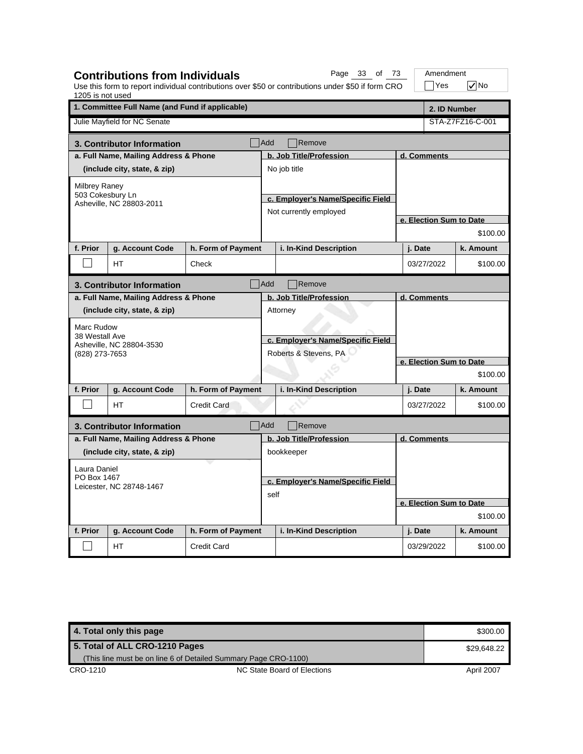## Contributions from Individuals

Use this form to report individual contributions over $50 or contributions under $50 if form CRO 1205 is not used

Amendment: ☐ Yes ☑ No

| 1. Committee Full Name (and Fund if applicable) | 2. ID Number |
|---|---|
| Julie Mayfield for NC Senate | STA-Z7FZ16-C-001 |

### 3. Contributor Information ☐ Add ☐ Remove

| a. Full Name, Mailing Address & Phone (include city, state, & zip) | b. Job Title/Profession | c. Employer's Name/Specific Field | d. Comments | e. Election Sum to Date |
|---|---|---|---|---|
| Milbrey Raney<br>503 Cokesbury Ln<br>Asheville, NC 28803-2011 | No job title | Not currently employed | | $100.00 |

| f. Prior | g. Account Code | h. Form of Payment | i. In-Kind Description | j. Date | k. Amount |
|---|---|---|---|---|---|
| ☐ | HT | Check | | 03/27/2022 | $100.00 |

### 3. Contributor Information ☐ Add ☐ Remove

| a. Full Name, Mailing Address & Phone (include city, state, & zip) | b. Job Title/Profession | c. Employer's Name/Specific Field | d. Comments | e. Election Sum to Date |
|---|---|---|---|---|
| Marc Rudow<br>38 Westall Ave<br>Asheville, NC 28804-3530<br>(828) 273-7653 | Attorney | Roberts & Stevens, PA | | $100.00 |

| f. Prior | g. Account Code | h. Form of Payment | i. In-Kind Description | j. Date | k. Amount |
|---|---|---|---|---|---|
| ☐ | HT | Credit Card | | 03/27/2022 | $100.00 |

### 3. Contributor Information ☐ Add ☐ Remove

| a. Full Name, Mailing Address & Phone (include city, state, & zip) | b. Job Title/Profession | c. Employer's Name/Specific Field | d. Comments | e. Election Sum to Date |
|---|---|---|---|---|
| Laura Daniel<br>PO Box 1467<br>Leicester, NC 28748-1467 | bookkeeper | self | | $100.00 |

| f. Prior | g. Account Code | h. Form of Payment | i. In-Kind Description | j. Date | k. Amount |
|---|---|---|---|---|---|
| ☐ | HT | Credit Card | | 03/29/2022 | $100.00 |

| | |
|---|---|
| **4. Total only this page** | $300.00 |
| **5. Total of ALL CRO-1210 Pages**<br>(This line must be on line 6 of Detailed Summary Page CRO-1100) | $29,648.22 |

CRO-1210 NC State Board of Elections April 2007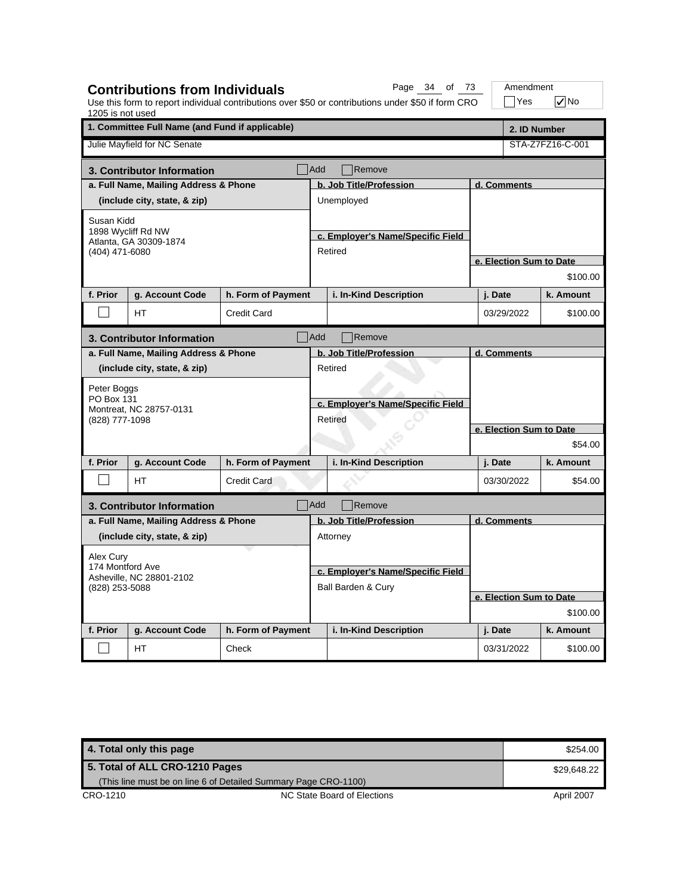## Contributions from Individuals

Use this form to report individual contributions over $50 or contributions under $50 if form CRO 1205 is not used

Amendment: ☐ Yes ☑ No

| 1. Committee Full Name (and Fund if applicable) | 2. ID Number |
|---|---|
| Julie Mayfield for NC Senate | STA-Z7FZ16-C-001 |

### 3. Contributor Information ☐ Add ☐ Remove

| a. Full Name, Mailing Address & Phone (include city, state, & zip) | b. Job Title/Profession | c. Employer's Name/Specific Field | d. Comments | e. Election Sum to Date |
|---|---|---|---|---|
| Susan Kidd<br>1898 Wycliff Rd NW<br>Atlanta, GA 30309-1874<br>(404) 471-6080 | Unemployed | Retired | | $100.00 |

| f. Prior | g. Account Code | h. Form of Payment | i. In-Kind Description | j. Date | k. Amount |
|---|---|---|---|---|---|
| ☐ | HT | Credit Card | | 03/29/2022 | $100.00 |

### 3. Contributor Information ☐ Add ☐ Remove

| a. Full Name, Mailing Address & Phone (include city, state, & zip) | b. Job Title/Profession | c. Employer's Name/Specific Field | d. Comments | e. Election Sum to Date |
|---|---|---|---|---|
| Peter Boggs<br>PO Box 131<br>Montreat, NC 28757-0131<br>(828) 777-1098 | Retired | Retired | | $54.00 |

| f. Prior | g. Account Code | h. Form of Payment | i. In-Kind Description | j. Date | k. Amount |
|---|---|---|---|---|---|
| ☐ | HT | Credit Card | | 03/30/2022 | $54.00 |

### 3. Contributor Information ☐ Add ☐ Remove

| a. Full Name, Mailing Address & Phone (include city, state, & zip) | b. Job Title/Profession | c. Employer's Name/Specific Field | d. Comments | e. Election Sum to Date |
|---|---|---|---|---|
| Alex Cury<br>174 Montford Ave<br>Asheville, NC 28801-2102<br>(828) 253-5088 | Attorney | Ball Barden & Cury | | $100.00 |

| f. Prior | g. Account Code | h. Form of Payment | i. In-Kind Description | j. Date | k. Amount |
|---|---|---|---|---|---|
| ☐ | HT | Check | | 03/31/2022 | $100.00 |

| | |
|---|---|
| 4. Total only this page | $254.00 |
| 5. Total of ALL CRO-1210 Pages (This line must be on line 6 of Detailed Summary Page CRO-1100) | $29,648.22 |

CRO-1210 NC State Board of Elections April 2007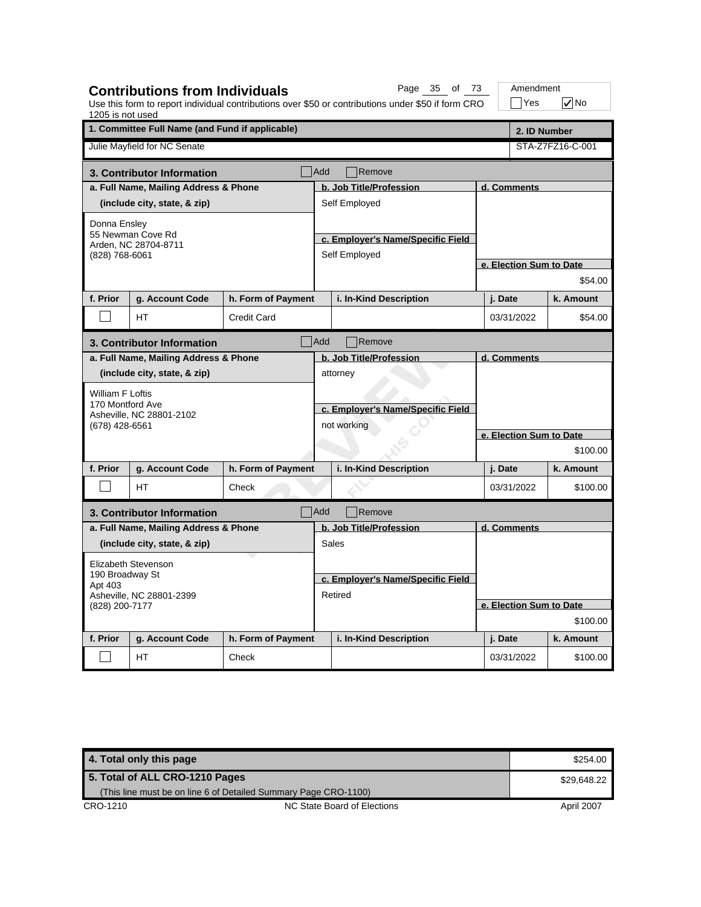## Contributions from Individuals

Use this form to report individual contributions over $50 or contributions under $50 if form CRO 1205 is not used

Amendment ☐ Yes ☑ No

| 1. Committee Full Name (and Fund if applicable) | 2. ID Number |
|---|---|
| Julie Mayfield for NC Senate | STA-Z7FZ16-C-001 |

### 3. Contributor Information ☐ Add ☐ Remove

| a. Full Name, Mailing Address & Phone (include city, state, & zip) | b. Job Title/Profession | c. Employer's Name/Specific Field | d. Comments | e. Election Sum to Date |
|---|---|---|---|---|
| Donna Ensley<br>55 Newman Cove Rd<br>Arden, NC 28704-8711<br>(828) 768-6061 | Self Employed | Self Employed | | $54.00 |

| f. Prior | g. Account Code | h. Form of Payment | i. In-Kind Description | j. Date | k. Amount |
|---|---|---|---|---|---|
| ☐ | HT | Credit Card | | 03/31/2022 | $54.00 |

### 3. Contributor Information ☐ Add ☐ Remove

| a. Full Name, Mailing Address & Phone (include city, state, & zip) | b. Job Title/Profession | c. Employer's Name/Specific Field | d. Comments | e. Election Sum to Date |
|---|---|---|---|---|
| William F Loftis<br>170 Montford Ave<br>Asheville, NC 28801-2102<br>(678) 428-6561 | attorney | not working | | $100.00 |

| f. Prior | g. Account Code | h. Form of Payment | i. In-Kind Description | j. Date | k. Amount |
|---|---|---|---|---|---|
| ☐ | HT | Check | | 03/31/2022 | $100.00 |

### 3. Contributor Information ☐ Add ☐ Remove

| a. Full Name, Mailing Address & Phone (include city, state, & zip) | b. Job Title/Profession | c. Employer's Name/Specific Field | d. Comments | e. Election Sum to Date |
|---|---|---|---|---|
| Elizabeth Stevenson<br>190 Broadway St<br>Apt 403<br>Asheville, NC 28801-2399<br>(828) 200-7177 | Sales | Retired | | $100.00 |

| f. Prior | g. Account Code | h. Form of Payment | i. In-Kind Description | j. Date | k. Amount |
|---|---|---|---|---|---|
| ☐ | HT | Check | | 03/31/2022 | $100.00 |

| | |
|---|---|
| 4. Total only this page | $254.00 |
| 5. Total of ALL CRO-1210 Pages<br>(This line must be on line 6 of Detailed Summary Page CRO-1100) | $29,648.22 |

CRO-1210 NC State Board of Elections April 2007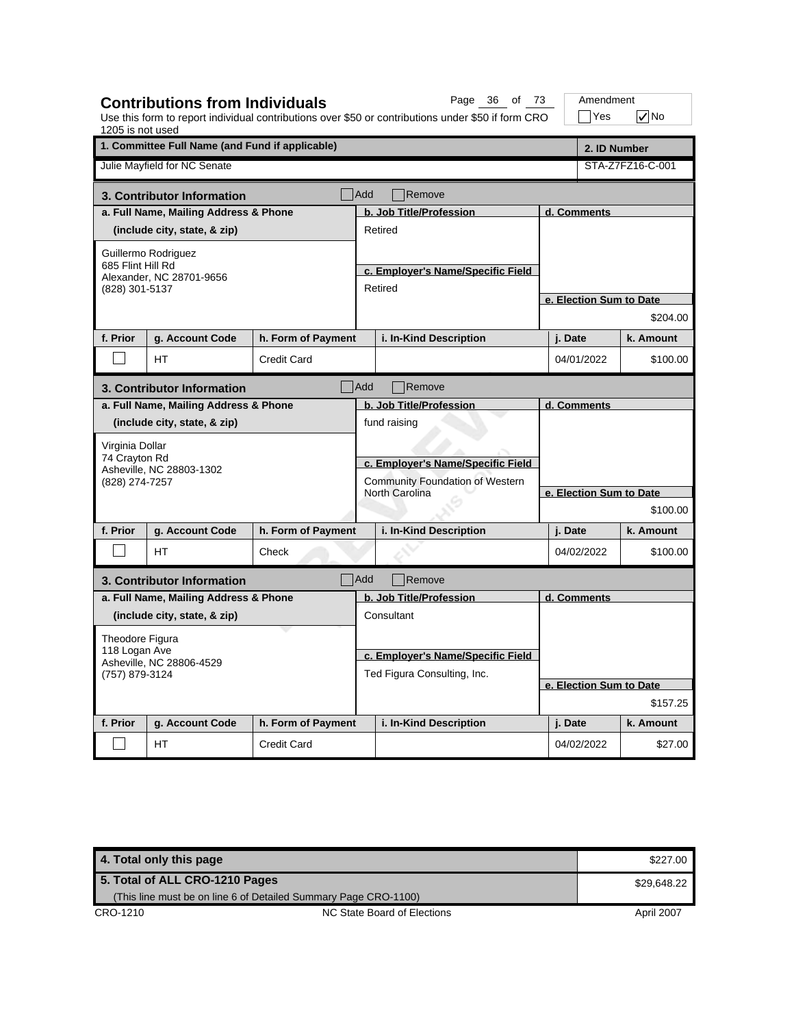## Contributions from Individuals

Use this form to report individual contributions over $50 or contributions under $50 if form CRO 1205 is not used

Amendment: ☐ Yes ☑ No

| 1. Committee Full Name (and Fund if applicable) | 2. ID Number |
|---|---|
| Julie Mayfield for NC Senate | STA-Z7FZ16-C-001 |

### 3. Contributor Information

☐ Add ☐ Remove

| a. Full Name, Mailing Address & Phone (include city, state, & zip) | b. Job Title/Profession | c. Employer's Name/Specific Field | d. Comments | e. Election Sum to Date |
|---|---|---|---|---|
| Guillermo Rodriguez<br>685 Flint Hill Rd<br>Alexander, NC 28701-9656<br>(828) 301-5137 | Retired | Retired | | $204.00 |

| f. Prior | g. Account Code | h. Form of Payment | i. In-Kind Description | j. Date | k. Amount |
|---|---|---|---|---|---|
| ☐ | HT | Credit Card | | 04/01/2022 | $100.00 |

### 3. Contributor Information

☐ Add ☐ Remove

| a. Full Name, Mailing Address & Phone (include city, state, & zip) | b. Job Title/Profession | c. Employer's Name/Specific Field | d. Comments | e. Election Sum to Date |
|---|---|---|---|---|
| Virginia Dollar<br>74 Crayton Rd<br>Asheville, NC 28803-1302<br>(828) 274-7257 | fund raising | Community Foundation of Western North Carolina | | $100.00 |

| f. Prior | g. Account Code | h. Form of Payment | i. In-Kind Description | j. Date | k. Amount |
|---|---|---|---|---|---|
| ☐ | HT | Check | | 04/02/2022 | $100.00 |

### 3. Contributor Information

☐ Add ☐ Remove

| a. Full Name, Mailing Address & Phone (include city, state, & zip) | b. Job Title/Profession | c. Employer's Name/Specific Field | d. Comments | e. Election Sum to Date |
|---|---|---|---|---|
| Theodore Figura<br>118 Logan Ave<br>Asheville, NC 28806-4529<br>(757) 879-3124 | Consultant | Ted Figura Consulting, Inc. | | $157.25 |

| f. Prior | g. Account Code | h. Form of Payment | i. In-Kind Description | j. Date | k. Amount |
|---|---|---|---|---|---|
| ☐ | HT | Credit Card | | 04/02/2022 | $27.00 |

| | |
|---|---|
| 4. Total only this page | $227.00 |
| 5. Total of ALL CRO-1210 Pages<br>(This line must be on line 6 of Detailed Summary Page CRO-1100) | $29,648.22 |

CRO-1210 NC State Board of Elections April 2007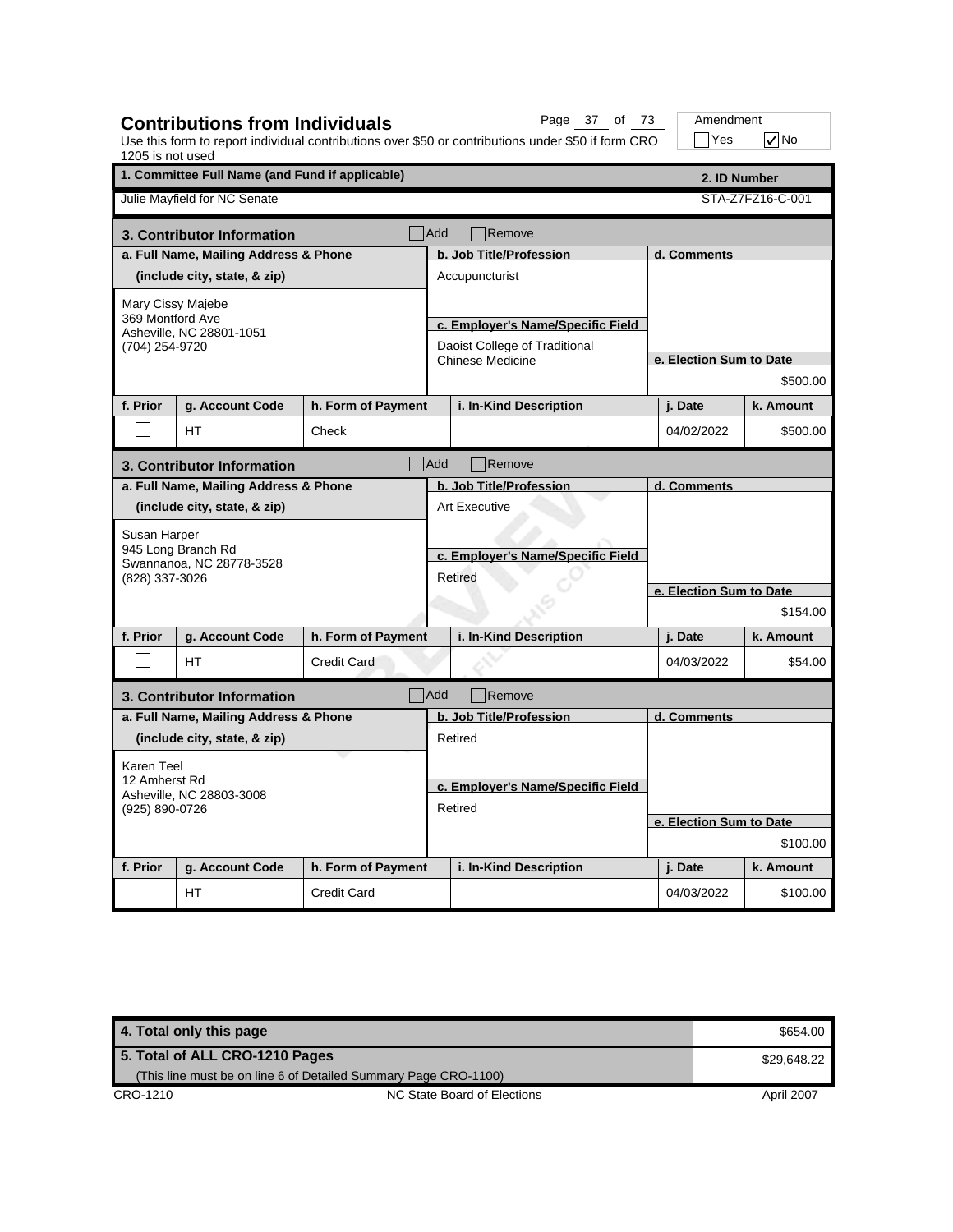## Contributions from Individuals

Use this form to report individual contributions over $50 or contributions under $50 if form CRO 1205 is not used

Amendment: ☐ Yes ☑ No

| 1. Committee Full Name (and Fund if applicable) | 2. ID Number |
|---|---|
| Julie Mayfield for NC Senate | STA-Z7FZ16-C-001 |

### 3. Contributor Information ☐ Add ☐ Remove

| a. Full Name, Mailing Address & Phone (include city, state, & zip) | b. Job Title/Profession | c. Employer's Name/Specific Field | d. Comments | e. Election Sum to Date |
|---|---|---|---|---|
| Mary Cissy Majebe<br>369 Montford Ave<br>Asheville, NC 28801-1051<br>(704) 254-9720 | Accupuncturist | Daoist College of Traditional Chinese Medicine | | $500.00 |

| f. Prior | g. Account Code | h. Form of Payment | i. In-Kind Description | j. Date | k. Amount |
|---|---|---|---|---|---|
| ☐ | HT | Check | | 04/02/2022 | $500.00 |

### 3. Contributor Information ☐ Add ☐ Remove

| a. Full Name, Mailing Address & Phone (include city, state, & zip) | b. Job Title/Profession | c. Employer's Name/Specific Field | d. Comments | e. Election Sum to Date |
|---|---|---|---|---|
| Susan Harper<br>945 Long Branch Rd<br>Swannanoa, NC 28778-3528<br>(828) 337-3026 | Art Executive | Retired | | $154.00 |

| f. Prior | g. Account Code | h. Form of Payment | i. In-Kind Description | j. Date | k. Amount |
|---|---|---|---|---|---|
| ☐ | HT | Credit Card | | 04/03/2022 | $54.00 |

### 3. Contributor Information ☐ Add ☐ Remove

| a. Full Name, Mailing Address & Phone (include city, state, & zip) | b. Job Title/Profession | c. Employer's Name/Specific Field | d. Comments | e. Election Sum to Date |
|---|---|---|---|---|
| Karen Teel<br>12 Amherst Rd<br>Asheville, NC 28803-3008<br>(925) 890-0726 | Retired | Retired | | $100.00 |

| f. Prior | g. Account Code | h. Form of Payment | i. In-Kind Description | j. Date | k. Amount |
|---|---|---|---|---|---|
| ☐ | HT | Credit Card | | 04/03/2022 | $100.00 |

| | |
|---|---|
| **4. Total only this page** | $654.00 |
| **5. Total of ALL CRO-1210 Pages** (This line must be on line 6 of Detailed Summary Page CRO-1100) | $29,648.22 |

CRO-1210 — NC State Board of Elections — April 2007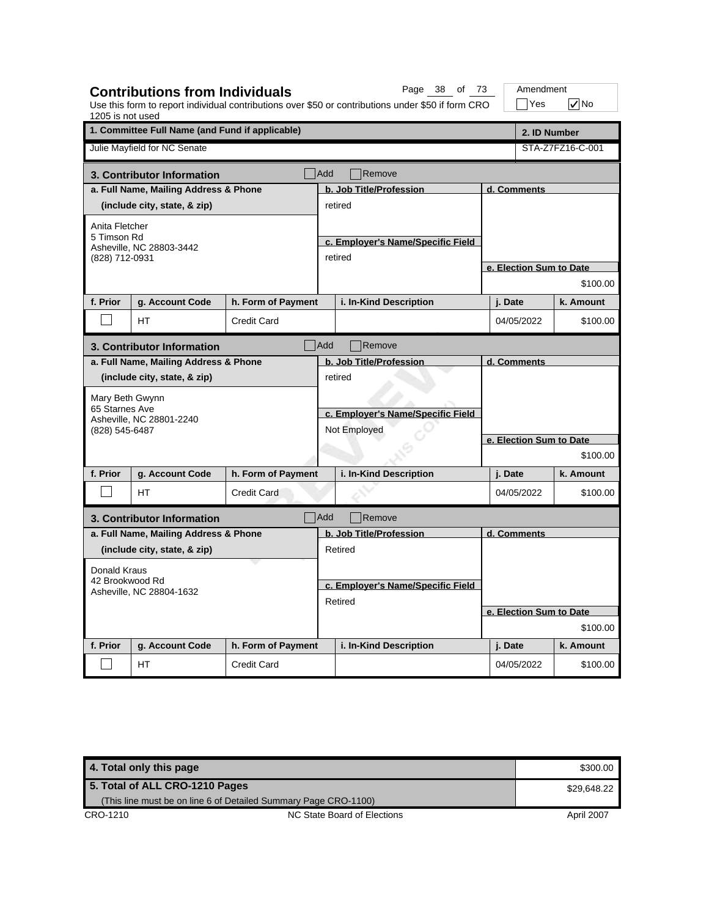## Contributions from Individuals

Use this form to report individual contributions over $50 or contributions under $50 if form CRO 1205 is not used

Amendment: ☐ Yes ☑ No

| 1. Committee Full Name (and Fund if applicable) | 2. ID Number |
|---|---|
| Julie Mayfield for NC Senate | STA-Z7FZ16-C-001 |

### 3. Contributor Information ☐ Add ☐ Remove

| a. Full Name, Mailing Address & Phone (include city, state, & zip) | b. Job Title/Profession | c. Employer's Name/Specific Field | d. Comments | e. Election Sum to Date |
|---|---|---|---|---|
| Anita Fletcher<br>5 Timson Rd<br>Asheville, NC 28803-3442<br>(828) 712-0931 | retired | retired | | $100.00 |

| f. Prior | g. Account Code | h. Form of Payment | i. In-Kind Description | j. Date | k. Amount |
|---|---|---|---|---|---|
| ☐ | HT | Credit Card | | 04/05/2022 | $100.00 |

### 3. Contributor Information ☐ Add ☐ Remove

| a. Full Name, Mailing Address & Phone (include city, state, & zip) | b. Job Title/Profession | c. Employer's Name/Specific Field | d. Comments | e. Election Sum to Date |
|---|---|---|---|---|
| Mary Beth Gwynn<br>65 Starnes Ave<br>Asheville, NC 28801-2240<br>(828) 545-6487 | retired | Not Employed | | $100.00 |

| f. Prior | g. Account Code | h. Form of Payment | i. In-Kind Description | j. Date | k. Amount |
|---|---|---|---|---|---|
| ☐ | HT | Credit Card | | 04/05/2022 | $100.00 |

### 3. Contributor Information ☐ Add ☐ Remove

| a. Full Name, Mailing Address & Phone (include city, state, & zip) | b. Job Title/Profession | c. Employer's Name/Specific Field | d. Comments | e. Election Sum to Date |
|---|---|---|---|---|
| Donald Kraus<br>42 Brookwood Rd<br>Asheville, NC 28804-1632 | Retired | Retired | | $100.00 |

| f. Prior | g. Account Code | h. Form of Payment | i. In-Kind Description | j. Date | k. Amount |
|---|---|---|---|---|---|
| ☐ | HT | Credit Card | | 04/05/2022 | $100.00 |

| | |
|---|---|
| 4. Total only this page | $300.00 |
| 5. Total of ALL CRO-1210 Pages (This line must be on line 6 of Detailed Summary Page CRO-1100) | $29,648.22 |

CRO-1210 — NC State Board of Elections — April 2007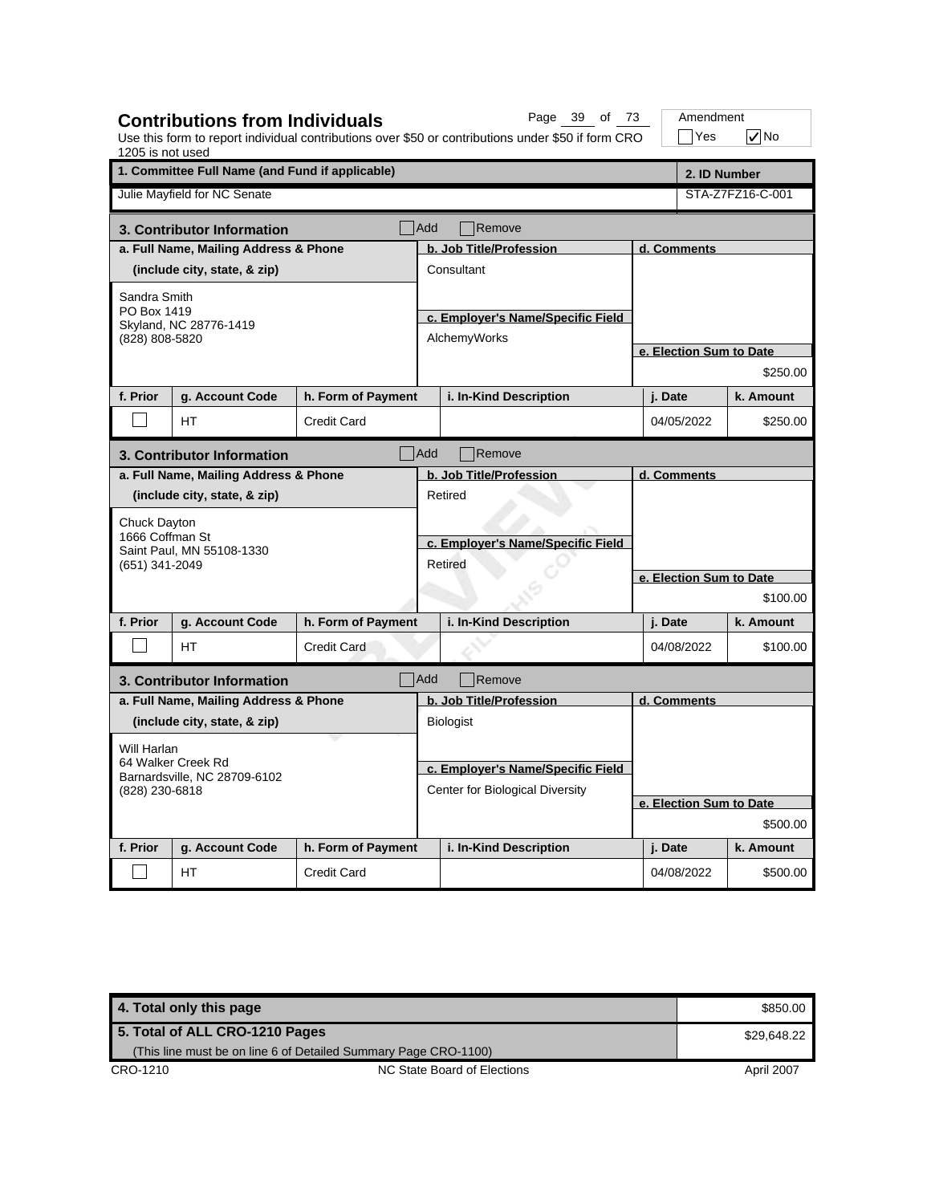## Contributions from Individuals

Use this form to report individual contributions over $50 or contributions under $50 if form CRO 1205 is not used

Amendment: ☐ Yes ☑ No

| 1. Committee Full Name (and Fund if applicable) | 2. ID Number |
|---|---|
| Julie Mayfield for NC Senate | STA-Z7FZ16-C-001 |

### 3. Contributor Information ☐ Add ☐ Remove

| a. Full Name, Mailing Address & Phone (include city, state, & zip) | b. Job Title/Profession | c. Employer's Name/Specific Field | d. Comments | e. Election Sum to Date |
|---|---|---|---|---|
| Sandra Smith<br>PO Box 1419<br>Skyland, NC 28776-1419<br>(828) 808-5820 | Consultant | AlchemyWorks | | $250.00 |

| f. Prior | g. Account Code | h. Form of Payment | i. In-Kind Description | j. Date | k. Amount |
|---|---|---|---|---|---|
| ☐ | HT | Credit Card | | 04/05/2022 | $250.00 |

### 3. Contributor Information ☐ Add ☐ Remove

| a. Full Name, Mailing Address & Phone (include city, state, & zip) | b. Job Title/Profession | c. Employer's Name/Specific Field | d. Comments | e. Election Sum to Date |
|---|---|---|---|---|
| Chuck Dayton<br>1666 Coffman St<br>Saint Paul, MN 55108-1330<br>(651) 341-2049 | Retired | Retired | | $100.00 |

| f. Prior | g. Account Code | h. Form of Payment | i. In-Kind Description | j. Date | k. Amount |
|---|---|---|---|---|---|
| ☐ | HT | Credit Card | | 04/08/2022 | $100.00 |

### 3. Contributor Information ☐ Add ☐ Remove

| a. Full Name, Mailing Address & Phone (include city, state, & zip) | b. Job Title/Profession | c. Employer's Name/Specific Field | d. Comments | e. Election Sum to Date |
|---|---|---|---|---|
| Will Harlan<br>64 Walker Creek Rd<br>Barnardsville, NC 28709-6102<br>(828) 230-6818 | Biologist | Center for Biological Diversity | | $500.00 |

| f. Prior | g. Account Code | h. Form of Payment | i. In-Kind Description | j. Date | k. Amount |
|---|---|---|---|---|---|
| ☐ | HT | Credit Card | | 04/08/2022 | $500.00 |

| | |
|---|---|
| **4. Total only this page** | $850.00 |
| **5. Total of ALL CRO-1210 Pages**<br>(This line must be on line 6 of Detailed Summary Page CRO-1100) | $29,648.22 |

CRO-1210 — NC State Board of Elections — April 2007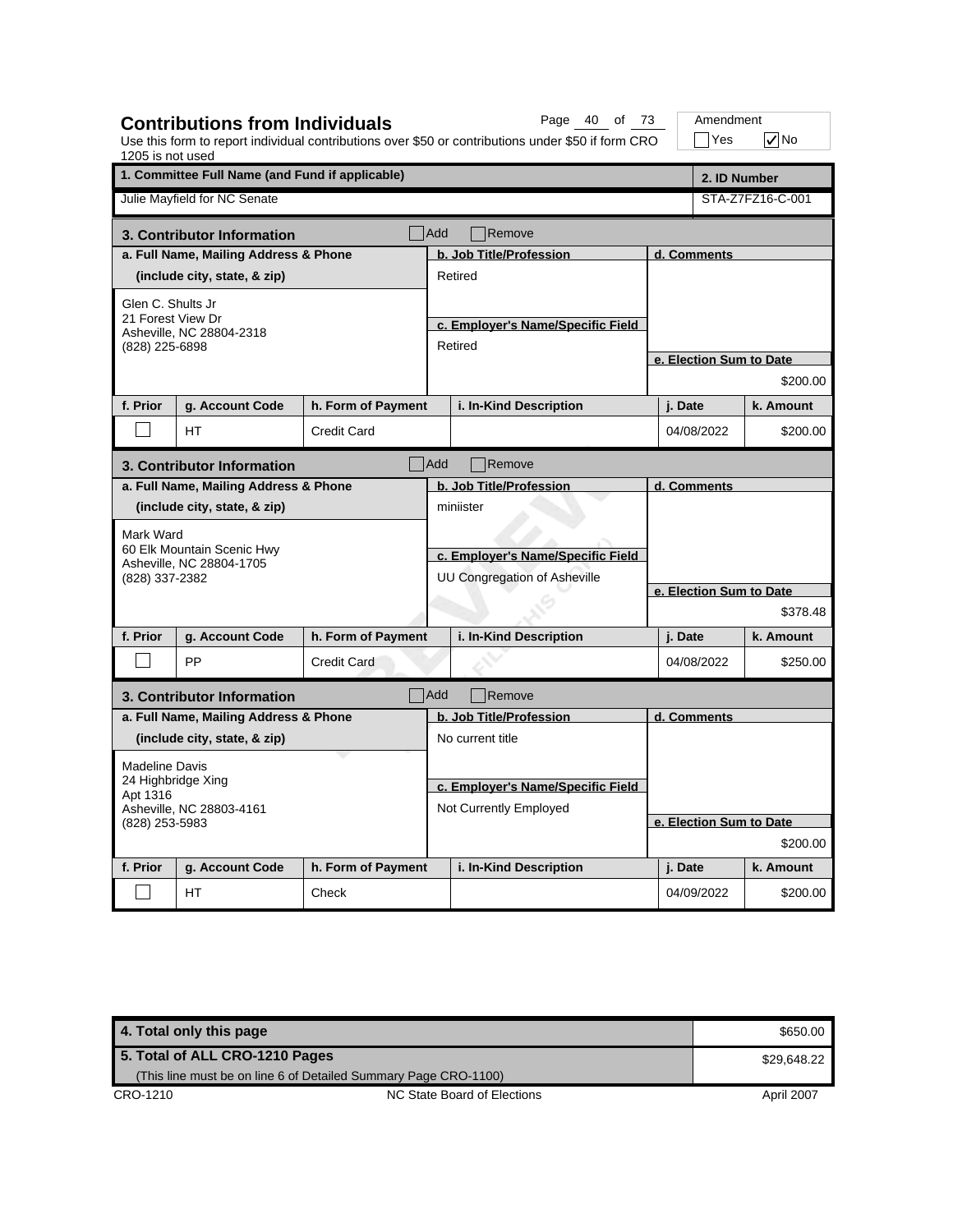# Contributions from Individuals

Use this form to report individual contributions over $50 or contributions under $50 if form CRO 1205 is not used

Amendment: ☐ Yes ☑ No

| 1. Committee Full Name (and Fund if applicable) | 2. ID Number |
|---|---|
| Julie Mayfield for NC Senate | STA-Z7FZ16-C-001 |

## 3. Contributor Information

☐ Add ☐ Remove

| a. Full Name, Mailing Address & Phone (include city, state, & zip) | b. Job Title/Profession | c. Employer's Name/Specific Field | d. Comments | e. Election Sum to Date |
|---|---|---|---|---|
| Glen C. Shults Jr<br>21 Forest View Dr<br>Asheville, NC 28804-2318<br>(828) 225-6898 | Retired | Retired | | $200.00 |

| f. Prior | g. Account Code | h. Form of Payment | i. In-Kind Description | j. Date | k. Amount |
|---|---|---|---|---|---|
| ☐ | HT | Credit Card | | 04/08/2022 | $200.00 |

## 3. Contributor Information

☐ Add ☐ Remove

| a. Full Name, Mailing Address & Phone (include city, state, & zip) | b. Job Title/Profession | c. Employer's Name/Specific Field | d. Comments | e. Election Sum to Date |
|---|---|---|---|---|
| Mark Ward<br>60 Elk Mountain Scenic Hwy<br>Asheville, NC 28804-1705<br>(828) 337-2382 | miniister | UU Congregation of Asheville | | $378.48 |

| f. Prior | g. Account Code | h. Form of Payment | i. In-Kind Description | j. Date | k. Amount |
|---|---|---|---|---|---|
| ☐ | PP | Credit Card | | 04/08/2022 | $250.00 |

## 3. Contributor Information

☐ Add ☐ Remove

| a. Full Name, Mailing Address & Phone (include city, state, & zip) | b. Job Title/Profession | c. Employer's Name/Specific Field | d. Comments | e. Election Sum to Date |
|---|---|---|---|---|
| Madeline Davis<br>24 Highbridge Xing<br>Apt 1316<br>Asheville, NC 28803-4161<br>(828) 253-5983 | No current title | Not Currently Employed | | $200.00 |

| f. Prior | g. Account Code | h. Form of Payment | i. In-Kind Description | j. Date | k. Amount |
|---|---|---|---|---|---|
| ☐ | HT | Check | | 04/09/2022 | $200.00 |

| | |
|---|---|
| 4. Total only this page | $650.00 |
| 5. Total of ALL CRO-1210 Pages (This line must be on line 6 of Detailed Summary Page CRO-1100) | $29,648.22 |

CRO-1210 NC State Board of Elections April 2007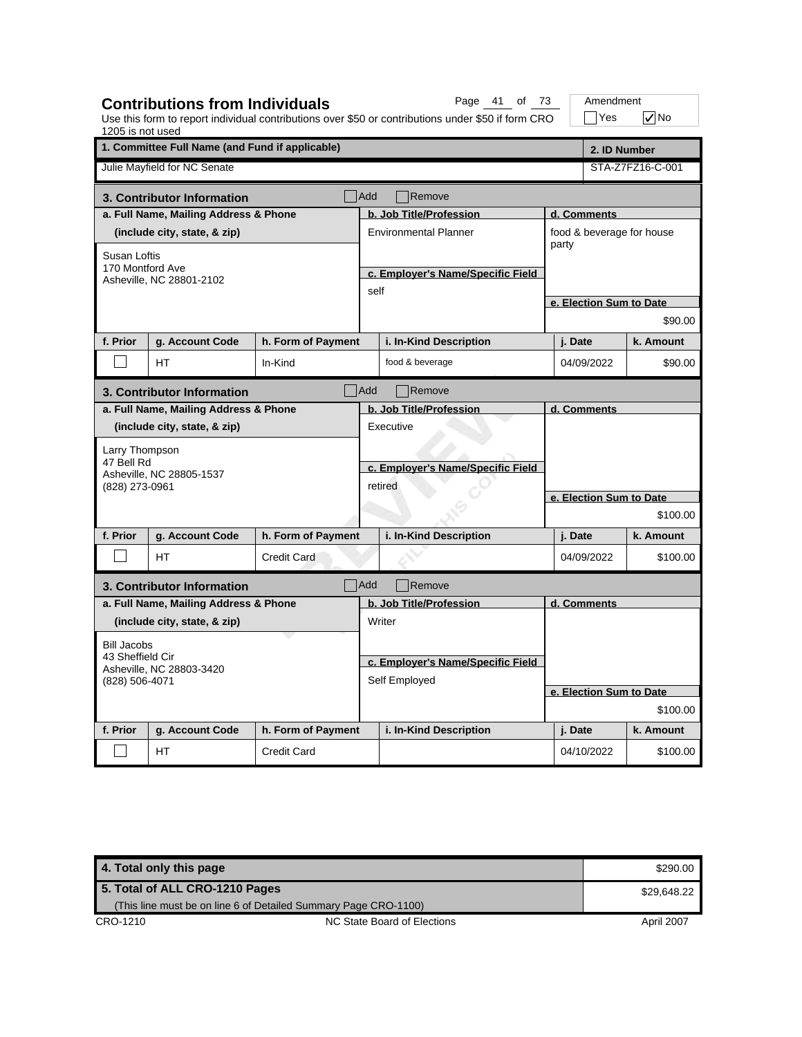## Contributions from Individuals

Use this form to report individual contributions over $50 or contributions under $50 if form CRO 1205 is not used

Amendment ☐ Yes ☑ No

| 1. Committee Full Name (and Fund if applicable) | 2. ID Number |
|---|---|
| Julie Mayfield for NC Senate | STA-Z7FZ16-C-001 |

### 3. Contributor Information ☐ Add ☐ Remove

| a. Full Name, Mailing Address & Phone (include city, state, & zip) | b. Job Title/Profession | c. Employer's Name/Specific Field | d. Comments | e. Election Sum to Date |
|---|---|---|---|---|
| Susan Loftis<br>170 Montford Ave<br>Asheville, NC 28801-2102 | Environmental Planner | self | food & beverage for house party | $90.00 |

| f. Prior | g. Account Code | h. Form of Payment | i. In-Kind Description | j. Date | k. Amount |
|---|---|---|---|---|---|
| ☐ | HT | In-Kind | food & beverage | 04/09/2022 | $90.00 |

### 3. Contributor Information ☐ Add ☐ Remove

| a. Full Name, Mailing Address & Phone (include city, state, & zip) | b. Job Title/Profession | c. Employer's Name/Specific Field | d. Comments | e. Election Sum to Date |
|---|---|---|---|---|
| Larry Thompson<br>47 Bell Rd<br>Asheville, NC 28805-1537<br>(828) 273-0961 | Executive | retired | | $100.00 |

| f. Prior | g. Account Code | h. Form of Payment | i. In-Kind Description | j. Date | k. Amount |
|---|---|---|---|---|---|
| ☐ | HT | Credit Card | | 04/09/2022 | $100.00 |

### 3. Contributor Information ☐ Add ☐ Remove

| a. Full Name, Mailing Address & Phone (include city, state, & zip) | b. Job Title/Profession | c. Employer's Name/Specific Field | d. Comments | e. Election Sum to Date |
|---|---|---|---|---|
| Bill Jacobs<br>43 Sheffield Cir<br>Asheville, NC 28803-3420<br>(828) 506-4071 | Writer | Self Employed | | $100.00 |

| f. Prior | g. Account Code | h. Form of Payment | i. In-Kind Description | j. Date | k. Amount |
|---|---|---|---|---|---|
| ☐ | HT | Credit Card | | 04/10/2022 | $100.00 |

| | |
|---|---|
| **4. Total only this page** | $290.00 |
| **5. Total of ALL CRO-1210 Pages** (This line must be on line 6 of Detailed Summary Page CRO-1100) | $29,648.22 |

CRO-1210 NC State Board of Elections April 2007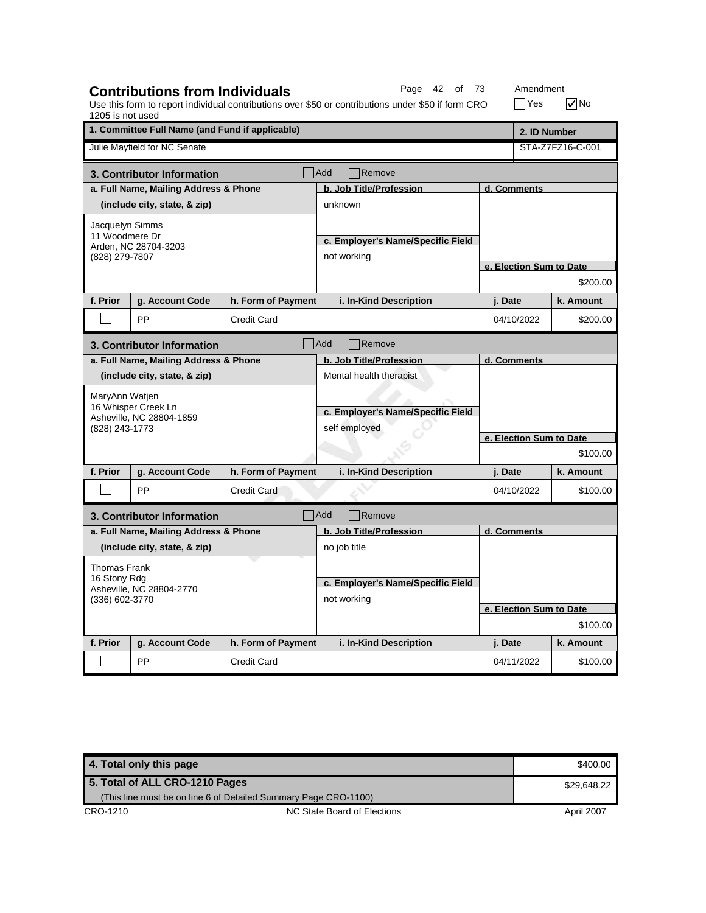## Contributions from Individuals

Use this form to report individual contributions over $50 or contributions under $50 if form CRO 1205 is not used

Amendment: ☐ Yes ☑ No

| 1. Committee Full Name (and Fund if applicable) | 2. ID Number |
| --- | --- |
| Julie Mayfield for NC Senate | STA-Z7FZ16-C-001 |

### 3. Contributor Information ☐ Add ☐ Remove

| a. Full Name, Mailing Address & Phone (include city, state, & zip) | b. Job Title/Profession | c. Employer's Name/Specific Field | d. Comments | e. Election Sum to Date |
| --- | --- | --- | --- | --- |
| Jacquelyn Simms<br>11 Woodmere Dr<br>Arden, NC 28704-3203<br>(828) 279-7807 | unknown | not working | | $200.00 |

| f. Prior | g. Account Code | h. Form of Payment | i. In-Kind Description | j. Date | k. Amount |
| --- | --- | --- | --- | --- | --- |
| ☐ | PP | Credit Card | | 04/10/2022 | $200.00 |

### 3. Contributor Information ☐ Add ☐ Remove

| a. Full Name, Mailing Address & Phone (include city, state, & zip) | b. Job Title/Profession | c. Employer's Name/Specific Field | d. Comments | e. Election Sum to Date |
| --- | --- | --- | --- | --- |
| MaryAnn Watjen<br>16 Whisper Creek Ln<br>Asheville, NC 28804-1859<br>(828) 243-1773 | Mental health therapist | self employed | | $100.00 |

| f. Prior | g. Account Code | h. Form of Payment | i. In-Kind Description | j. Date | k. Amount |
| --- | --- | --- | --- | --- | --- |
| ☐ | PP | Credit Card | | 04/10/2022 | $100.00 |

### 3. Contributor Information ☐ Add ☐ Remove

| a. Full Name, Mailing Address & Phone (include city, state, & zip) | b. Job Title/Profession | c. Employer's Name/Specific Field | d. Comments | e. Election Sum to Date |
| --- | --- | --- | --- | --- |
| Thomas Frank<br>16 Stony Rdg<br>Asheville, NC 28804-2770<br>(336) 602-3770 | no job title | not working | | $100.00 |

| f. Prior | g. Account Code | h. Form of Payment | i. In-Kind Description | j. Date | k. Amount |
| --- | --- | --- | --- | --- | --- |
| ☐ | PP | Credit Card | | 04/11/2022 | $100.00 |

| | |
| --- | --- |
| **4. Total only this page** | $400.00 |
| **5. Total of ALL CRO-1210 Pages** (This line must be on line 6 of Detailed Summary Page CRO-1100) | $29,648.22 |

CRO-1210 — NC State Board of Elections — April 2007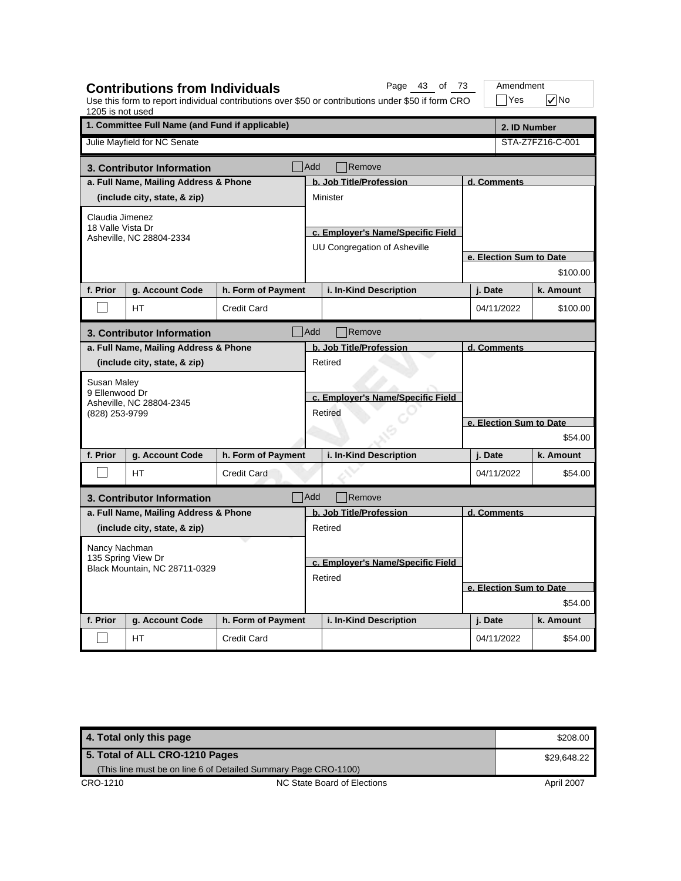## Contributions from Individuals

Use this form to report individual contributions over $50 or contributions under $50 if form CRO 1205 is not used

Amendment: ☐ Yes ☑ No

| 1. Committee Full Name (and Fund if applicable) | 2. ID Number |
|---|---|
| Julie Mayfield for NC Senate | STA-Z7FZ16-C-001 |

### 3. Contributor Information ☐ Add ☐ Remove

| a. Full Name, Mailing Address & Phone (include city, state, & zip) | b. Job Title/Profession | c. Employer's Name/Specific Field | d. Comments | e. Election Sum to Date |
|---|---|---|---|---|
| Claudia Jimenez<br>18 Valle Vista Dr<br>Asheville, NC 28804-2334 | Minister | UU Congregation of Asheville | | $100.00 |

| f. Prior | g. Account Code | h. Form of Payment | i. In-Kind Description | j. Date | k. Amount |
|---|---|---|---|---|---|
| ☐ | HT | Credit Card | | 04/11/2022 | $100.00 |

### 3. Contributor Information ☐ Add ☐ Remove

| a. Full Name, Mailing Address & Phone (include city, state, & zip) | b. Job Title/Profession | c. Employer's Name/Specific Field | d. Comments | e. Election Sum to Date |
|---|---|---|---|---|
| Susan Maley<br>9 Ellenwood Dr<br>Asheville, NC 28804-2345<br>(828) 253-9799 | Retired | Retired | | $54.00 |

| f. Prior | g. Account Code | h. Form of Payment | i. In-Kind Description | j. Date | k. Amount |
|---|---|---|---|---|---|
| ☐ | HT | Credit Card | | 04/11/2022 | $54.00 |

### 3. Contributor Information ☐ Add ☐ Remove

| a. Full Name, Mailing Address & Phone (include city, state, & zip) | b. Job Title/Profession | c. Employer's Name/Specific Field | d. Comments | e. Election Sum to Date |
|---|---|---|---|---|
| Nancy Nachman<br>135 Spring View Dr<br>Black Mountain, NC 28711-0329 | Retired | Retired | | $54.00 |

| f. Prior | g. Account Code | h. Form of Payment | i. In-Kind Description | j. Date | k. Amount |
|---|---|---|---|---|---|
| ☐ | HT | Credit Card | | 04/11/2022 | $54.00 |

| | |
|---|---|
| 4. Total only this page | $208.00 |
| 5. Total of ALL CRO-1210 Pages (This line must be on line 6 of Detailed Summary Page CRO-1100) | $29,648.22 |

CRO-1210 NC State Board of Elections April 2007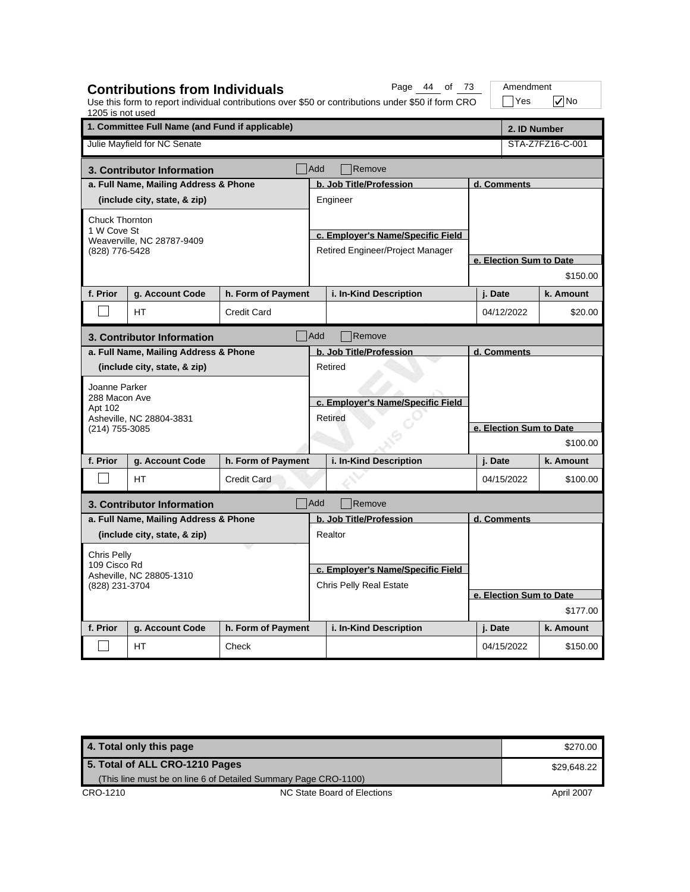# Contributions from Individuals

Use this form to report individual contributions over $50 or contributions under $50 if form CRO 1205 is not used

Amendment: ☐ Yes ☑ No

| 1. Committee Full Name (and Fund if applicable) | 2. ID Number |
|---|---|
| Julie Mayfield for NC Senate | STA-Z7FZ16-C-001 |

## 3. Contributor Information

☐ Add ☐ Remove

| a. Full Name, Mailing Address & Phone (include city, state, & zip) | b. Job Title/Profession | c. Employer's Name/Specific Field | d. Comments | e. Election Sum to Date |
|---|---|---|---|---|
| Chuck Thornton<br>1 W Cove St<br>Weaverville, NC 28787-9409<br>(828) 776-5428 | Engineer | Retired Engineer/Project Manager | | $150.00 |

| f. Prior | g. Account Code | h. Form of Payment | i. In-Kind Description | j. Date | k. Amount |
|---|---|---|---|---|---|
| ☐ | HT | Credit Card | | 04/12/2022 | $20.00 |

## 3. Contributor Information

☐ Add ☐ Remove

| a. Full Name, Mailing Address & Phone (include city, state, & zip) | b. Job Title/Profession | c. Employer's Name/Specific Field | d. Comments | e. Election Sum to Date |
|---|---|---|---|---|
| Joanne Parker<br>288 Macon Ave<br>Apt 102<br>Asheville, NC 28804-3831<br>(214) 755-3085 | Retired | Retired | | $100.00 |

| f. Prior | g. Account Code | h. Form of Payment | i. In-Kind Description | j. Date | k. Amount |
|---|---|---|---|---|---|
| ☐ | HT | Credit Card | | 04/15/2022 | $100.00 |

## 3. Contributor Information

☐ Add ☐ Remove

| a. Full Name, Mailing Address & Phone (include city, state, & zip) | b. Job Title/Profession | c. Employer's Name/Specific Field | d. Comments | e. Election Sum to Date |
|---|---|---|---|---|
| Chris Pelly<br>109 Cisco Rd<br>Asheville, NC 28805-1310<br>(828) 231-3704 | Realtor | Chris Pelly Real Estate | | $177.00 |

| f. Prior | g. Account Code | h. Form of Payment | i. In-Kind Description | j. Date | k. Amount |
|---|---|---|---|---|---|
| ☐ | HT | Check | | 04/15/2022 | $150.00 |

| | |
|---|---|
| **4. Total only this page** | $270.00 |
| **5. Total of ALL CRO-1210 Pages** (This line must be on line 6 of Detailed Summary Page CRO-1100) | $29,648.22 |

CRO-1210 NC State Board of Elections April 2007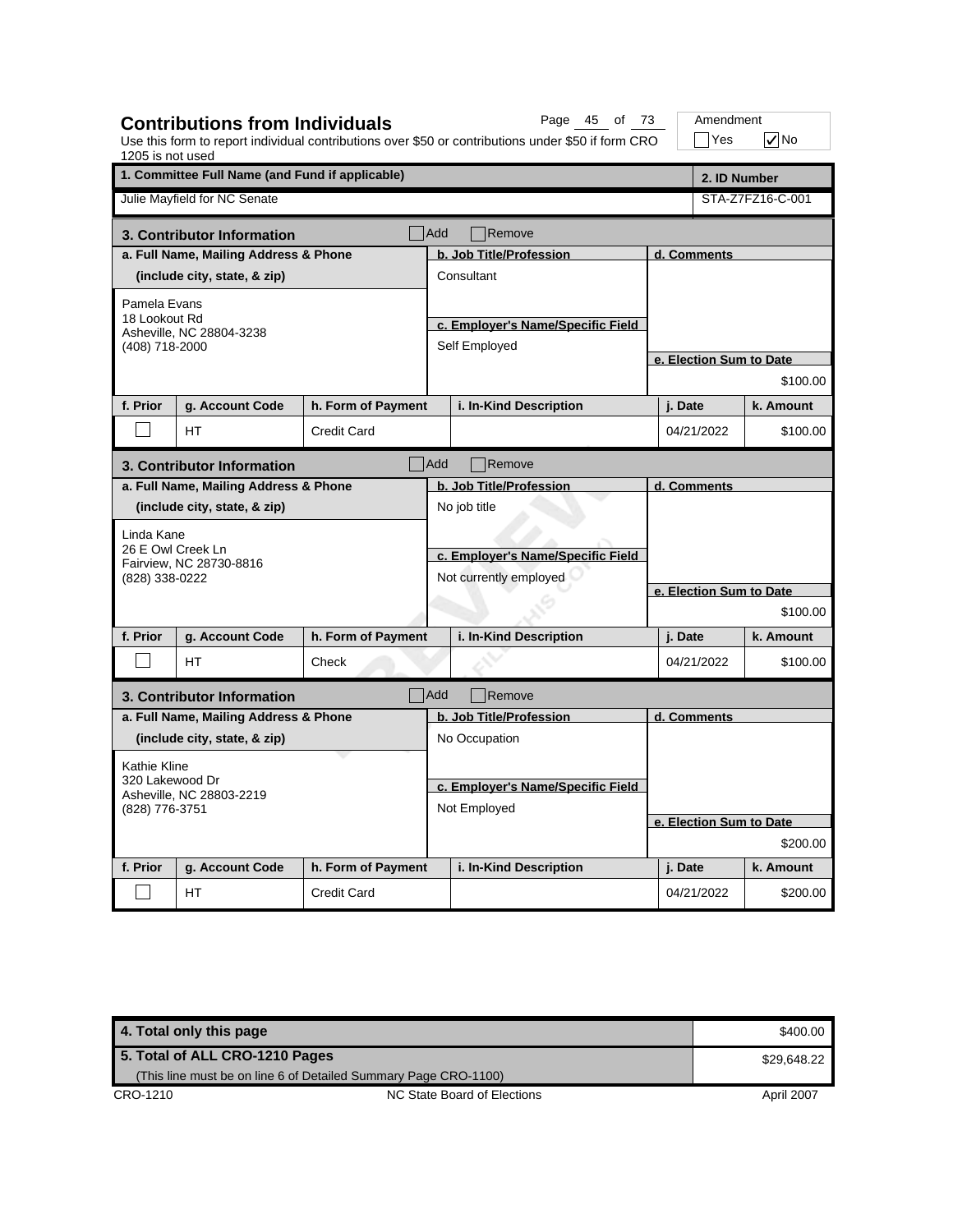# Contributions from Individuals

Use this form to report individual contributions over $50 or contributions under $50 if form CRO 1205 is not used

Amendment: ☐ Yes ☑ No

| 1. Committee Full Name (and Fund if applicable) | 2. ID Number |
|---|---|
| Julie Mayfield for NC Senate | STA-Z7FZ16-C-001 |

## 3. Contributor Information

☐ Add ☐ Remove

| a. Full Name, Mailing Address & Phone (include city, state, & zip) | b. Job Title/Profession | c. Employer's Name/Specific Field | d. Comments | e. Election Sum to Date |
|---|---|---|---|---|
| Pamela Evans<br>18 Lookout Rd<br>Asheville, NC 28804-3238<br>(408) 718-2000 | Consultant | Self Employed | | $100.00 |

| f. Prior | g. Account Code | h. Form of Payment | i. In-Kind Description | j. Date | k. Amount |
|---|---|---|---|---|---|
| ☐ | HT | Credit Card | | 04/21/2022 | $100.00 |

## 3. Contributor Information

☐ Add ☐ Remove

| a. Full Name, Mailing Address & Phone (include city, state, & zip) | b. Job Title/Profession | c. Employer's Name/Specific Field | d. Comments | e. Election Sum to Date |
|---|---|---|---|---|
| Linda Kane<br>26 E Owl Creek Ln<br>Fairview, NC 28730-8816<br>(828) 338-0222 | No job title | Not currently employed | | $100.00 |

| f. Prior | g. Account Code | h. Form of Payment | i. In-Kind Description | j. Date | k. Amount |
|---|---|---|---|---|---|
| ☐ | HT | Check | | 04/21/2022 | $100.00 |

## 3. Contributor Information

☐ Add ☐ Remove

| a. Full Name, Mailing Address & Phone (include city, state, & zip) | b. Job Title/Profession | c. Employer's Name/Specific Field | d. Comments | e. Election Sum to Date |
|---|---|---|---|---|
| Kathie Kline<br>320 Lakewood Dr<br>Asheville, NC 28803-2219<br>(828) 776-3751 | No Occupation | Not Employed | | $200.00 |

| f. Prior | g. Account Code | h. Form of Payment | i. In-Kind Description | j. Date | k. Amount |
|---|---|---|---|---|---|
| ☐ | HT | Credit Card | | 04/21/2022 | $200.00 |

| | |
|---|---|
| **4. Total only this page** | $400.00 |
| **5. Total of ALL CRO-1210 Pages**<br>(This line must be on line 6 of Detailed Summary Page CRO-1100) | $29,648.22 |

CRO-1210 — NC State Board of Elections — April 2007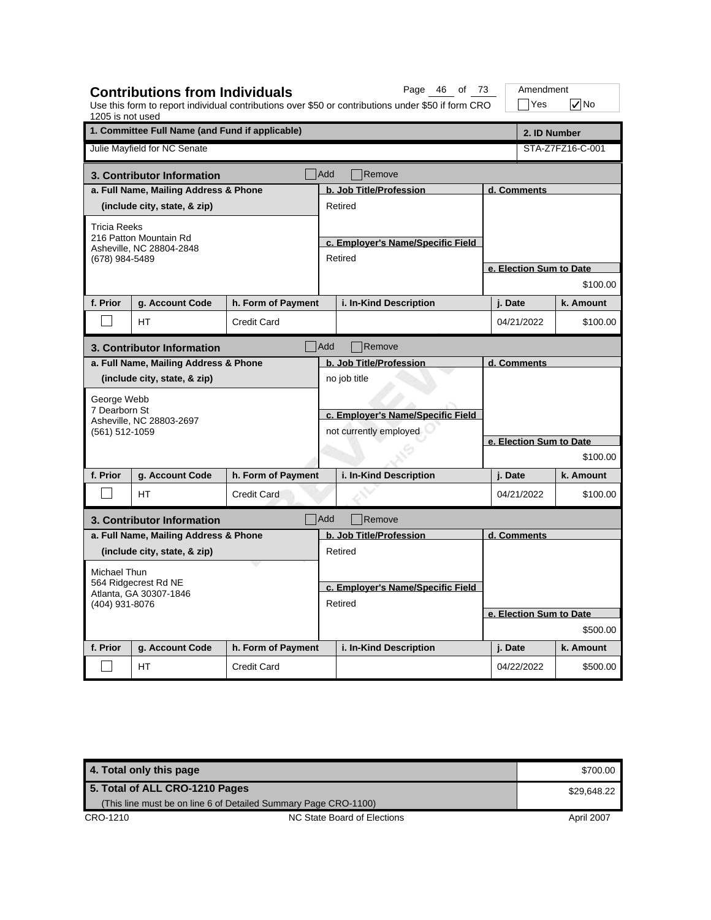## Contributions from Individuals

Use this form to report individual contributions over $50 or contributions under $50 if form CRO 1205 is not used

Amendment: ☐ Yes ☑ No

| 1. Committee Full Name (and Fund if applicable) | 2. ID Number |
|---|---|
| Julie Mayfield for NC Senate | STA-Z7FZ16-C-001 |

### 3. Contributor Information ☐ Add ☐ Remove

| a. Full Name, Mailing Address & Phone (include city, state, & zip) | b. Job Title/Profession | c. Employer's Name/Specific Field | d. Comments | e. Election Sum to Date |
|---|---|---|---|---|
| Tricia Reeks<br>216 Patton Mountain Rd<br>Asheville, NC 28804-2848<br>(678) 984-5489 | Retired | Retired | | $100.00 |

| f. Prior | g. Account Code | h. Form of Payment | i. In-Kind Description | j. Date | k. Amount |
|---|---|---|---|---|---|
| ☐ | HT | Credit Card | | 04/21/2022 | $100.00 |

### 3. Contributor Information ☐ Add ☐ Remove

| a. Full Name, Mailing Address & Phone (include city, state, & zip) | b. Job Title/Profession | c. Employer's Name/Specific Field | d. Comments | e. Election Sum to Date |
|---|---|---|---|---|
| George Webb<br>7 Dearborn St<br>Asheville, NC 28803-2697<br>(561) 512-1059 | no job title | not currently employed | | $100.00 |

| f. Prior | g. Account Code | h. Form of Payment | i. In-Kind Description | j. Date | k. Amount |
|---|---|---|---|---|---|
| ☐ | HT | Credit Card | | 04/21/2022 | $100.00 |

### 3. Contributor Information ☐ Add ☐ Remove

| a. Full Name, Mailing Address & Phone (include city, state, & zip) | b. Job Title/Profession | c. Employer's Name/Specific Field | d. Comments | e. Election Sum to Date |
|---|---|---|---|---|
| Michael Thun<br>564 Ridgecrest Rd NE<br>Atlanta, GA 30307-1846<br>(404) 931-8076 | Retired | Retired | | $500.00 |

| f. Prior | g. Account Code | h. Form of Payment | i. In-Kind Description | j. Date | k. Amount |
|---|---|---|---|---|---|
| ☐ | HT | Credit Card | | 04/22/2022 | $500.00 |

| | |
|---|---|
| **4. Total only this page** | $700.00 |
| **5. Total of ALL CRO-1210 Pages**<br>(This line must be on line 6 of Detailed Summary Page CRO-1100) | $29,648.22 |

CRO-1210 NC State Board of Elections April 2007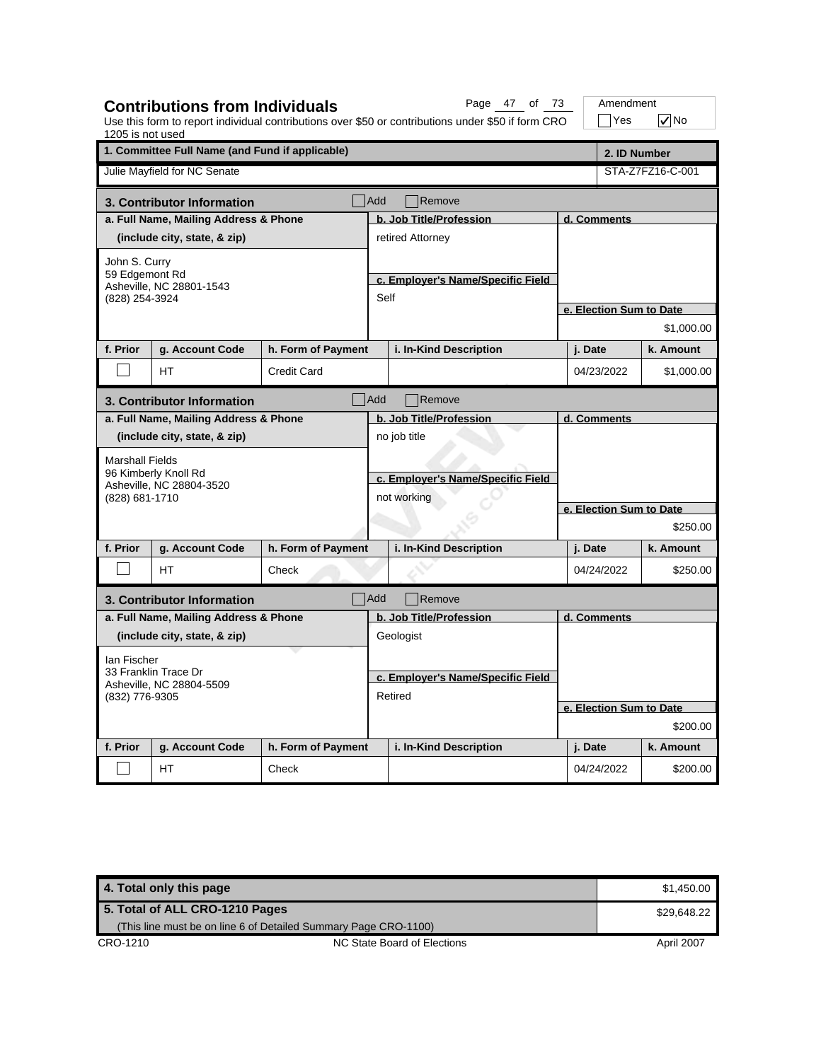# Contributions from Individuals

Page 47 of 73

Amendment ☐ Yes ☑ No

Use this form to report individual contributions over $50 or contributions under $50 if form CRO 1205 is not used

| 1. Committee Full Name (and Fund if applicable) | 2. ID Number |
|---|---|
| Julie Mayfield for NC Senate | STA-Z7FZ16-C-001 |

## 3. Contributor Information

☐ Add ☐ Remove

| a. Full Name, Mailing Address & Phone (include city, state, & zip) | b. Job Title/Profession | c. Employer's Name/Specific Field | d. Comments | e. Election Sum to Date |
|---|---|---|---|---|
| John S. Curry<br>59 Edgemont Rd<br>Asheville, NC 28801-1543<br>(828) 254-3924 | retired Attorney | Self | | $1,000.00 |

| f. Prior | g. Account Code | h. Form of Payment | i. In-Kind Description | j. Date | k. Amount |
|---|---|---|---|---|---|
| ☐ | HT | Credit Card | | 04/23/2022 | $1,000.00 |

## 3. Contributor Information

☐ Add ☐ Remove

| a. Full Name, Mailing Address & Phone (include city, state, & zip) | b. Job Title/Profession | c. Employer's Name/Specific Field | d. Comments | e. Election Sum to Date |
|---|---|---|---|---|
| Marshall Fields<br>96 Kimberly Knoll Rd<br>Asheville, NC 28804-3520<br>(828) 681-1710 | no job title | not working | | $250.00 |

| f. Prior | g. Account Code | h. Form of Payment | i. In-Kind Description | j. Date | k. Amount |
|---|---|---|---|---|---|
| ☐ | HT | Check | | 04/24/2022 | $250.00 |

## 3. Contributor Information

☐ Add ☐ Remove

| a. Full Name, Mailing Address & Phone (include city, state, & zip) | b. Job Title/Profession | c. Employer's Name/Specific Field | d. Comments | e. Election Sum to Date |
|---|---|---|---|---|
| Ian Fischer<br>33 Franklin Trace Dr<br>Asheville, NC 28804-5509<br>(832) 776-9305 | Geologist | Retired | | $200.00 |

| f. Prior | g. Account Code | h. Form of Payment | i. In-Kind Description | j. Date | k. Amount |
|---|---|---|---|---|---|
| ☐ | HT | Check | | 04/24/2022 | $200.00 |

| | |
|---|---|
| **4. Total only this page** | $1,450.00 |
| **5. Total of ALL CRO-1210 Pages**<br>(This line must be on line 6 of Detailed Summary Page CRO-1100) | $29,648.22 |

CRO-1210 NC State Board of Elections April 2007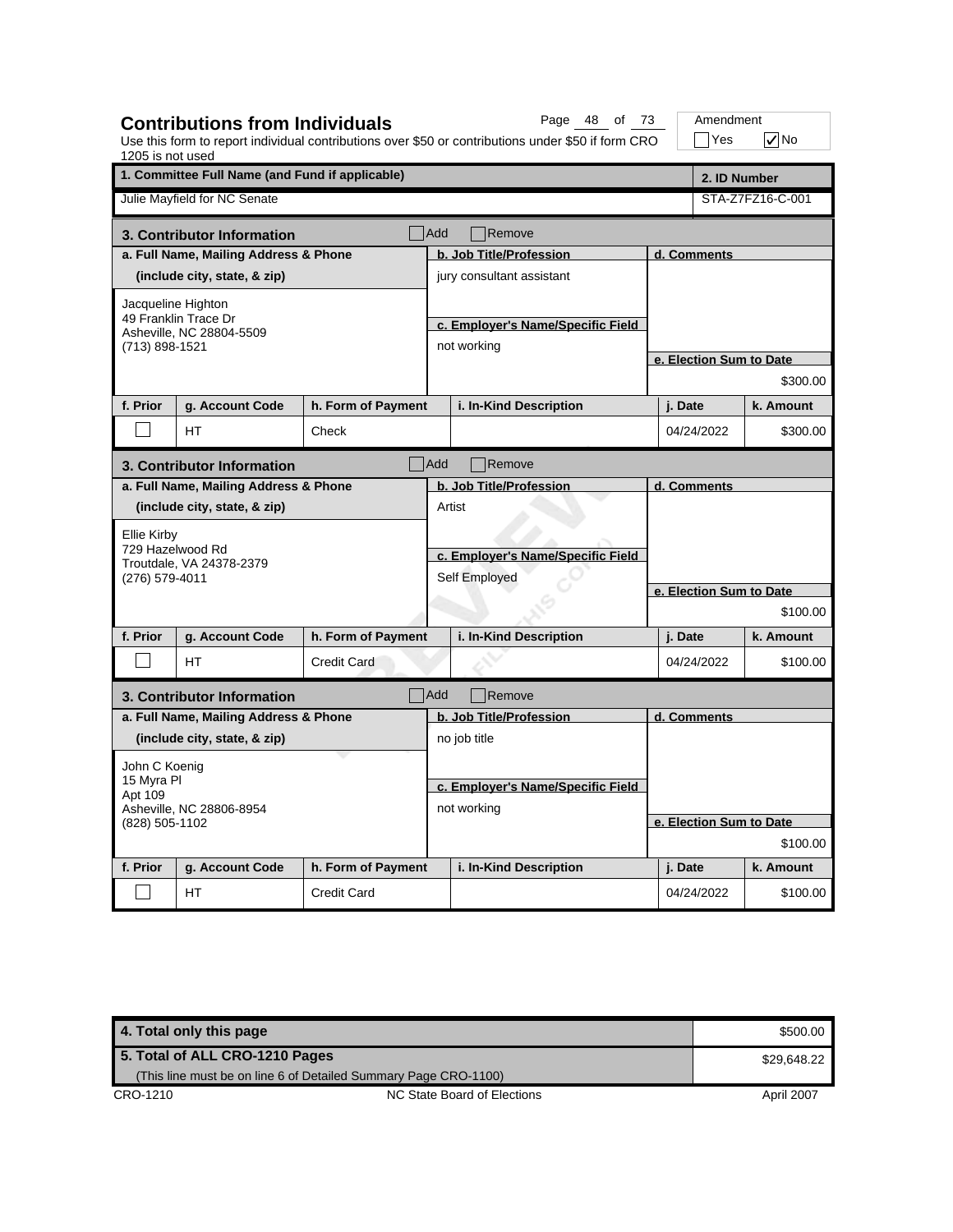## Contributions from Individuals

Use this form to report individual contributions over $50 or contributions under $50 if form CRO 1205 is not used

Amendment: ☐ Yes ☑ No

| 1. Committee Full Name (and Fund if applicable) | 2. ID Number |
|---|---|
| Julie Mayfield for NC Senate | STA-Z7FZ16-C-001 |

### 3. Contributor Information ☐ Add ☐ Remove

| a. Full Name, Mailing Address & Phone (include city, state, & zip) | b. Job Title/Profession | c. Employer's Name/Specific Field | d. Comments | e. Election Sum to Date |
|---|---|---|---|---|
| Jacqueline Highton<br>49 Franklin Trace Dr<br>Asheville, NC 28804-5509<br>(713) 898-1521 | jury consultant assistant | not working | | $300.00 |

| f. Prior | g. Account Code | h. Form of Payment | i. In-Kind Description | j. Date | k. Amount |
|---|---|---|---|---|---|
| ☐ | HT | Check | | 04/24/2022 | $300.00 |

### 3. Contributor Information ☐ Add ☐ Remove

| a. Full Name, Mailing Address & Phone (include city, state, & zip) | b. Job Title/Profession | c. Employer's Name/Specific Field | d. Comments | e. Election Sum to Date |
|---|---|---|---|---|
| Ellie Kirby<br>729 Hazelwood Rd<br>Troutdale, VA 24378-2379<br>(276) 579-4011 | Artist | Self Employed | | $100.00 |

| f. Prior | g. Account Code | h. Form of Payment | i. In-Kind Description | j. Date | k. Amount |
|---|---|---|---|---|---|
| ☐ | HT | Credit Card | | 04/24/2022 | $100.00 |

### 3. Contributor Information ☐ Add ☐ Remove

| a. Full Name, Mailing Address & Phone (include city, state, & zip) | b. Job Title/Profession | c. Employer's Name/Specific Field | d. Comments | e. Election Sum to Date |
|---|---|---|---|---|
| John C Koenig<br>15 Myra Pl<br>Apt 109<br>Asheville, NC 28806-8954<br>(828) 505-1102 | no job title | not working | | $100.00 |

| f. Prior | g. Account Code | h. Form of Payment | i. In-Kind Description | j. Date | k. Amount |
|---|---|---|---|---|---|
| ☐ | HT | Credit Card | | 04/24/2022 | $100.00 |

| | |
|---|---|
| **4. Total only this page** | $500.00 |
| **5. Total of ALL CRO-1210 Pages**<br>(This line must be on line 6 of Detailed Summary Page CRO-1100) | $29,648.22 |

CRO-1210 NC State Board of Elections April 2007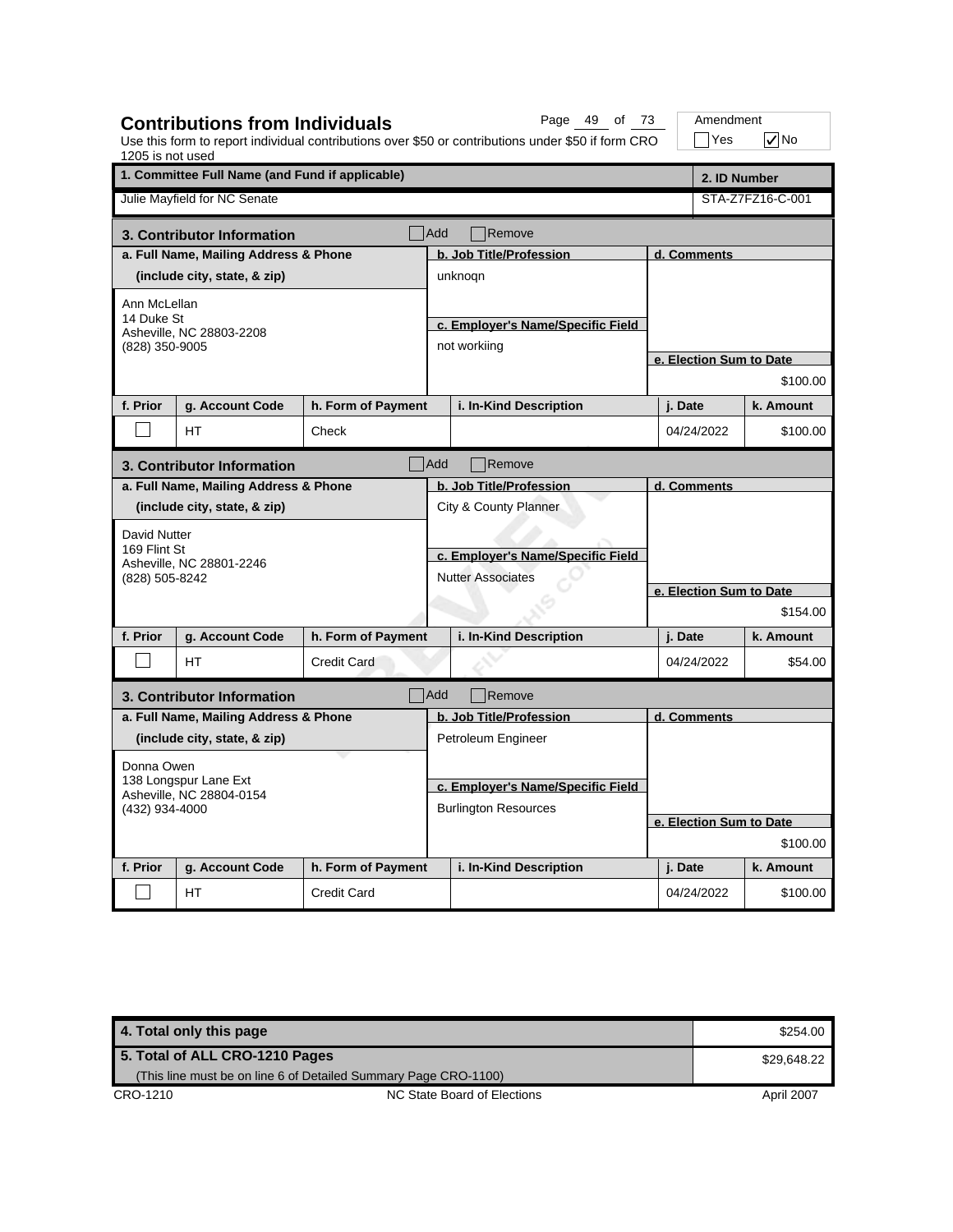## Contributions from Individuals

Page 49 of 73

Amendment ☐ Yes ☑ No

Use this form to report individual contributions over $50 or contributions under $50 if form CRO 1205 is not used

| 1. Committee Full Name (and Fund if applicable) | 2. ID Number |
|---|---|
| Julie Mayfield for NC Senate | STA-Z7FZ16-C-001 |

### 3. Contributor Information ☐ Add ☐ Remove

| a. Full Name, Mailing Address & Phone (include city, state, & zip) | b. Job Title/Profession | c. Employer's Name/Specific Field | d. Comments | e. Election Sum to Date |
|---|---|---|---|---|
| Ann McLellan<br>14 Duke St<br>Asheville, NC 28803-2208<br>(828) 350-9005 | unknoqn | not workiing | | $100.00 |

| f. Prior | g. Account Code | h. Form of Payment | i. In-Kind Description | j. Date | k. Amount |
|---|---|---|---|---|---|
| ☐ | HT | Check | | 04/24/2022 | $100.00 |

### 3. Contributor Information ☐ Add ☐ Remove

| a. Full Name, Mailing Address & Phone (include city, state, & zip) | b. Job Title/Profession | c. Employer's Name/Specific Field | d. Comments | e. Election Sum to Date |
|---|---|---|---|---|
| David Nutter<br>169 Flint St<br>Asheville, NC 28801-2246<br>(828) 505-8242 | City & County Planner | Nutter Associates | | $154.00 |

| f. Prior | g. Account Code | h. Form of Payment | i. In-Kind Description | j. Date | k. Amount |
|---|---|---|---|---|---|
| ☐ | HT | Credit Card | | 04/24/2022 | $54.00 |

### 3. Contributor Information ☐ Add ☐ Remove

| a. Full Name, Mailing Address & Phone (include city, state, & zip) | b. Job Title/Profession | c. Employer's Name/Specific Field | d. Comments | e. Election Sum to Date |
|---|---|---|---|---|
| Donna Owen<br>138 Longspur Lane Ext<br>Asheville, NC 28804-0154<br>(432) 934-4000 | Petroleum Engineer | Burlington Resources | | $100.00 |

| f. Prior | g. Account Code | h. Form of Payment | i. In-Kind Description | j. Date | k. Amount |
|---|---|---|---|---|---|
| ☐ | HT | Credit Card | | 04/24/2022 | $100.00 |

| | |
|---|---|
| 4. Total only this page | $254.00 |
| 5. Total of ALL CRO-1210 Pages (This line must be on line 6 of Detailed Summary Page CRO-1100) | $29,648.22 |

CRO-1210 NC State Board of Elections April 2007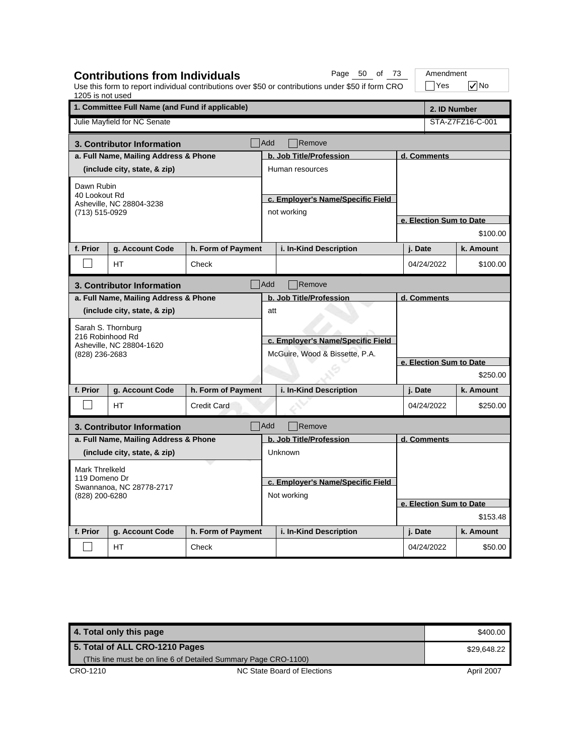## Contributions from Individuals

Use this form to report individual contributions over $50 or contributions under $50 if form CRO 1205 is not used

Amendment: ☐ Yes ☑ No

| 1. Committee Full Name (and Fund if applicable) | 2. ID Number |
|---|---|
| Julie Mayfield for NC Senate | STA-Z7FZ16-C-001 |

### 3. Contributor Information ☐ Add ☐ Remove

| a. Full Name, Mailing Address & Phone (include city, state, & zip) | b. Job Title/Profession | c. Employer's Name/Specific Field | d. Comments | e. Election Sum to Date |
|---|---|---|---|---|
| Dawn Rubin<br>40 Lookout Rd<br>Asheville, NC 28804-3238<br>(713) 515-0929 | Human resources | not working | | $100.00 |

| f. Prior | g. Account Code | h. Form of Payment | i. In-Kind Description | j. Date | k. Amount |
|---|---|---|---|---|---|
| ☐ | HT | Check | | 04/24/2022 | $100.00 |

### 3. Contributor Information ☐ Add ☐ Remove

| a. Full Name, Mailing Address & Phone (include city, state, & zip) | b. Job Title/Profession | c. Employer's Name/Specific Field | d. Comments | e. Election Sum to Date |
|---|---|---|---|---|
| Sarah S. Thornburg<br>216 Robinhood Rd<br>Asheville, NC 28804-1620<br>(828) 236-2683 | att | McGuire, Wood & Bissette, P.A. | | $250.00 |

| f. Prior | g. Account Code | h. Form of Payment | i. In-Kind Description | j. Date | k. Amount |
|---|---|---|---|---|---|
| ☐ | HT | Credit Card | | 04/24/2022 | $250.00 |

### 3. Contributor Information ☐ Add ☐ Remove

| a. Full Name, Mailing Address & Phone (include city, state, & zip) | b. Job Title/Profession | c. Employer's Name/Specific Field | d. Comments | e. Election Sum to Date |
|---|---|---|---|---|
| Mark Threlkeld<br>119 Domeno Dr<br>Swannanoa, NC 28778-2717<br>(828) 200-6280 | Unknown | Not working | | $153.48 |

| f. Prior | g. Account Code | h. Form of Payment | i. In-Kind Description | j. Date | k. Amount |
|---|---|---|---|---|---|
| ☐ | HT | Check | | 04/24/2022 | $50.00 |

| | |
|---|---|
| **4. Total only this page** | $400.00 |
| **5. Total of ALL CRO-1210 Pages** (This line must be on line 6 of Detailed Summary Page CRO-1100) | $29,648.22 |

CRO-1210 NC State Board of Elections April 2007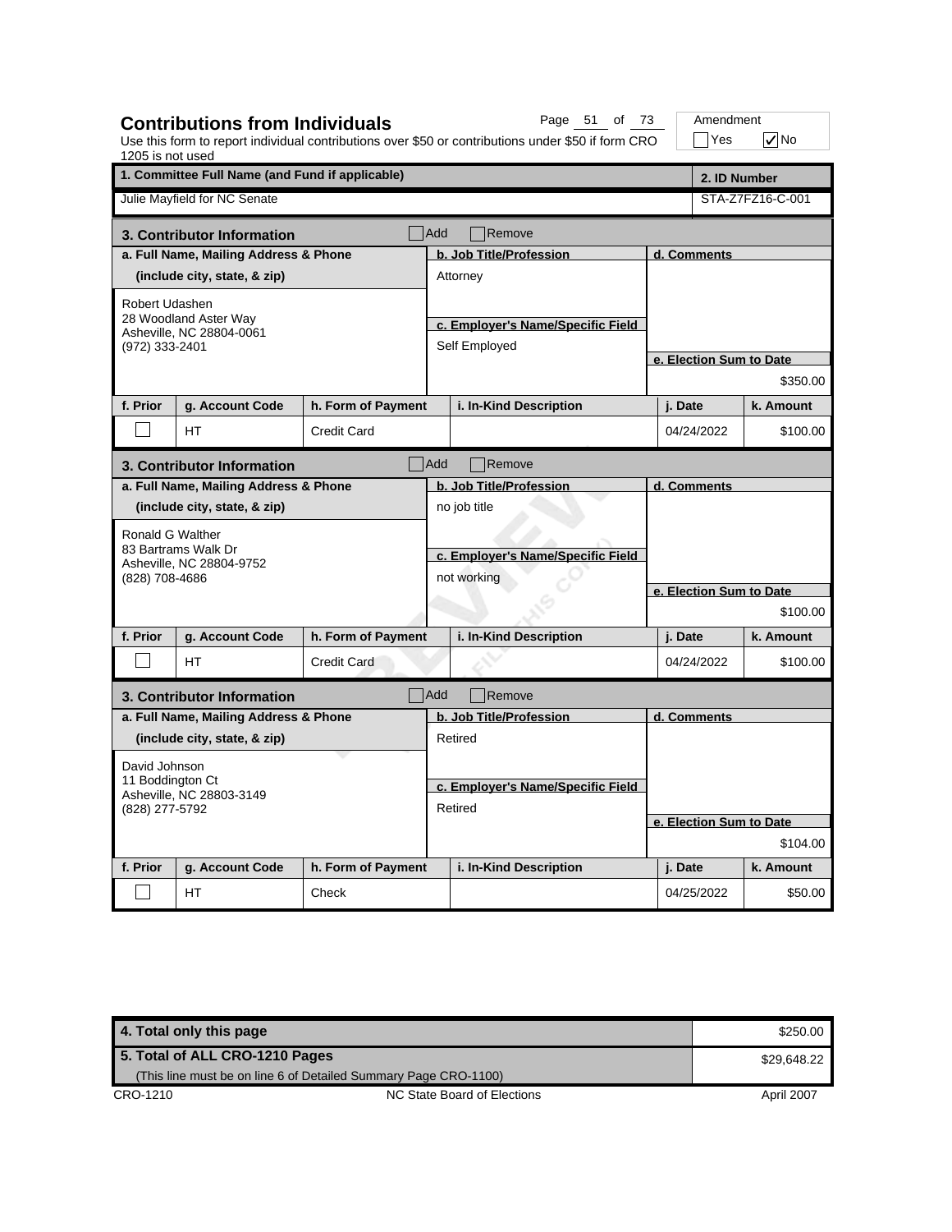## Contributions from Individuals

Use this form to report individual contributions over $50 or contributions under $50 if form CRO 1205 is not used

Amendment: ☐ Yes ☑ No

| 1. Committee Full Name (and Fund if applicable) | 2. ID Number |
|---|---|
| Julie Mayfield for NC Senate | STA-Z7FZ16-C-001 |

### 3. Contributor Information ☐ Add ☐ Remove

| a. Full Name, Mailing Address & Phone (include city, state, & zip) | b. Job Title/Profession | c. Employer's Name/Specific Field | d. Comments | e. Election Sum to Date |
|---|---|---|---|---|
| Robert Udashen<br>28 Woodland Aster Way<br>Asheville, NC 28804-0061<br>(972) 333-2401 | Attorney | Self Employed | | $350.00 |

| f. Prior | g. Account Code | h. Form of Payment | i. In-Kind Description | j. Date | k. Amount |
|---|---|---|---|---|---|
| ☐ | HT | Credit Card | | 04/24/2022 | $100.00 |

### 3. Contributor Information ☐ Add ☐ Remove

| a. Full Name, Mailing Address & Phone (include city, state, & zip) | b. Job Title/Profession | c. Employer's Name/Specific Field | d. Comments | e. Election Sum to Date |
|---|---|---|---|---|
| Ronald G Walther<br>83 Bartrams Walk Dr<br>Asheville, NC 28804-9752<br>(828) 708-4686 | no job title | not working | | $100.00 |

| f. Prior | g. Account Code | h. Form of Payment | i. In-Kind Description | j. Date | k. Amount |
|---|---|---|---|---|---|
| ☐ | HT | Credit Card | | 04/24/2022 | $100.00 |

### 3. Contributor Information ☐ Add ☐ Remove

| a. Full Name, Mailing Address & Phone (include city, state, & zip) | b. Job Title/Profession | c. Employer's Name/Specific Field | d. Comments | e. Election Sum to Date |
|---|---|---|---|---|
| David Johnson<br>11 Boddington Ct<br>Asheville, NC 28803-3149<br>(828) 277-5792 | Retired | Retired | | $104.00 |

| f. Prior | g. Account Code | h. Form of Payment | i. In-Kind Description | j. Date | k. Amount |
|---|---|---|---|---|---|
| ☐ | HT | Check | | 04/25/2022 | $50.00 |

| | |
|---|---|
| **4. Total only this page** | $250.00 |
| **5. Total of ALL CRO-1210 Pages** (This line must be on line 6 of Detailed Summary Page CRO-1100) | $29,648.22 |

CRO-1210 NC State Board of Elections April 2007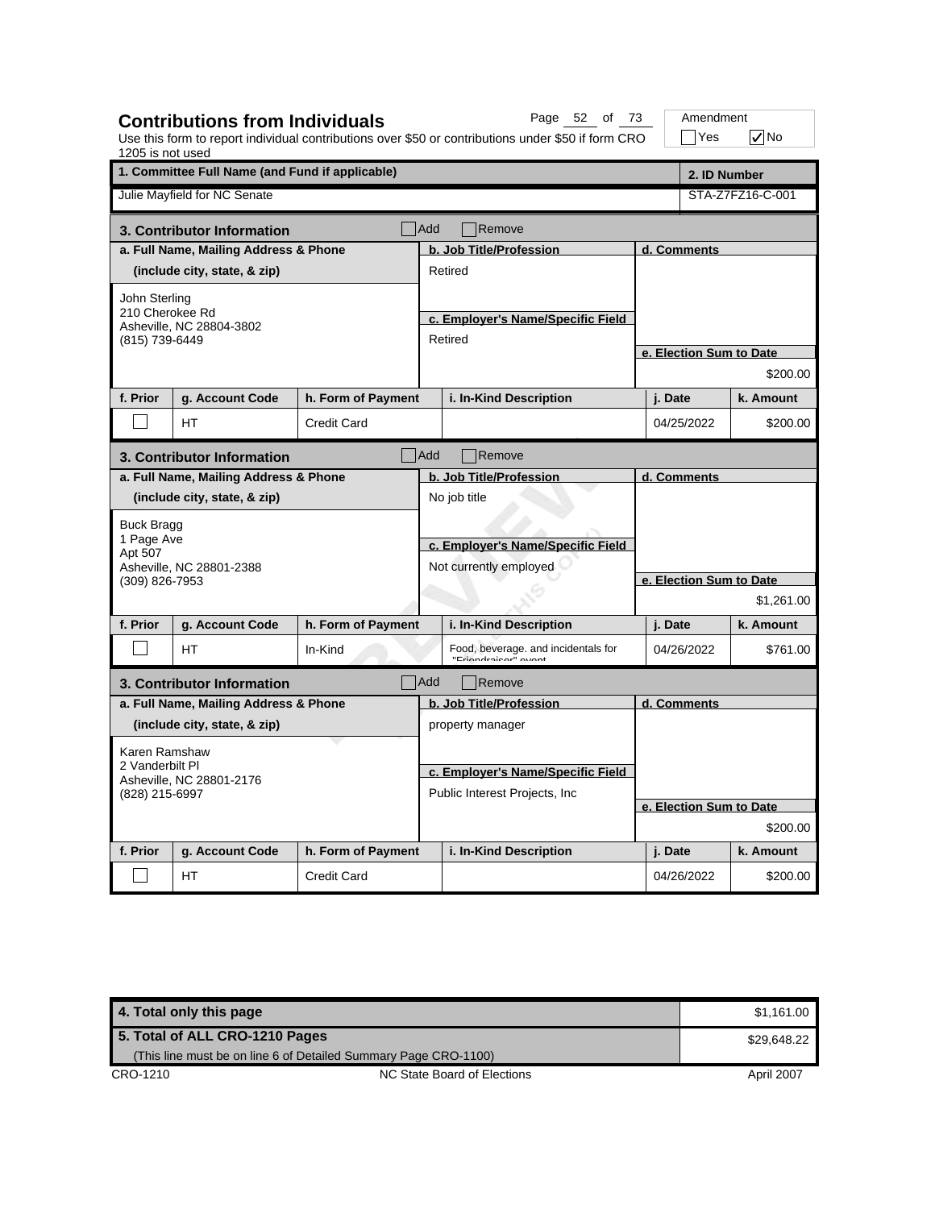## Contributions from Individuals

Use this form to report individual contributions over $50 or contributions under $50 if form CRO 1205 is not used

Amendment: ☐ Yes ☑ No

| 1. Committee Full Name (and Fund if applicable) | 2. ID Number |
|---|---|
| Julie Mayfield for NC Senate | STA-Z7FZ16-C-001 |

### 3. Contributor Information ☐ Add ☐ Remove

| a. Full Name, Mailing Address & Phone (include city, state, & zip) | b. Job Title/Profession | c. Employer's Name/Specific Field | d. Comments | e. Election Sum to Date |
|---|---|---|---|---|
| John Sterling<br>210 Cherokee Rd<br>Asheville, NC 28804-3802<br>(815) 739-6449 | Retired | Retired | | $200.00 |

| f. Prior | g. Account Code | h. Form of Payment | i. In-Kind Description | j. Date | k. Amount |
|---|---|---|---|---|---|
| ☐ | HT | Credit Card | | 04/25/2022 | $200.00 |

### 3. Contributor Information ☐ Add ☐ Remove

| a. Full Name, Mailing Address & Phone (include city, state, & zip) | b. Job Title/Profession | c. Employer's Name/Specific Field | d. Comments | e. Election Sum to Date |
|---|---|---|---|---|
| Buck Bragg<br>1 Page Ave<br>Apt 507<br>Asheville, NC 28801-2388<br>(309) 826-7953 | No job title | Not currently employed | | $1,261.00 |

| f. Prior | g. Account Code | h. Form of Payment | i. In-Kind Description | j. Date | k. Amount |
|---|---|---|---|---|---|
| ☐ | HT | In-Kind | Food, beverage. and incidentals for "Friendraiser" event | 04/26/2022 | $761.00 |

### 3. Contributor Information ☐ Add ☐ Remove

| a. Full Name, Mailing Address & Phone (include city, state, & zip) | b. Job Title/Profession | c. Employer's Name/Specific Field | d. Comments | e. Election Sum to Date |
|---|---|---|---|---|
| Karen Ramshaw<br>2 Vanderbilt Pl<br>Asheville, NC 28801-2176<br>(828) 215-6997 | property manager | Public Interest Projects, Inc | | $200.00 |

| f. Prior | g. Account Code | h. Form of Payment | i. In-Kind Description | j. Date | k. Amount |
|---|---|---|---|---|---|
| ☐ | HT | Credit Card | | 04/26/2022 | $200.00 |

| | |
|---|---|
| **4. Total only this page** | $1,161.00 |
| **5. Total of ALL CRO-1210 Pages** (This line must be on line 6 of Detailed Summary Page CRO-1100) | $29,648.22 |

CRO-1210 — NC State Board of Elections — April 2007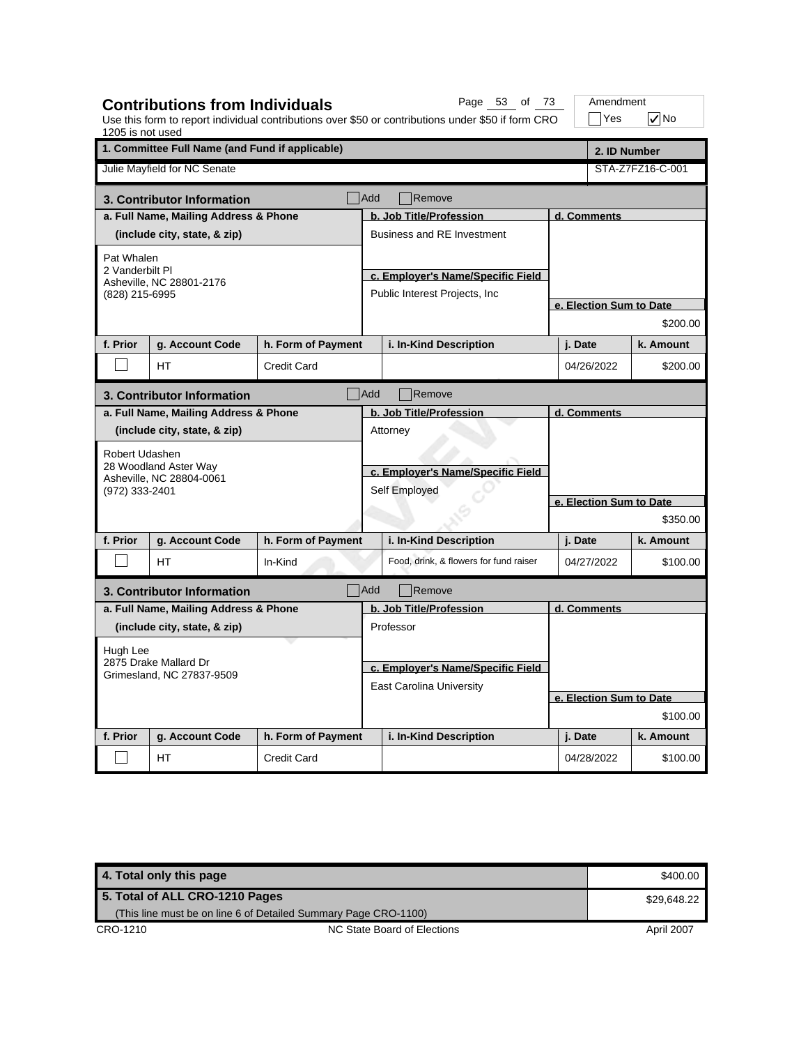## Contributions from Individuals

Use this form to report individual contributions over $50 or contributions under $50 if form CRO 1205 is not used

Amendment: ☐ Yes ☑ No

| 1. Committee Full Name (and Fund if applicable) | 2. ID Number |
|---|---|
| Julie Mayfield for NC Senate | STA-Z7FZ16-C-001 |

### 3. Contributor Information

☐ Add ☐ Remove

| a. Full Name, Mailing Address & Phone (include city, state, & zip) | b. Job Title/Profession | c. Employer's Name/Specific Field | d. Comments | e. Election Sum to Date |
|---|---|---|---|---|
| Pat Whalen<br>2 Vanderbilt Pl<br>Asheville, NC 28801-2176<br>(828) 215-6995 | Business and RE Investment | Public Interest Projects, Inc | | $200.00 |

| f. Prior | g. Account Code | h. Form of Payment | i. In-Kind Description | j. Date | k. Amount |
|---|---|---|---|---|---|
| ☐ | HT | Credit Card | | 04/26/2022 | $200.00 |

### 3. Contributor Information

☐ Add ☐ Remove

| a. Full Name, Mailing Address & Phone (include city, state, & zip) | b. Job Title/Profession | c. Employer's Name/Specific Field | d. Comments | e. Election Sum to Date |
|---|---|---|---|---|
| Robert Udashen<br>28 Woodland Aster Way<br>Asheville, NC 28804-0061<br>(972) 333-2401 | Attorney | Self Employed | | $350.00 |

| f. Prior | g. Account Code | h. Form of Payment | i. In-Kind Description | j. Date | k. Amount |
|---|---|---|---|---|---|
| ☐ | HT | In-Kind | Food, drink, & flowers for fund raiser | 04/27/2022 | $100.00 |

### 3. Contributor Information

☐ Add ☐ Remove

| a. Full Name, Mailing Address & Phone (include city, state, & zip) | b. Job Title/Profession | c. Employer's Name/Specific Field | d. Comments | e. Election Sum to Date |
|---|---|---|---|---|
| Hugh Lee<br>2875 Drake Mallard Dr<br>Grimesland, NC 27837-9509 | Professor | East Carolina University | | $100.00 |

| f. Prior | g. Account Code | h. Form of Payment | i. In-Kind Description | j. Date | k. Amount |
|---|---|---|---|---|---|
| ☐ | HT | Credit Card | | 04/28/2022 | $100.00 |

| | |
|---|---|
| 4. Total only this page | $400.00 |
| 5. Total of ALL CRO-1210 Pages<br>(This line must be on line 6 of Detailed Summary Page CRO-1100) | $29,648.22 |

CRO-1210 NC State Board of Elections April 2007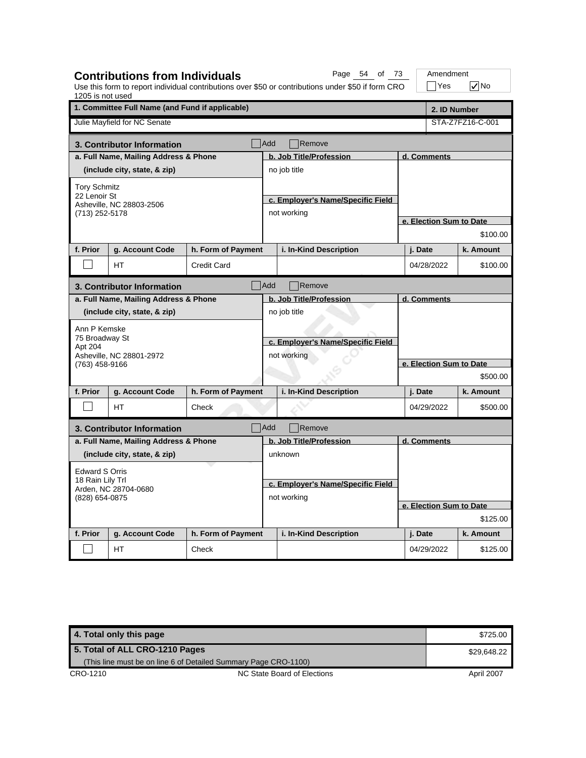## Contributions from Individuals

Use this form to report individual contributions over $50 or contributions under $50 if form CRO 1205 is not used

Amendment: ☐ Yes ☑ No

| 1. Committee Full Name (and Fund if applicable) | 2. ID Number |
|---|---|
| Julie Mayfield for NC Senate | STA-Z7FZ16-C-001 |

### 3. Contributor Information ☐ Add ☐ Remove

| a. Full Name, Mailing Address & Phone (include city, state, & zip) | b. Job Title/Profession | c. Employer's Name/Specific Field | d. Comments | e. Election Sum to Date |
|---|---|---|---|---|
| Tory Schmitz<br>22 Lenoir St<br>Asheville, NC 28803-2506<br>(713) 252-5178 | no job title | not working | | $100.00 |

| f. Prior | g. Account Code | h. Form of Payment | i. In-Kind Description | j. Date | k. Amount |
|---|---|---|---|---|---|
| ☐ | HT | Credit Card | | 04/28/2022 | $100.00 |

### 3. Contributor Information ☐ Add ☐ Remove

| a. Full Name, Mailing Address & Phone (include city, state, & zip) | b. Job Title/Profession | c. Employer's Name/Specific Field | d. Comments | e. Election Sum to Date |
|---|---|---|---|---|
| Ann P Kemske<br>75 Broadway St<br>Apt 204<br>Asheville, NC 28801-2972<br>(763) 458-9166 | no job title | not working | | $500.00 |

| f. Prior | g. Account Code | h. Form of Payment | i. In-Kind Description | j. Date | k. Amount |
|---|---|---|---|---|---|
| ☐ | HT | Check | | 04/29/2022 | $500.00 |

### 3. Contributor Information ☐ Add ☐ Remove

| a. Full Name, Mailing Address & Phone (include city, state, & zip) | b. Job Title/Profession | c. Employer's Name/Specific Field | d. Comments | e. Election Sum to Date |
|---|---|---|---|---|
| Edward S Orris<br>18 Rain Lily Trl<br>Arden, NC 28704-0680<br>(828) 654-0875 | unknown | not working | | $125.00 |

| f. Prior | g. Account Code | h. Form of Payment | i. In-Kind Description | j. Date | k. Amount |
|---|---|---|---|---|---|
| ☐ | HT | Check | | 04/29/2022 | $125.00 |

| | |
|---|---|
| **4. Total only this page** | $725.00 |
| **5. Total of ALL CRO-1210 Pages** (This line must be on line 6 of Detailed Summary Page CRO-1100) | $29,648.22 |

CRO-1210 NC State Board of Elections April 2007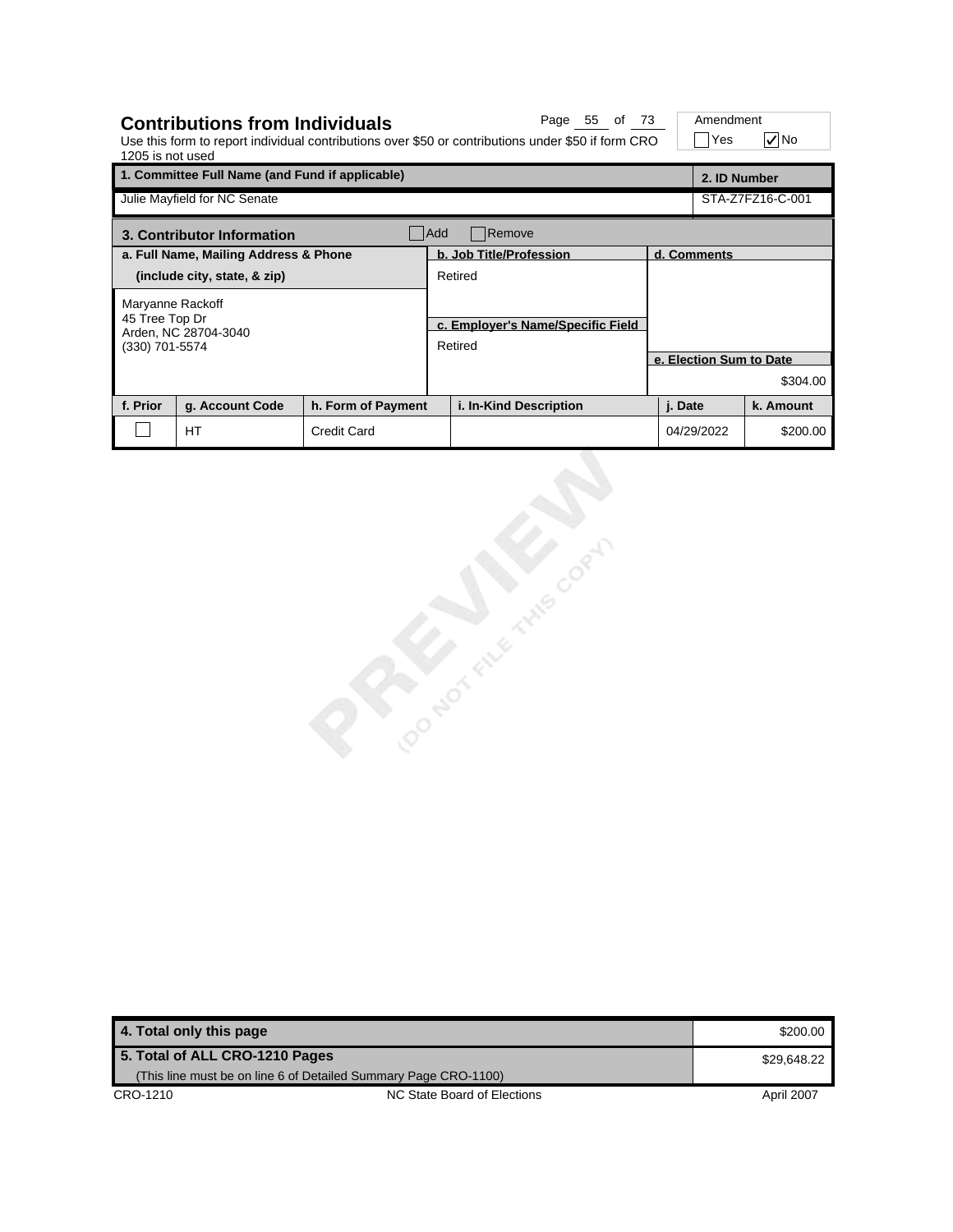# Contributions from Individuals

Use this form to report individual contributions over $50 or contributions under $50 if form CRO 1205 is not used

Amendment: ☐ Yes ☑ No

| 1. Committee Full Name (and Fund if applicable) | 2. ID Number |
|---|---|
| Julie Mayfield for NC Senate | STA-Z7FZ16-C-001 |

## 3. Contributor Information

☐ Add ☐ Remove

| a. Full Name, Mailing Address & Phone (include city, state, & zip) | b. Job Title/Profession | d. Comments |
|---|---|---|
| Maryanne Rackoff<br>45 Tree Top Dr<br>Arden, NC 28704-3040<br>(330) 701-5574 | Retired | |
| | **c. Employer's Name/Specific Field** | **e. Election Sum to Date** |
| | Retired | $304.00 |

| f. Prior | g. Account Code | h. Form of Payment | i. In-Kind Description | j. Date | k. Amount |
|---|---|---|---|---|---|
| ☐ | HT | Credit Card | | 04/29/2022 | $200.00 |

| | |
|---|---|
| **4. Total only this page** | $200.00 |
| **5. Total of ALL CRO-1210 Pages**<br>(This line must be on line 6 of Detailed Summary Page CRO-1100) | $29,648.22 |

CRO-1210 NC State Board of Elections April 2007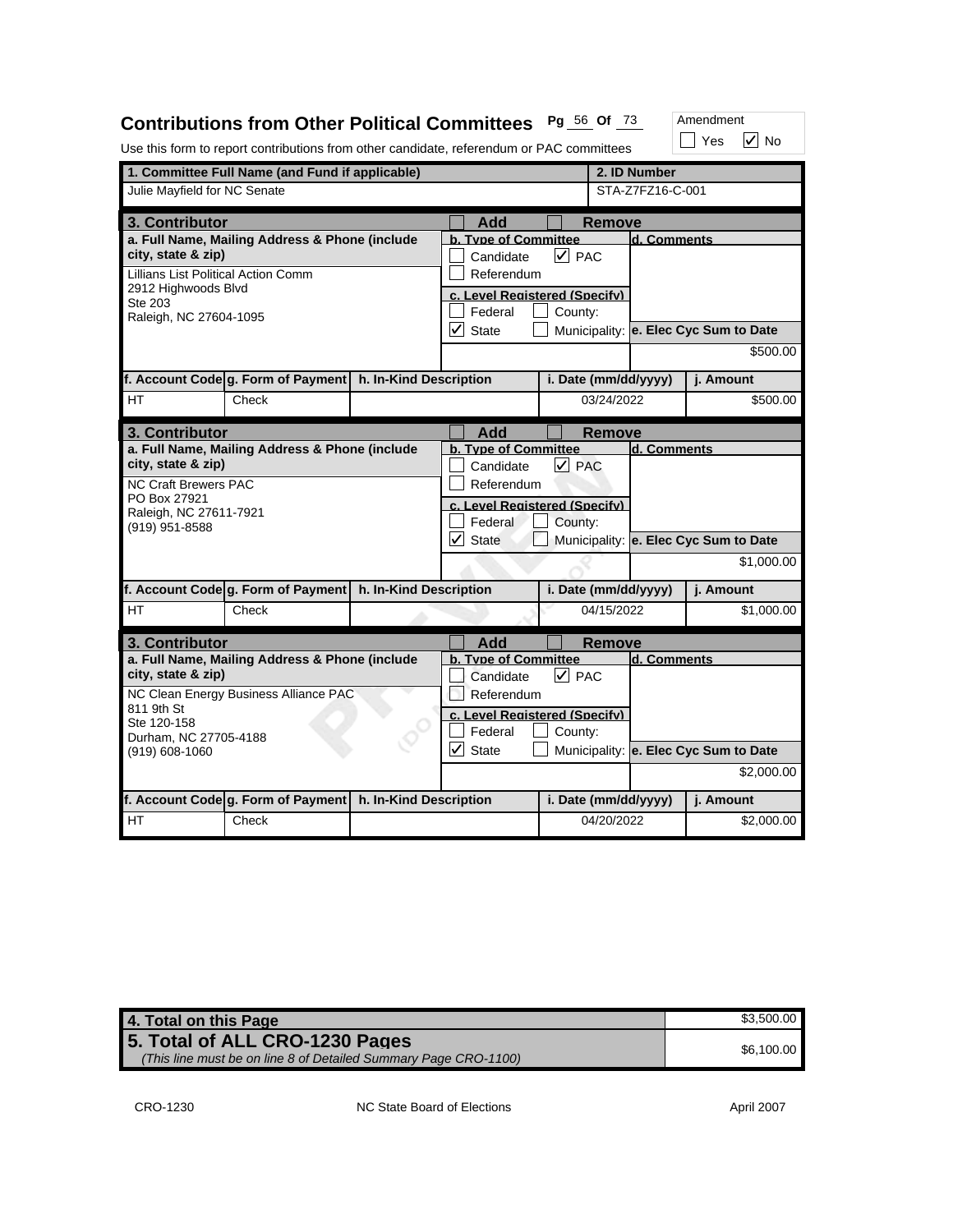## Contributions from Other Political Committees

Pg 56 Of 73

Amendment: ☐ Yes ☑ No

Use this form to report contributions from other candidate, referendum or PAC committees

| 1. Committee Full Name (and Fund if applicable) | 2. ID Number |
|---|---|
| Julie Mayfield for NC Senate | STA-Z7FZ16-C-001 |

### 3. Contributor ☐ Add ☐ Remove

| a. Full Name, Mailing Address & Phone (include city, state & zip) | b. Type of Committee | c. Level Registered (Specify) | d. Comments | e. Elec Cyc Sum to Date |
|---|---|---|---|---|
| Lillians List Political Action Comm<br>2912 Highwoods Blvd<br>Ste 203<br>Raleigh, NC 27604-1095 | ☐ Candidate ☑ PAC ☐ Referendum | ☐ Federal ☐ County: ☑ State ☐ Municipality: | | $500.00 |

| f. Account Code | g. Form of Payment | h. In-Kind Description | i. Date (mm/dd/yyyy) | j. Amount |
|---|---|---|---|---|
| HT | Check | | 03/24/2022 | $500.00 |

### 3. Contributor ☐ Add ☐ Remove

| a. Full Name, Mailing Address & Phone (include city, state & zip) | b. Type of Committee | c. Level Registered (Specify) | d. Comments | e. Elec Cyc Sum to Date |
|---|---|---|---|---|
| NC Craft Brewers PAC<br>PO Box 27921<br>Raleigh, NC 27611-7921<br>(919) 951-8588 | ☐ Candidate ☑ PAC ☐ Referendum | ☐ Federal ☐ County: ☑ State ☐ Municipality: | | $1,000.00 |

| f. Account Code | g. Form of Payment | h. In-Kind Description | i. Date (mm/dd/yyyy) | j. Amount |
|---|---|---|---|---|
| HT | Check | | 04/15/2022 | $1,000.00 |

### 3. Contributor ☐ Add ☐ Remove

| a. Full Name, Mailing Address & Phone (include city, state & zip) | b. Type of Committee | c. Level Registered (Specify) | d. Comments | e. Elec Cyc Sum to Date |
|---|---|---|---|---|
| NC Clean Energy Business Alliance PAC<br>811 9th St<br>Ste 120-158<br>Durham, NC 27705-4188<br>(919) 608-1060 | ☐ Candidate ☑ PAC ☐ Referendum | ☐ Federal ☐ County: ☑ State ☐ Municipality: | | $2,000.00 |

| f. Account Code | g. Form of Payment | h. In-Kind Description | i. Date (mm/dd/yyyy) | j. Amount |
|---|---|---|---|---|
| HT | Check | | 04/20/2022 | $2,000.00 |

| | |
|---|---|
| **4. Total on this Page** | $3,500.00 |
| **5. Total of ALL CRO-1230 Pages**<br>*(This line must be on line 8 of Detailed Summary Page CRO-1100)* | $6,100.00 |

CRO-1230 NC State Board of Elections April 2007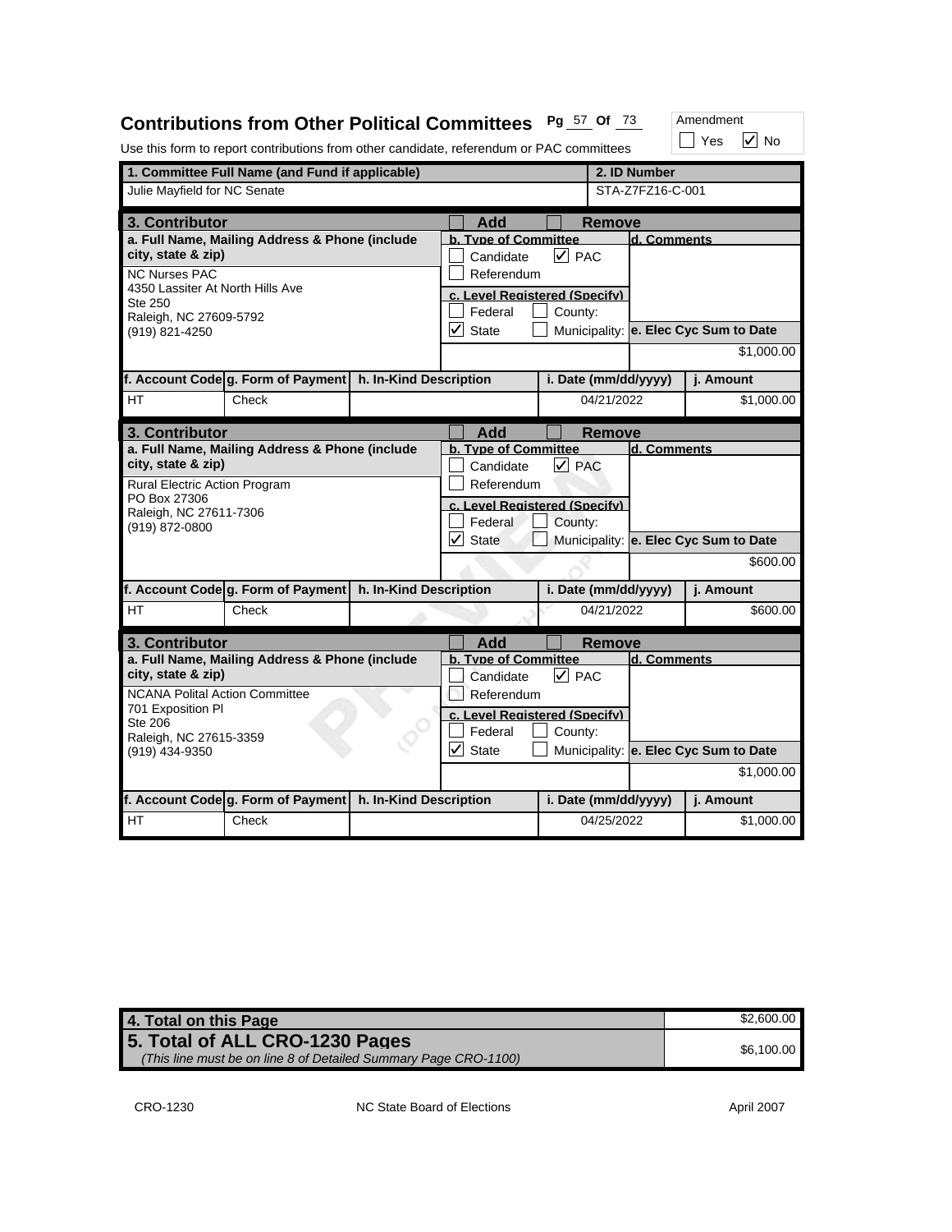# Contributions from Other Political Committees

Pg 57 Of 73

Amendment ☐ Yes ☑ No

Use this form to report contributions from other candidate, referendum or PAC committees

| 1. Committee Full Name (and Fund if applicable) | 2. ID Number |
|---|---|
| Julie Mayfield for NC Senate | STA-Z7FZ16-C-001 |

## 3. Contributor ☐ Add ☐ Remove

| a. Full Name, Mailing Address & Phone (include city, state & zip) | b. Type of Committee | c. Level Registered (Specify) | d. Comments | e. Elec Cyc Sum to Date |
|---|---|---|---|---|
| NC Nurses PAC<br>4350 Lassiter At North Hills Ave<br>Ste 250<br>Raleigh, NC 27609-5792<br>(919) 821-4250 | ☐ Candidate ☑ PAC ☐ Referendum | ☐ Federal ☐ County: ☑ State ☐ Municipality: | | $1,000.00 |

| f. Account Code | g. Form of Payment | h. In-Kind Description | i. Date (mm/dd/yyyy) | j. Amount |
|---|---|---|---|---|
| HT | Check | | 04/21/2022 | $1,000.00 |

## 3. Contributor ☐ Add ☐ Remove

| a. Full Name, Mailing Address & Phone (include city, state & zip) | b. Type of Committee | c. Level Registered (Specify) | d. Comments | e. Elec Cyc Sum to Date |
|---|---|---|---|---|
| Rural Electric Action Program<br>PO Box 27306<br>Raleigh, NC 27611-7306<br>(919) 872-0800 | ☐ Candidate ☑ PAC ☐ Referendum | ☐ Federal ☐ County: ☑ State ☐ Municipality: | | $600.00 |

| f. Account Code | g. Form of Payment | h. In-Kind Description | i. Date (mm/dd/yyyy) | j. Amount |
|---|---|---|---|---|
| HT | Check | | 04/21/2022 | $600.00 |

## 3. Contributor ☐ Add ☐ Remove

| a. Full Name, Mailing Address & Phone (include city, state & zip) | b. Type of Committee | c. Level Registered (Specify) | d. Comments | e. Elec Cyc Sum to Date |
|---|---|---|---|---|
| NCANA Polital Action Committee<br>701 Exposition Pl<br>Ste 206<br>Raleigh, NC 27615-3359<br>(919) 434-9350 | ☐ Candidate ☑ PAC ☐ Referendum | ☐ Federal ☐ County: ☑ State ☐ Municipality: | | $1,000.00 |

| f. Account Code | g. Form of Payment | h. In-Kind Description | i. Date (mm/dd/yyyy) | j. Amount |
|---|---|---|---|---|
| HT | Check | | 04/25/2022 | $1,000.00 |

| | |
|---|---|
| **4. Total on this Page** | $2,600.00 |
| **5. Total of ALL CRO-1230 Pages**<br>*(This line must be on line 8 of Detailed Summary Page CRO-1100)* | $6,100.00 |

CRO-1230 NC State Board of Elections April 2007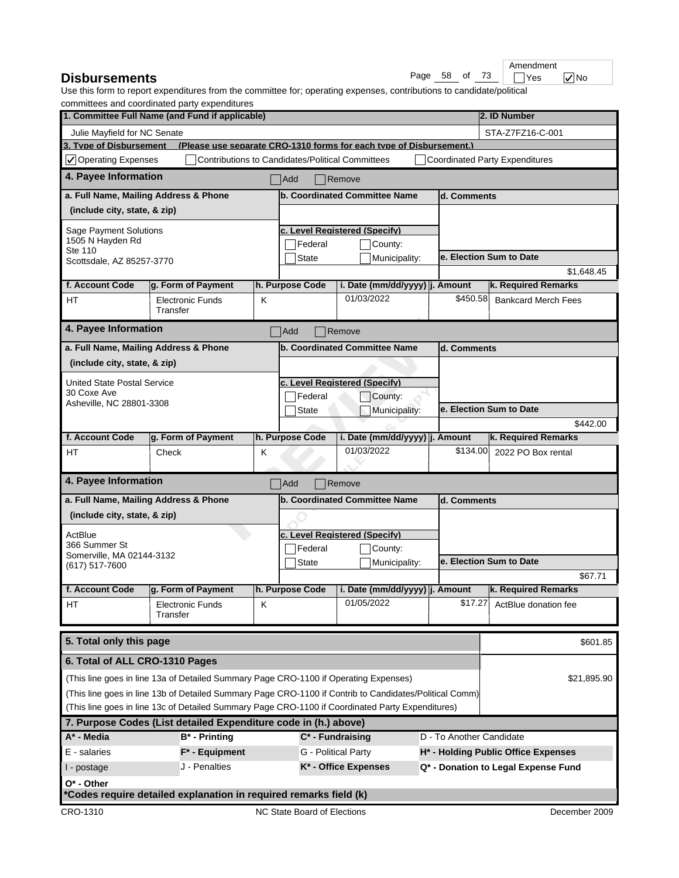# Disbursements

Amendment ☐ Yes ☑ No

Use this form to report expenditures from the committee for; operating expenses, contributions to candidate/political committees and coordinated party expenditures

| 1. Committee Full Name (and Fund if applicable) | 2. ID Number |
|---|---|
| Julie Mayfield for NC Senate | STA-Z7FZ16-C-001 |

**3. Type of Disbursement** (Please use separate CRO-1310 forms for each type of Disbursement.)

☑ Operating Expenses ☐ Contributions to Candidates/Political Committees ☐ Coordinated Party Expenditures

## 4. Payee Information ☐ Add ☐ Remove

| a. Full Name, Mailing Address & Phone (include city, state, & zip) | b. Coordinated Committee Name | c. Level Registered (Specify) | d. Comments | e. Election Sum to Date |
|---|---|---|---|---|
| Sage Payment Solutions<br>1505 N Hayden Rd<br>Ste 110<br>Scottsdale, AZ 85257-3770 | | ☐ Federal ☐ County: ☐ State ☐ Municipality: | | $1,648.45 |

| f. Account Code | g. Form of Payment | h. Purpose Code | i. Date (mm/dd/yyyy) | j. Amount | k. Required Remarks |
|---|---|---|---|---|---|
| HT | Electronic Funds Transfer | K | 01/03/2022 | $450.58 | Bankcard Merch Fees |

## 4. Payee Information ☐ Add ☐ Remove

| a. Full Name, Mailing Address & Phone (include city, state, & zip) | b. Coordinated Committee Name | c. Level Registered (Specify) | d. Comments | e. Election Sum to Date |
|---|---|---|---|---|
| United State Postal Service<br>30 Coxe Ave<br>Asheville, NC 28801-3308 | | ☐ Federal ☐ County: ☐ State ☐ Municipality: | | $442.00 |

| f. Account Code | g. Form of Payment | h. Purpose Code | i. Date (mm/dd/yyyy) | j. Amount | k. Required Remarks |
|---|---|---|---|---|---|
| HT | Check | K | 01/03/2022 | $134.00 | 2022 PO Box rental |

## 4. Payee Information ☐ Add ☐ Remove

| a. Full Name, Mailing Address & Phone (include city, state, & zip) | b. Coordinated Committee Name | c. Level Registered (Specify) | d. Comments | e. Election Sum to Date |
|---|---|---|---|---|
| ActBlue<br>366 Summer St<br>Somerville, MA 02144-3132<br>(617) 517-7600 | | ☐ Federal ☐ County: ☐ State ☐ Municipality: | | $67.71 |

| f. Account Code | g. Form of Payment | h. Purpose Code | i. Date (mm/dd/yyyy) | j. Amount | k. Required Remarks |
|---|---|---|---|---|---|
| HT | Electronic Funds Transfer | K | 01/05/2022 | $17.27 | ActBlue donation fee |

| 5. Total only this page | $601.85 |
|---|---|
| **6. Total of ALL CRO-1310 Pages** | |
| (This line goes in line 13a of Detailed Summary Page CRO-1100 if Operating Expenses) | $21,895.90 |
| (This line goes in line 13b of Detailed Summary Page CRO-1100 if Contrib to Candidates/Political Comm) | |
| (This line goes in line 13c of Detailed Summary Page CRO-1100 if Coordinated Party Expenditures) | |

**7. Purpose Codes (List detailed Expenditure code in (h.) above)**

| | | | |
|---|---|---|---|
| A* - Media | B* - Printing | C* - Fundraising | D - To Another Candidate |
| E - salaries | F* - Equipment | G - Political Party | H* - Holding Public Office Expenses |
| I - postage | J - Penalties | K* - Office Expenses | Q* - Donation to Legal Expense Fund |
| O* - Other | | | |

***Codes require detailed explanation in required remarks field (k)**

CRO-1310 NC State Board of Elections December 2009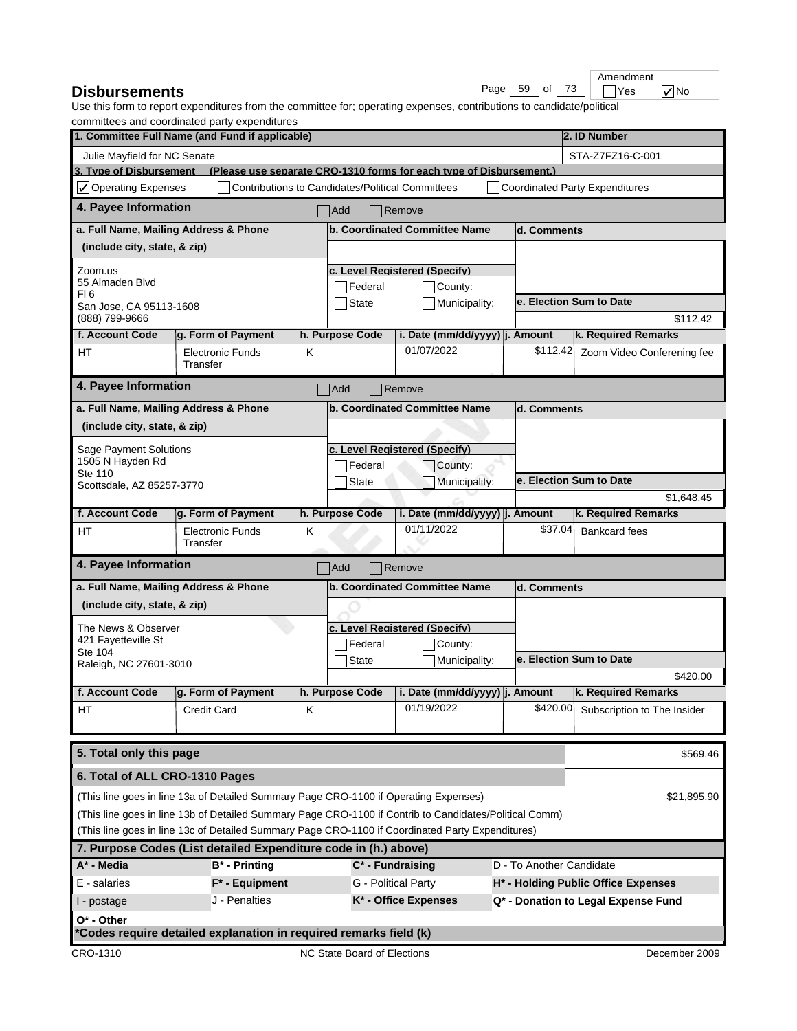## Disbursements

Amendment ☐ Yes ☑ No

Use this form to report expenditures from the committee for; operating expenses, contributions to candidate/political committees and coordinated party expenditures

| 1. Committee Full Name (and Fund if applicable) | 2. ID Number |
|---|---|
| Julie Mayfield for NC Senate | STA-Z7FZ16-C-001 |

**3. Type of Disbursement** (Please use separate CRO-1310 forms for each type of Disbursement.)

☑ Operating Expenses ☐ Contributions to Candidates/Political Committees ☐ Coordinated Party Expenditures

### 4. Payee Information

☐ Add ☐ Remove

| a. Full Name, Mailing Address & Phone (include city, state, & zip) | b. Coordinated Committee Name | c. Level Registered (Specify) | d. Comments | e. Election Sum to Date |
|---|---|---|---|---|
| Zoom.us<br>55 Almaden Blvd<br>Fl 6<br>San Jose, CA 95113-1608<br>(888) 799-9666 | | ☐ Federal ☐ County: ☐ State ☐ Municipality: | | $112.42 |

| f. Account Code | g. Form of Payment | h. Purpose Code | i. Date (mm/dd/yyyy) | j. Amount | k. Required Remarks |
|---|---|---|---|---|---|
| HT | Electronic Funds Transfer | K | 01/07/2022 | $112.42 | Zoom Video Conferening fee |

### 4. Payee Information

☐ Add ☐ Remove

| a. Full Name, Mailing Address & Phone (include city, state, & zip) | b. Coordinated Committee Name | c. Level Registered (Specify) | d. Comments | e. Election Sum to Date |
|---|---|---|---|---|
| Sage Payment Solutions<br>1505 N Hayden Rd<br>Ste 110<br>Scottsdale, AZ 85257-3770 | | ☐ Federal ☐ County: ☐ State ☐ Municipality: | | $1,648.45 |

| f. Account Code | g. Form of Payment | h. Purpose Code | i. Date (mm/dd/yyyy) | j. Amount | k. Required Remarks |
|---|---|---|---|---|---|
| HT | Electronic Funds Transfer | K | 01/11/2022 | $37.04 | Bankcard fees |

### 4. Payee Information

☐ Add ☐ Remove

| a. Full Name, Mailing Address & Phone (include city, state, & zip) | b. Coordinated Committee Name | c. Level Registered (Specify) | d. Comments | e. Election Sum to Date |
|---|---|---|---|---|
| The News & Observer<br>421 Fayetteville St<br>Ste 104<br>Raleigh, NC 27601-3010 | | ☐ Federal ☐ County: ☐ State ☐ Municipality: | | $420.00 |

| f. Account Code | g. Form of Payment | h. Purpose Code | i. Date (mm/dd/yyyy) | j. Amount | k. Required Remarks |
|---|---|---|---|---|---|
| HT | Credit Card | K | 01/19/2022 | $420.00 | Subscription to The Insider |

| 5. Total only this page | $569.46 |
|---|---|
| **6. Total of ALL CRO-1310 Pages** | |
| (This line goes in line 13a of Detailed Summary Page CRO-1100 if Operating Expenses) | $21,895.90 |
| (This line goes in line 13b of Detailed Summary Page CRO-1100 if Contrib to Candidates/Political Comm) | |
| (This line goes in line 13c of Detailed Summary Page CRO-1100 if Coordinated Party Expenditures) | |

### 7. Purpose Codes (List detailed Expenditure code in (h.) above)

| | | | |
|---|---|---|---|
| A* - Media | B* - Printing | C* - Fundraising | D - To Another Candidate |
| E - salaries | F* - Equipment | G - Political Party | H* - Holding Public Office Expenses |
| I - postage | J - Penalties | K* - Office Expenses | Q* - Donation to Legal Expense Fund |
| O* - Other | | | |

***Codes require detailed explanation in required remarks field (k)**

CRO-1310 NC State Board of Elections December 2009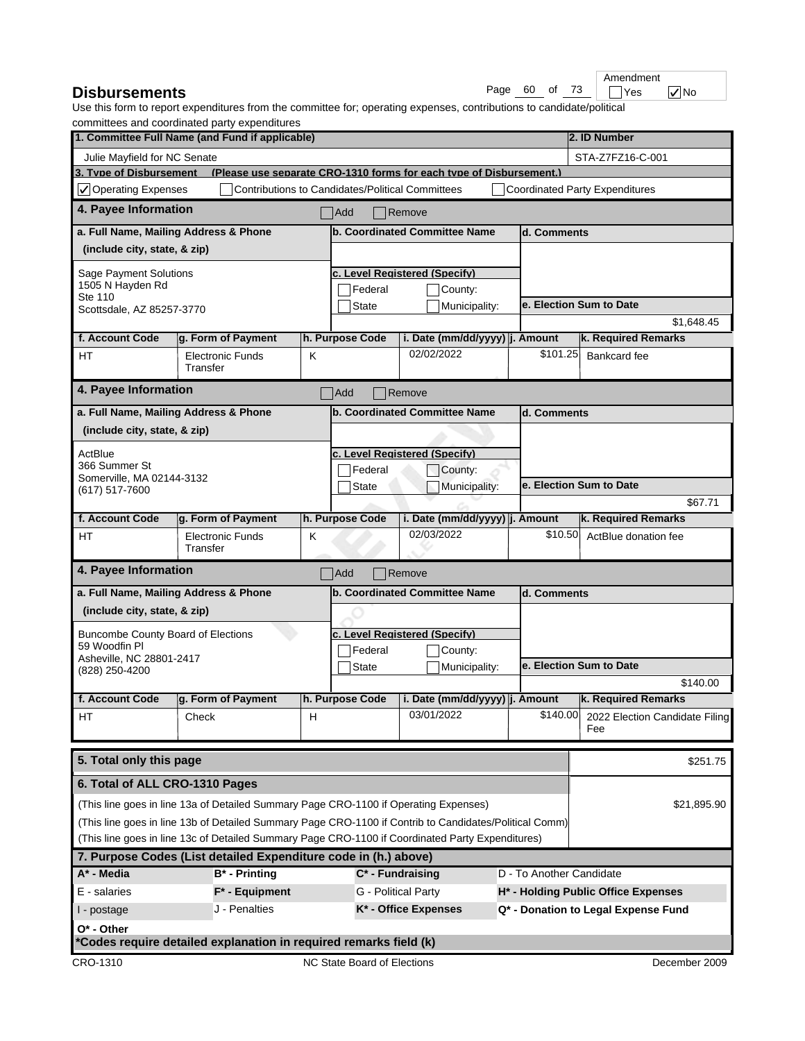# Disbursements

Amendment: ☐ Yes ☑ No

Use this form to report expenditures from the committee for; operating expenses, contributions to candidate/political committees and coordinated party expenditures

| 1. Committee Full Name (and Fund if applicable) | 2. ID Number |
|---|---|
| Julie Mayfield for NC Senate | STA-Z7FZ16-C-001 |

**3. Type of Disbursement** (Please use separate CRO-1310 forms for each type of Disbursement.)

☑ Operating Expenses ☐ Contributions to Candidates/Political Committees ☐ Coordinated Party Expenditures

## 4. Payee Information

☐ Add ☐ Remove

| a. Full Name, Mailing Address & Phone (include city, state, & zip) | b. Coordinated Committee Name | c. Level Registered (Specify) | d. Comments | e. Election Sum to Date |
|---|---|---|---|---|
| Sage Payment Solutions<br>1505 N Hayden Rd<br>Ste 110<br>Scottsdale, AZ 85257-3770 | | ☐ Federal ☐ County: ☐ State ☐ Municipality: | | $1,648.45 |

| f. Account Code | g. Form of Payment | h. Purpose Code | i. Date (mm/dd/yyyy) | j. Amount | k. Required Remarks |
|---|---|---|---|---|---|
| HT | Electronic Funds Transfer | K | 02/02/2022 | $101.25 | Bankcard fee |

## 4. Payee Information

☐ Add ☐ Remove

| a. Full Name, Mailing Address & Phone (include city, state, & zip) | b. Coordinated Committee Name | c. Level Registered (Specify) | d. Comments | e. Election Sum to Date |
|---|---|---|---|---|
| ActBlue<br>366 Summer St<br>Somerville, MA 02144-3132<br>(617) 517-7600 | | ☐ Federal ☐ County: ☐ State ☐ Municipality: | | $67.71 |

| f. Account Code | g. Form of Payment | h. Purpose Code | i. Date (mm/dd/yyyy) | j. Amount | k. Required Remarks |
|---|---|---|---|---|---|
| HT | Electronic Funds Transfer | K | 02/03/2022 | $10.50 | ActBlue donation fee |

## 4. Payee Information

☐ Add ☐ Remove

| a. Full Name, Mailing Address & Phone (include city, state, & zip) | b. Coordinated Committee Name | c. Level Registered (Specify) | d. Comments | e. Election Sum to Date |
|---|---|---|---|---|
| Buncombe County Board of Elections<br>59 Woodfin Pl<br>Asheville, NC 28801-2417<br>(828) 250-4200 | | ☐ Federal ☐ County: ☐ State ☐ Municipality: | | $140.00 |

| f. Account Code | g. Form of Payment | h. Purpose Code | i. Date (mm/dd/yyyy) | j. Amount | k. Required Remarks |
|---|---|---|---|---|---|
| HT | Check | H | 03/01/2022 | $140.00 | 2022 Election Candidate Filing Fee |

| | |
|---|---|
| **5. Total only this page** | $251.75 |
| **6. Total of ALL CRO-1310 Pages** | |
| (This line goes in line 13a of Detailed Summary Page CRO-1100 if Operating Expenses) | $21,895.90 |
| (This line goes in line 13b of Detailed Summary Page CRO-1100 if Contrib to Candidates/Political Comm) | |
| (This line goes in line 13c of Detailed Summary Page CRO-1100 if Coordinated Party Expenditures) | |

## 7. Purpose Codes (List detailed Expenditure code in (h.) above)

| | | | |
|---|---|---|---|
| **A* - Media** | **B* - Printing** | **C* - Fundraising** | D - To Another Candidate |
| E - salaries | **F* - Equipment** | G - Political Party | **H* - Holding Public Office Expenses** |
| I - postage | J - Penalties | **K* - Office Expenses** | **Q* - Donation to Legal Expense Fund** |
| **O* - Other** | | | |

***Codes require detailed explanation in required remarks field (k)**

CRO-1310 NC State Board of Elections December 2009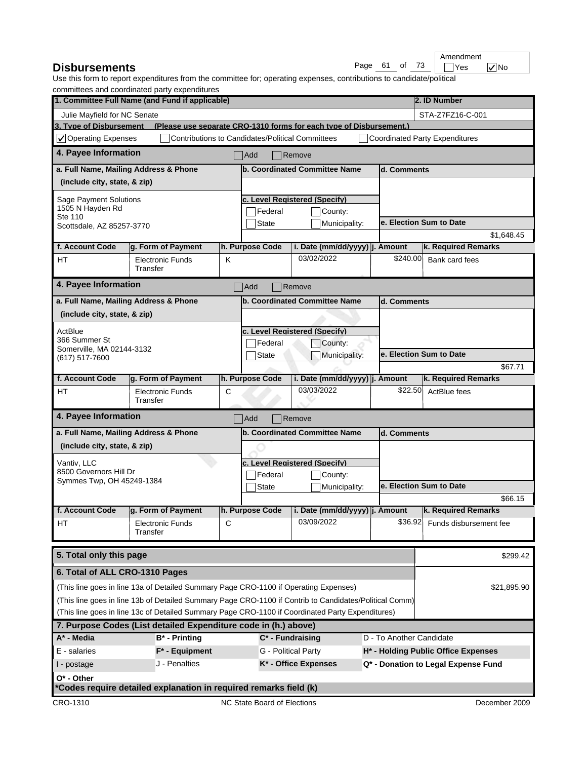# Disbursements

Amendment ☐ Yes ☑ No

Use this form to report expenditures from the committee for; operating expenses, contributions to candidate/political committees and coordinated party expenditures

| 1. Committee Full Name (and Fund if applicable) | 2. ID Number |
|---|---|
| Julie Mayfield for NC Senate | STA-Z7FZ16-C-001 |

**3. Type of Disbursement** (Please use separate CRO-1310 forms for each type of Disbursement.)

☑ Operating Expenses ☐ Contributions to Candidates/Political Committees ☐ Coordinated Party Expenditures

## 4. Payee Information ☐ Add ☐ Remove

| a. Full Name, Mailing Address & Phone (include city, state, & zip) | b. Coordinated Committee Name | c. Level Registered (Specify) | d. Comments | e. Election Sum to Date |
|---|---|---|---|---|
| Sage Payment Solutions<br>1505 N Hayden Rd<br>Ste 110<br>Scottsdale, AZ 85257-3770 | | ☐ Federal ☐ County: ☐ State ☐ Municipality: | | $1,648.45 |

| f. Account Code | g. Form of Payment | h. Purpose Code | i. Date (mm/dd/yyyy) | j. Amount | k. Required Remarks |
|---|---|---|---|---|---|
| HT | Electronic Funds Transfer | K | 03/02/2022 | $240.00 | Bank card fees |

## 4. Payee Information ☐ Add ☐ Remove

| a. Full Name, Mailing Address & Phone (include city, state, & zip) | b. Coordinated Committee Name | c. Level Registered (Specify) | d. Comments | e. Election Sum to Date |
|---|---|---|---|---|
| ActBlue<br>366 Summer St<br>Somerville, MA 02144-3132<br>(617) 517-7600 | | ☐ Federal ☐ County: ☐ State ☐ Municipality: | | $67.71 |

| f. Account Code | g. Form of Payment | h. Purpose Code | i. Date (mm/dd/yyyy) | j. Amount | k. Required Remarks |
|---|---|---|---|---|---|
| HT | Electronic Funds Transfer | C | 03/03/2022 | $22.50 | ActBlue fees |

## 4. Payee Information ☐ Add ☐ Remove

| a. Full Name, Mailing Address & Phone (include city, state, & zip) | b. Coordinated Committee Name | c. Level Registered (Specify) | d. Comments | e. Election Sum to Date |
|---|---|---|---|---|
| Vantiv, LLC<br>8500 Governors Hill Dr<br>Symmes Twp, OH 45249-1384 | | ☐ Federal ☐ County: ☐ State ☐ Municipality: | | $66.15 |

| f. Account Code | g. Form of Payment | h. Purpose Code | i. Date (mm/dd/yyyy) | j. Amount | k. Required Remarks |
|---|---|---|---|---|---|
| HT | Electronic Funds Transfer | C | 03/09/2022 | $36.92 | Funds disbursement fee |

| 5. Total only this page | $299.42 |
|---|---|
| **6. Total of ALL CRO-1310 Pages** | |
| (This line goes in line 13a of Detailed Summary Page CRO-1100 if Operating Expenses) | $21,895.90 |
| (This line goes in line 13b of Detailed Summary Page CRO-1100 if Contrib to Candidates/Political Comm) | |
| (This line goes in line 13c of Detailed Summary Page CRO-1100 if Coordinated Party Expenditures) | |

**7. Purpose Codes (List detailed Expenditure code in (h.) above)**

| | | | |
|---|---|---|---|
| **A* - Media** | **B* - Printing** | **C* - Fundraising** | D - To Another Candidate |
| E - salaries | **F* - Equipment** | G - Political Party | **H* - Holding Public Office Expenses** |
| I - postage | J - Penalties | **K* - Office Expenses** | **Q* - Donation to Legal Expense Fund** |
| **O* - Other** | | | |

***Codes require detailed explanation in required remarks field (k)**

CRO-1310 NC State Board of Elections December 2009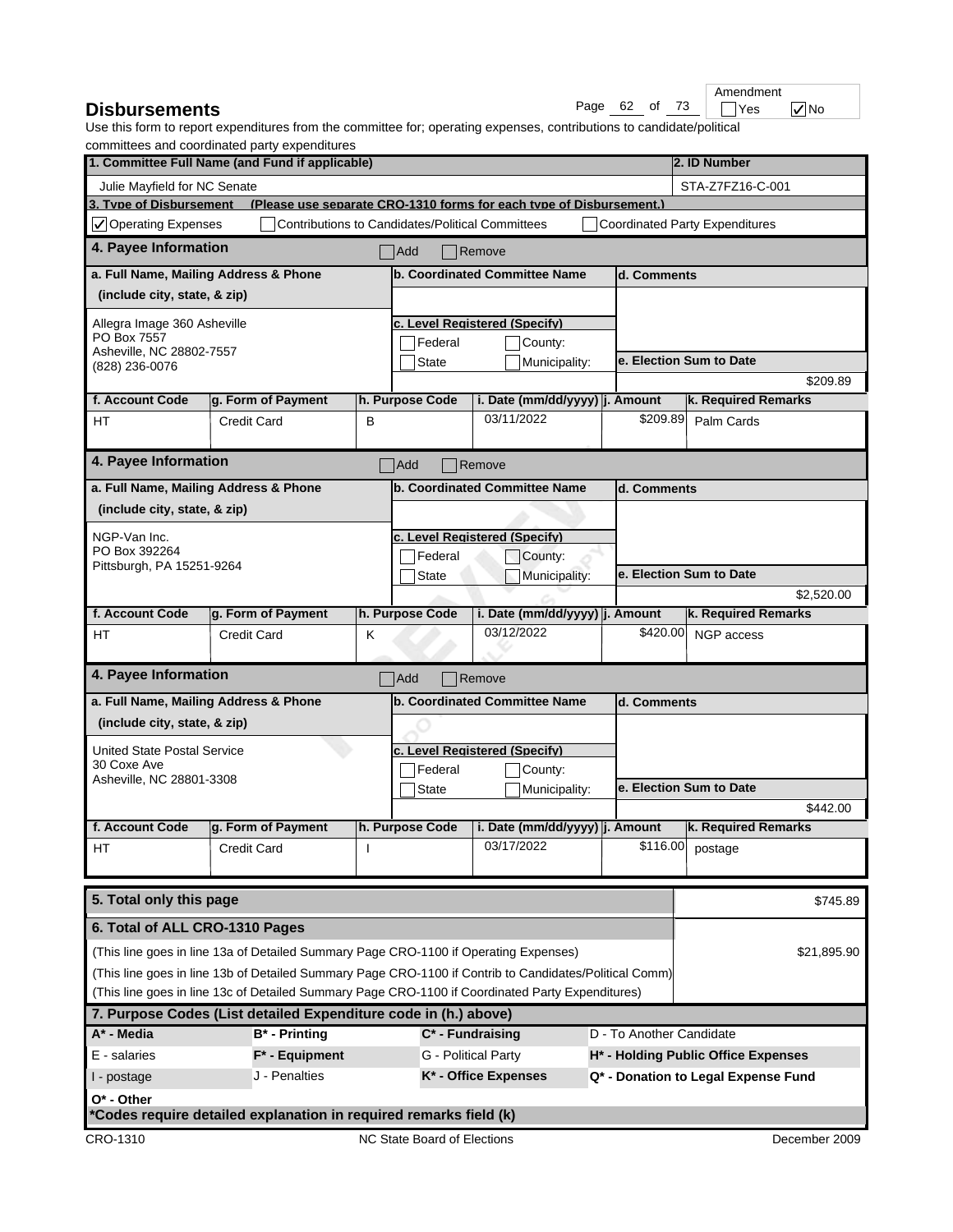# Disbursements

Amendment: ☐ Yes ☑ No

Use this form to report expenditures from the committee for; operating expenses, contributions to candidate/political committees and coordinated party expenditures

| 1. Committee Full Name (and Fund if applicable) | 2. ID Number |
|---|---|
| Julie Mayfield for NC Senate | STA-Z7FZ16-C-001 |

**3. Type of Disbursement** (Please use separate CRO-1310 forms for each type of Disbursement.)

☑ Operating Expenses ☐ Contributions to Candidates/Political Committees ☐ Coordinated Party Expenditures

## 4. Payee Information

☐ Add ☐ Remove

| a. Full Name, Mailing Address & Phone (include city, state, & zip) | b. Coordinated Committee Name | c. Level Registered (Specify) | d. Comments | e. Election Sum to Date |
|---|---|---|---|---|
| Allegra Image 360 Asheville<br>PO Box 7557<br>Asheville, NC 28802-7557<br>(828) 236-0076 | | ☐ Federal ☐ County: ☐ State ☐ Municipality: | | $209.89 |

| f. Account Code | g. Form of Payment | h. Purpose Code | i. Date (mm/dd/yyyy) | j. Amount | k. Required Remarks |
|---|---|---|---|---|---|
| HT | Credit Card | B | 03/11/2022 | $209.89 | Palm Cards |

## 4. Payee Information

☐ Add ☐ Remove

| a. Full Name, Mailing Address & Phone (include city, state, & zip) | b. Coordinated Committee Name | c. Level Registered (Specify) | d. Comments | e. Election Sum to Date |
|---|---|---|---|---|
| NGP-Van Inc.<br>PO Box 392264<br>Pittsburgh, PA 15251-9264 | | ☐ Federal ☐ County: ☐ State ☐ Municipality: | | $2,520.00 |

| f. Account Code | g. Form of Payment | h. Purpose Code | i. Date (mm/dd/yyyy) | j. Amount | k. Required Remarks |
|---|---|---|---|---|---|
| HT | Credit Card | K | 03/12/2022 | $420.00 | NGP access |

## 4. Payee Information

☐ Add ☐ Remove

| a. Full Name, Mailing Address & Phone (include city, state, & zip) | b. Coordinated Committee Name | c. Level Registered (Specify) | d. Comments | e. Election Sum to Date |
|---|---|---|---|---|
| United State Postal Service<br>30 Coxe Ave<br>Asheville, NC 28801-3308 | | ☐ Federal ☐ County: ☐ State ☐ Municipality: | | $442.00 |

| f. Account Code | g. Form of Payment | h. Purpose Code | i. Date (mm/dd/yyyy) | j. Amount | k. Required Remarks |
|---|---|---|---|---|---|
| HT | Credit Card | I | 03/17/2022 | $116.00 | postage |

| | |
|---|---|
| **5. Total only this page** | $745.89 |
| **6. Total of ALL CRO-1310 Pages** | |
| (This line goes in line 13a of Detailed Summary Page CRO-1100 if Operating Expenses) | $21,895.90 |
| (This line goes in line 13b of Detailed Summary Page CRO-1100 if Contrib to Candidates/Political Comm) | |
| (This line goes in line 13c of Detailed Summary Page CRO-1100 if Coordinated Party Expenditures) | |

## 7. Purpose Codes (List detailed Expenditure code in (h.) above)

| | | | |
|---|---|---|---|
| **A* - Media** | **B* - Printing** | **C* - Fundraising** | D - To Another Candidate |
| E - salaries | **F* - Equipment** | G - Political Party | **H* - Holding Public Office Expenses** |
| I - postage | J - Penalties | **K* - Office Expenses** | **Q* - Donation to Legal Expense Fund** |
| **O* - Other** | | | |

***Codes require detailed explanation in required remarks field (k)**

CRO-1310 NC State Board of Elections December 2009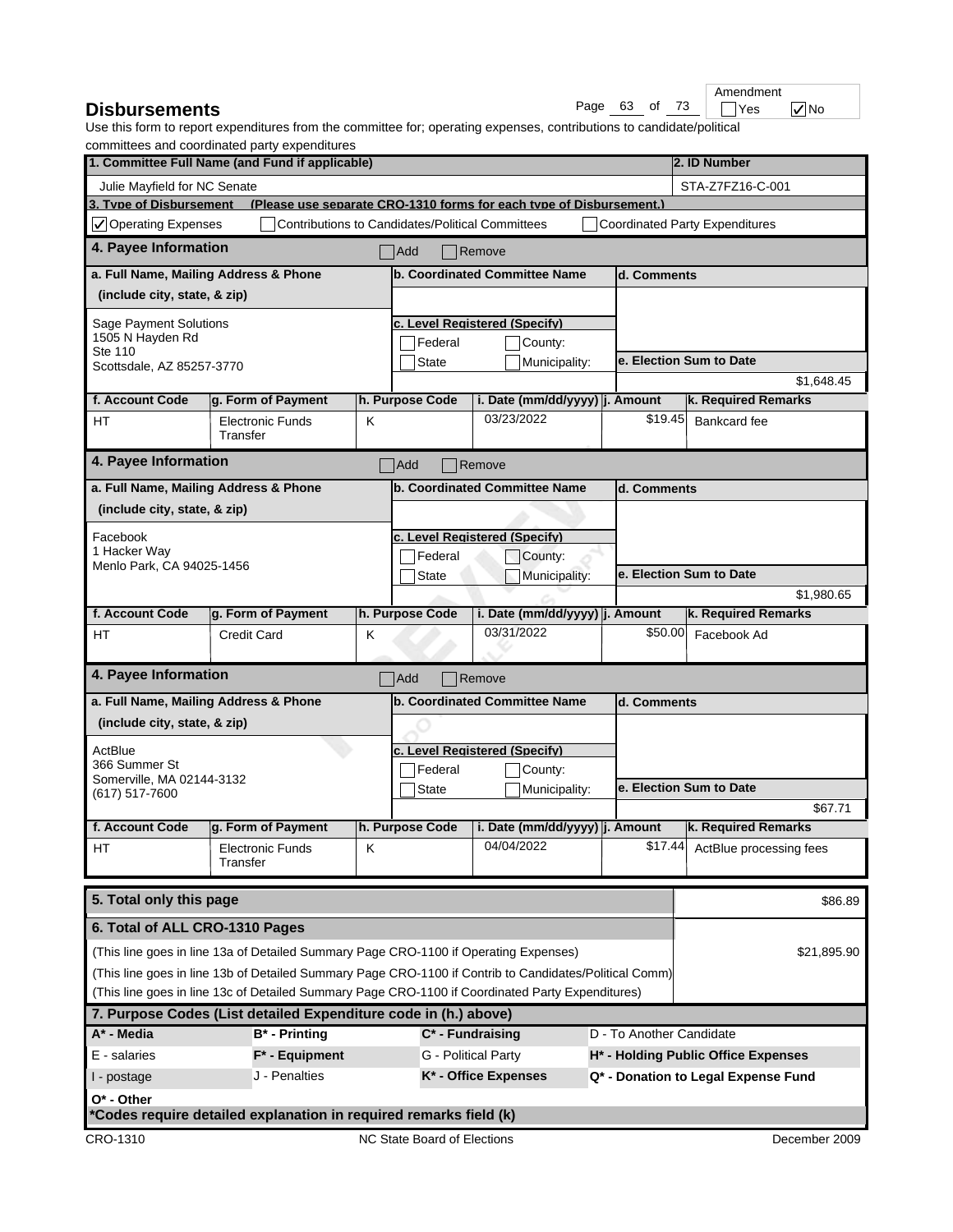# Disbursements

Amendment ☐ Yes ☑ No

Use this form to report expenditures from the committee for; operating expenses, contributions to candidate/political committees and coordinated party expenditures

| 1. Committee Full Name (and Fund if applicable) | 2. ID Number |
|---|---|
| Julie Mayfield for NC Senate | STA-Z7FZ16-C-001 |

**3. Type of Disbursement** (Please use separate CRO-1310 forms for each type of Disbursement.)

☑ Operating Expenses ☐ Contributions to Candidates/Political Committees ☐ Coordinated Party Expenditures

## 4. Payee Information

☐ Add ☐ Remove

| a. Full Name, Mailing Address & Phone (include city, state, & zip) | b. Coordinated Committee Name | c. Level Registered (Specify) | d. Comments | e. Election Sum to Date |
|---|---|---|---|---|
| Sage Payment Solutions<br>1505 N Hayden Rd<br>Ste 110<br>Scottsdale, AZ 85257-3770 | | ☐ Federal ☐ County: ☐ State ☐ Municipality: | | $1,648.45 |

| f. Account Code | g. Form of Payment | h. Purpose Code | i. Date (mm/dd/yyyy) | j. Amount | k. Required Remarks |
|---|---|---|---|---|---|
| HT | Electronic Funds Transfer | K | 03/23/2022 | $19.45 | Bankcard fee |

## 4. Payee Information

☐ Add ☐ Remove

| a. Full Name, Mailing Address & Phone (include city, state, & zip) | b. Coordinated Committee Name | c. Level Registered (Specify) | d. Comments | e. Election Sum to Date |
|---|---|---|---|---|
| Facebook<br>1 Hacker Way<br>Menlo Park, CA 94025-1456 | | ☐ Federal ☐ County: ☐ State ☐ Municipality: | | $1,980.65 |

| f. Account Code | g. Form of Payment | h. Purpose Code | i. Date (mm/dd/yyyy) | j. Amount | k. Required Remarks |
|---|---|---|---|---|---|
| HT | Credit Card | K | 03/31/2022 | $50.00 | Facebook Ad |

## 4. Payee Information

☐ Add ☐ Remove

| a. Full Name, Mailing Address & Phone (include city, state, & zip) | b. Coordinated Committee Name | c. Level Registered (Specify) | d. Comments | e. Election Sum to Date |
|---|---|---|---|---|
| ActBlue<br>366 Summer St<br>Somerville, MA 02144-3132<br>(617) 517-7600 | | ☐ Federal ☐ County: ☐ State ☐ Municipality: | | $67.71 |

| f. Account Code | g. Form of Payment | h. Purpose Code | i. Date (mm/dd/yyyy) | j. Amount | k. Required Remarks |
|---|---|---|---|---|---|
| HT | Electronic Funds Transfer | K | 04/04/2022 | $17.44 | ActBlue processing fees |

| | |
|---|---|
| **5. Total only this page** | $86.89 |
| **6. Total of ALL CRO-1310 Pages** | |
| (This line goes in line 13a of Detailed Summary Page CRO-1100 if Operating Expenses) | $21,895.90 |
| (This line goes in line 13b of Detailed Summary Page CRO-1100 if Contrib to Candidates/Political Comm) | |
| (This line goes in line 13c of Detailed Summary Page CRO-1100 if Coordinated Party Expenditures) | |

**7. Purpose Codes (List detailed Expenditure code in (h.) above)**

| | | | |
|---|---|---|---|
| **A* - Media** | **B* - Printing** | **C* - Fundraising** | D - To Another Candidate |
| E - salaries | **F* - Equipment** | G - Political Party | **H* - Holding Public Office Expenses** |
| I - postage | J - Penalties | **K* - Office Expenses** | **Q* - Donation to Legal Expense Fund** |
| **O* - Other** | | | |

***Codes require detailed explanation in required remarks field (k)**

CRO-1310 NC State Board of Elections December 2009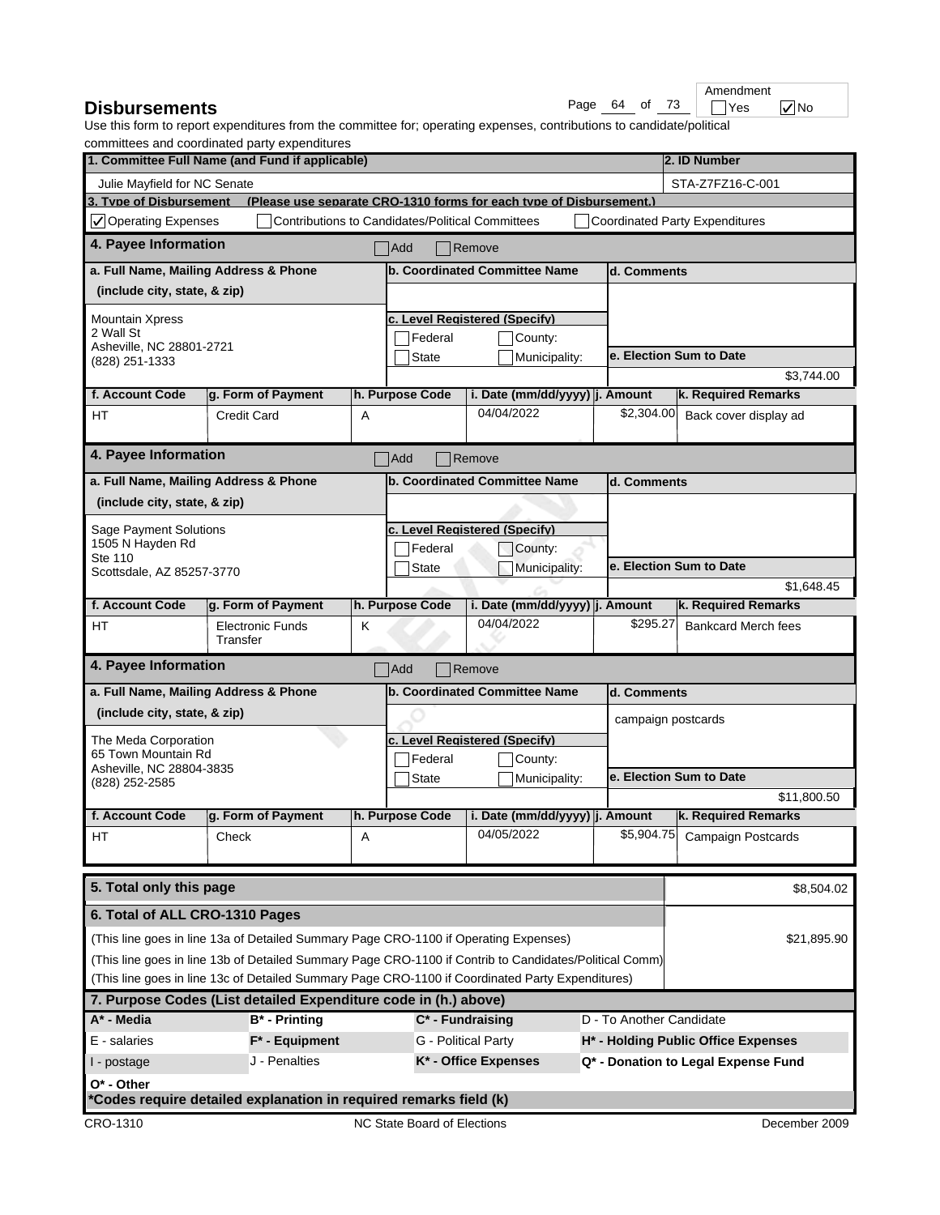# Disbursements

Amendment ☐ Yes ☑ No

Use this form to report expenditures from the committee for; operating expenses, contributions to candidate/political committees and coordinated party expenditures

| 1. Committee Full Name (and Fund if applicable) | 2. ID Number |
|---|---|
| Julie Mayfield for NC Senate | STA-Z7FZ16-C-001 |

**3. Type of Disbursement** (Please use separate CRO-1310 forms for each type of Disbursement.)

☑ Operating Expenses ☐ Contributions to Candidates/Political Committees ☐ Coordinated Party Expenditures

## 4. Payee Information

☐ Add ☐ Remove

| a. Full Name, Mailing Address & Phone (include city, state, & zip) | b. Coordinated Committee Name | c. Level Registered (Specify) | d. Comments | e. Election Sum to Date |
|---|---|---|---|---|
| Mountain Xpress<br>2 Wall St<br>Asheville, NC 28801-2721<br>(828) 251-1333 | | ☐ Federal ☐ County: ☐ State ☐ Municipality: | | $3,744.00 |

| f. Account Code | g. Form of Payment | h. Purpose Code | i. Date (mm/dd/yyyy) | j. Amount | k. Required Remarks |
|---|---|---|---|---|---|
| HT | Credit Card | A | 04/04/2022 | $2,304.00 | Back cover display ad |

## 4. Payee Information

☐ Add ☐ Remove

| a. Full Name, Mailing Address & Phone (include city, state, & zip) | b. Coordinated Committee Name | c. Level Registered (Specify) | d. Comments | e. Election Sum to Date |
|---|---|---|---|---|
| Sage Payment Solutions<br>1505 N Hayden Rd<br>Ste 110<br>Scottsdale, AZ 85257-3770 | | ☐ Federal ☐ County: ☐ State ☐ Municipality: | | $1,648.45 |

| f. Account Code | g. Form of Payment | h. Purpose Code | i. Date (mm/dd/yyyy) | j. Amount | k. Required Remarks |
|---|---|---|---|---|---|
| HT | Electronic Funds Transfer | K | 04/04/2022 | $295.27 | Bankcard Merch fees |

## 4. Payee Information

☐ Add ☐ Remove

| a. Full Name, Mailing Address & Phone (include city, state, & zip) | b. Coordinated Committee Name | c. Level Registered (Specify) | d. Comments | e. Election Sum to Date |
|---|---|---|---|---|
| The Meda Corporation<br>65 Town Mountain Rd<br>Asheville, NC 28804-3835<br>(828) 252-2585 | | ☐ Federal ☐ County: ☐ State ☐ Municipality: | campaign postcards | $11,800.50 |

| f. Account Code | g. Form of Payment | h. Purpose Code | i. Date (mm/dd/yyyy) | j. Amount | k. Required Remarks |
|---|---|---|---|---|---|
| HT | Check | A | 04/05/2022 | $5,904.75 | Campaign Postcards |

| 5. Total only this page | $8,504.02 |
|---|---|
| **6. Total of ALL CRO-1310 Pages** | |
| (This line goes in line 13a of Detailed Summary Page CRO-1100 if Operating Expenses) | $21,895.90 |
| (This line goes in line 13b of Detailed Summary Page CRO-1100 if Contrib to Candidates/Political Comm) | |
| (This line goes in line 13c of Detailed Summary Page CRO-1100 if Coordinated Party Expenditures) | |

## 7. Purpose Codes (List detailed Expenditure code in (h.) above)

| | | | |
|---|---|---|---|
| A* - Media | B* - Printing | C* - Fundraising | D - To Another Candidate |
| E - salaries | F* - Equipment | G - Political Party | H* - Holding Public Office Expenses |
| I - postage | J - Penalties | K* - Office Expenses | Q* - Donation to Legal Expense Fund |
| O* - Other | | | |

*Codes require detailed explanation in required remarks field (k)

CRO-1310 NC State Board of Elections December 2009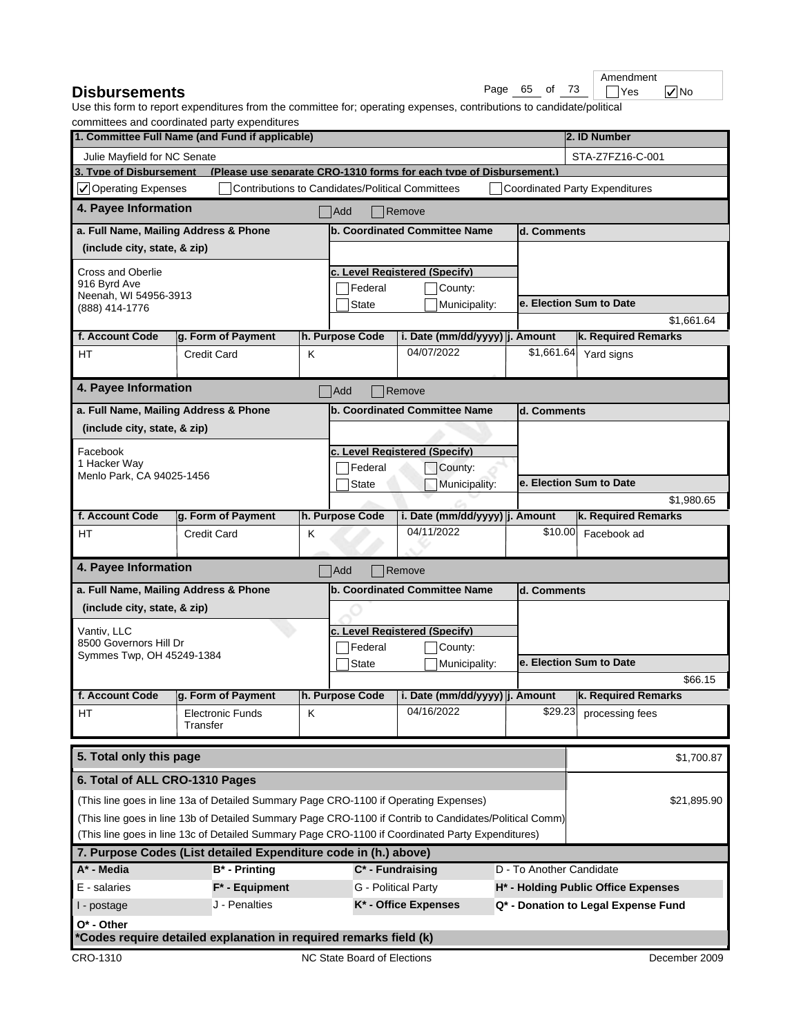# Disbursements

Amendment ☐ Yes ☑ No

Use this form to report expenditures from the committee for; operating expenses, contributions to candidate/political committees and coordinated party expenditures

| 1. Committee Full Name (and Fund if applicable) | 2. ID Number |
|---|---|
| Julie Mayfield for NC Senate | STA-Z7FZ16-C-001 |

**3. Type of Disbursement** (Please use separate CRO-1310 forms for each type of Disbursement.)

☑ Operating Expenses ☐ Contributions to Candidates/Political Committees ☐ Coordinated Party Expenditures

## 4. Payee Information

☐ Add ☐ Remove

| a. Full Name, Mailing Address & Phone (include city, state, & zip) | b. Coordinated Committee Name | d. Comments |
|---|---|---|
| Cross and Oberlie<br>916 Byrd Ave<br>Neenah, WI 54956-3913<br>(888) 414-1776 | c. Level Registered (Specify)<br>☐ Federal ☐ County:<br>☐ State ☐ Municipality: | e. Election Sum to Date<br>$1,661.64 |

| f. Account Code | g. Form of Payment | h. Purpose Code | i. Date (mm/dd/yyyy) | j. Amount | k. Required Remarks |
|---|---|---|---|---|---|
| HT | Credit Card | K | 04/07/2022 | $1,661.64 | Yard signs |

## 4. Payee Information

☐ Add ☐ Remove

| a. Full Name, Mailing Address & Phone (include city, state, & zip) | b. Coordinated Committee Name | d. Comments |
|---|---|---|
| Facebook<br>1 Hacker Way<br>Menlo Park, CA 94025-1456 | c. Level Registered (Specify)<br>☐ Federal ☐ County:<br>☐ State ☐ Municipality: | e. Election Sum to Date<br>$1,980.65 |

| f. Account Code | g. Form of Payment | h. Purpose Code | i. Date (mm/dd/yyyy) | j. Amount | k. Required Remarks |
|---|---|---|---|---|---|
| HT | Credit Card | K | 04/11/2022 | $10.00 | Facebook ad |

## 4. Payee Information

☐ Add ☐ Remove

| a. Full Name, Mailing Address & Phone (include city, state, & zip) | b. Coordinated Committee Name | d. Comments |
|---|---|---|
| Vantiv, LLC<br>8500 Governors Hill Dr<br>Symmes Twp, OH 45249-1384 | c. Level Registered (Specify)<br>☐ Federal ☐ County:<br>☐ State ☐ Municipality: | e. Election Sum to Date<br>$66.15 |

| f. Account Code | g. Form of Payment | h. Purpose Code | i. Date (mm/dd/yyyy) | j. Amount | k. Required Remarks |
|---|---|---|---|---|---|
| HT | Electronic Funds Transfer | K | 04/16/2022 | $29.23 | processing fees |

| 5. Total only this page | $1,700.87 |
|---|---|
| **6. Total of ALL CRO-1310 Pages** | |
| (This line goes in line 13a of Detailed Summary Page CRO-1100 if Operating Expenses) | $21,895.90 |
| (This line goes in line 13b of Detailed Summary Page CRO-1100 if Contrib to Candidates/Political Comm) | |
| (This line goes in line 13c of Detailed Summary Page CRO-1100 if Coordinated Party Expenditures) | |

## 7. Purpose Codes (List detailed Expenditure code in (h.) above)

| | | | |
|---|---|---|---|
| A* - Media | B* - Printing | C* - Fundraising | D - To Another Candidate |
| E - salaries | F* - Equipment | G - Political Party | H* - Holding Public Office Expenses |
| I - postage | J - Penalties | K* - Office Expenses | Q* - Donation to Legal Expense Fund |
| O* - Other | | | |

***Codes require detailed explanation in required remarks field (k)**

CRO-1310 NC State Board of Elections December 2009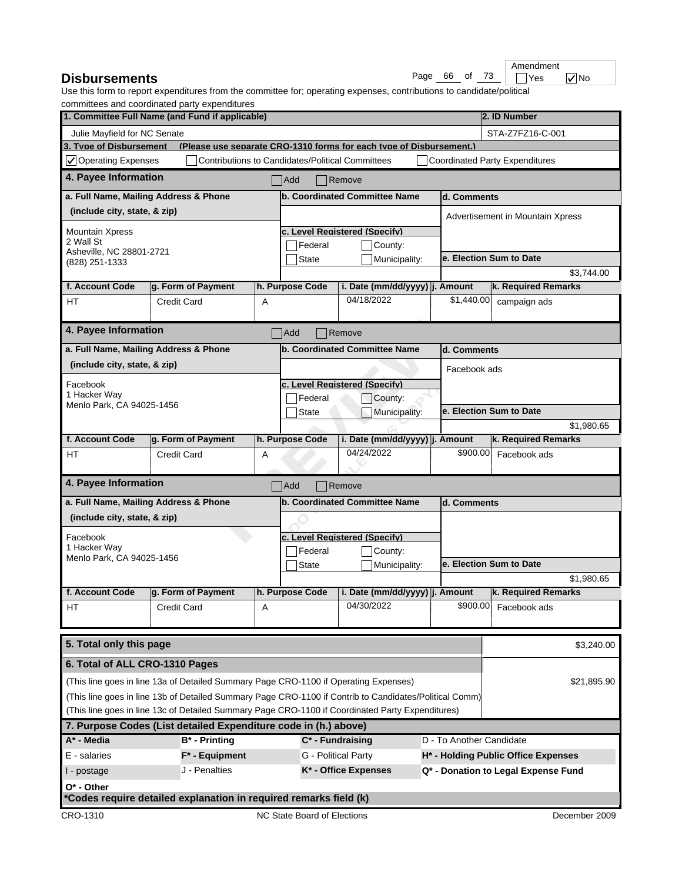# Disbursements

Page 66 of 73

Amendment ☐ Yes ☑ No

Use this form to report expenditures from the committee for; operating expenses, contributions to candidate/political committees and coordinated party expenditures

| 1. Committee Full Name (and Fund if applicable) | 2. ID Number |
|---|---|
| Julie Mayfield for NC Senate | STA-Z7FZ16-C-001 |

**3. Type of Disbursement** (Please use separate CRO-1310 forms for each type of Disbursement.)

☑ Operating Expenses ☐ Contributions to Candidates/Political Committees ☐ Coordinated Party Expenditures

## 4. Payee Information ☐ Add ☐ Remove

| a. Full Name, Mailing Address & Phone (include city, state, & zip) | b. Coordinated Committee Name | c. Level Registered (Specify) | d. Comments | e. Election Sum to Date |
|---|---|---|---|---|
| Mountain Xpress<br>2 Wall St<br>Asheville, NC 28801-2721<br>(828) 251-1333 | | ☐ Federal ☐ County: ☐ State ☐ Municipality: | Advertisement in Mountain Xpress | $3,744.00 |

| f. Account Code | g. Form of Payment | h. Purpose Code | i. Date (mm/dd/yyyy) | j. Amount | k. Required Remarks |
|---|---|---|---|---|---|
| HT | Credit Card | A | 04/18/2022 | $1,440.00 | campaign ads |

## 4. Payee Information ☐ Add ☐ Remove

| a. Full Name, Mailing Address & Phone (include city, state, & zip) | b. Coordinated Committee Name | c. Level Registered (Specify) | d. Comments | e. Election Sum to Date |
|---|---|---|---|---|
| Facebook<br>1 Hacker Way<br>Menlo Park, CA 94025-1456 | | ☐ Federal ☐ County: ☐ State ☐ Municipality: | Facebook ads | $1,980.65 |

| f. Account Code | g. Form of Payment | h. Purpose Code | i. Date (mm/dd/yyyy) | j. Amount | k. Required Remarks |
|---|---|---|---|---|---|
| HT | Credit Card | A | 04/24/2022 | $900.00 | Facebook ads |

## 4. Payee Information ☐ Add ☐ Remove

| a. Full Name, Mailing Address & Phone (include city, state, & zip) | b. Coordinated Committee Name | c. Level Registered (Specify) | d. Comments | e. Election Sum to Date |
|---|---|---|---|---|
| Facebook<br>1 Hacker Way<br>Menlo Park, CA 94025-1456 | | ☐ Federal ☐ County: ☐ State ☐ Municipality: | | $1,980.65 |

| f. Account Code | g. Form of Payment | h. Purpose Code | i. Date (mm/dd/yyyy) | j. Amount | k. Required Remarks |
|---|---|---|---|---|---|
| HT | Credit Card | A | 04/30/2022 | $900.00 | Facebook ads |

| | |
|---|---|
| **5. Total only this page** | $3,240.00 |
| **6. Total of ALL CRO-1310 Pages** | |
| (This line goes in line 13a of Detailed Summary Page CRO-1100 if Operating Expenses) | $21,895.90 |
| (This line goes in line 13b of Detailed Summary Page CRO-1100 if Contrib to Candidates/Political Comm) | |
| (This line goes in line 13c of Detailed Summary Page CRO-1100 if Coordinated Party Expenditures) | |

## 7. Purpose Codes (List detailed Expenditure code in (h.) above)

| | | | |
|---|---|---|---|
| **A* - Media** | **B* - Printing** | **C* - Fundraising** | D - To Another Candidate |
| E - salaries | **F* - Equipment** | G - Political Party | **H* - Holding Public Office Expenses** |
| I - postage | J - Penalties | **K* - Office Expenses** | **Q* - Donation to Legal Expense Fund** |
| **O* - Other** | | | |

***Codes require detailed explanation in required remarks field (k)**

CRO-1310 NC State Board of Elections December 2009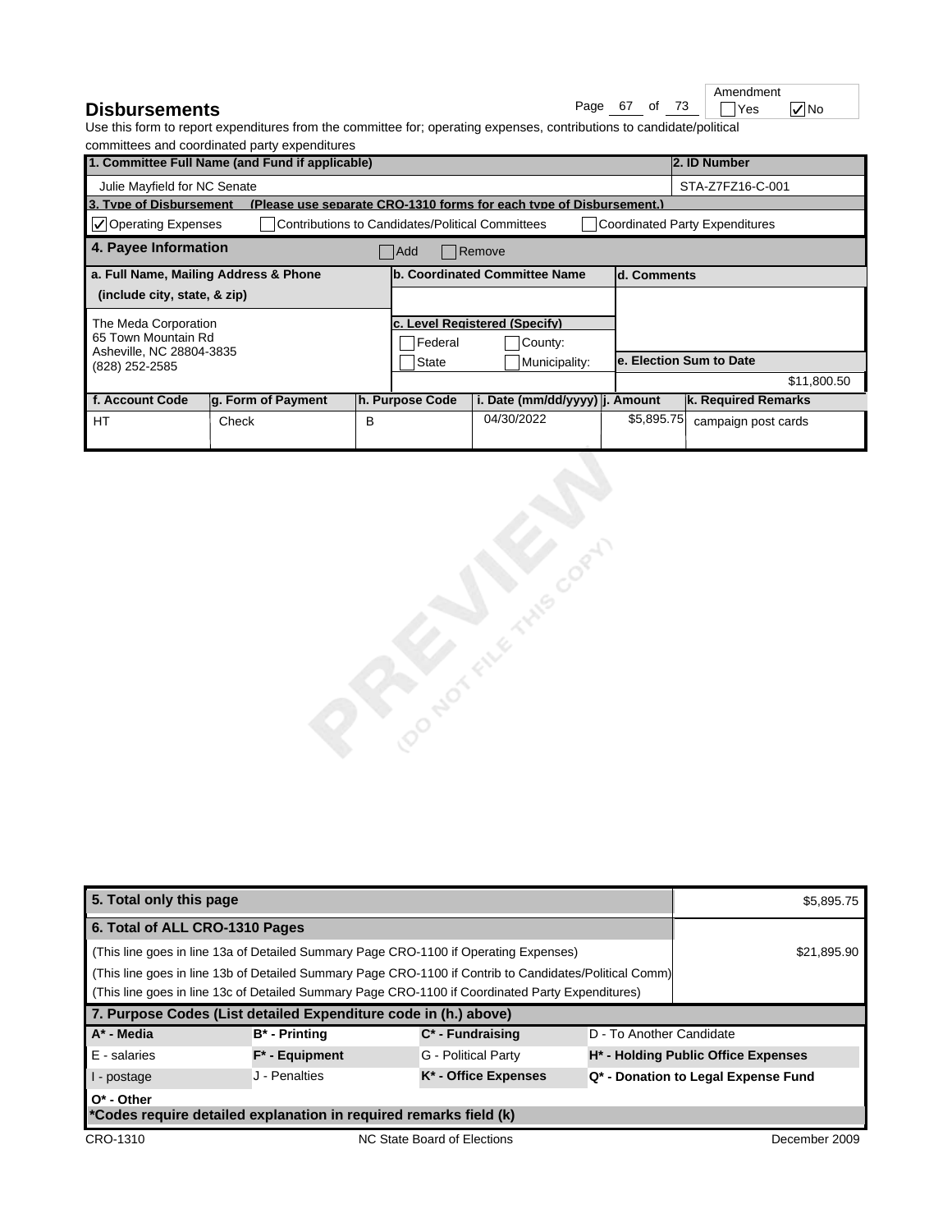# Disbursements

Amendment: ☐ Yes ☑ No

Use this form to report expenditures from the committee for; operating expenses, contributions to candidate/political committees and coordinated party expenditures

| 1. Committee Full Name (and Fund if applicable) | 2. ID Number |
|---|---|
| Julie Mayfield for NC Senate | STA-Z7FZ16-C-001 |

**3. Type of Disbursement** (Please use separate CRO-1310 forms for each type of Disbursement.)

☑ Operating Expenses ☐ Contributions to Candidates/Political Committees ☐ Coordinated Party Expenditures

**4. Payee Information** ☐ Add ☐ Remove

| a. Full Name, Mailing Address & Phone (include city, state, & zip) | b. Coordinated Committee Name | d. Comments |
|---|---|---|
| The Meda Corporation<br>65 Town Mountain Rd<br>Asheville, NC 28804-3835<br>(828) 252-2585 | c. Level Registered (Specify)<br>☐ Federal ☐ County:<br>☐ State ☐ Municipality: | e. Election Sum to Date: $11,800.50 |

| f. Account Code | g. Form of Payment | h. Purpose Code | i. Date (mm/dd/yyyy) | j. Amount | k. Required Remarks |
|---|---|---|---|---|---|
| HT | Check | B | 04/30/2022 | $5,895.75 | campaign post cards |

| 5. Total only this page | $5,895.75 |
|---|---|
| 6. Total of ALL CRO-1310 Pages<br>(This line goes in line 13a of Detailed Summary Page CRO-1100 if Operating Expenses)<br>(This line goes in line 13b of Detailed Summary Page CRO-1100 if Contrib to Candidates/Political Comm)<br>(This line goes in line 13c of Detailed Summary Page CRO-1100 if Coordinated Party Expenditures) | $21,895.90 |

**7. Purpose Codes (List detailed Expenditure code in (h.) above)**

| | | | |
|---|---|---|---|
| A* - Media | B* - Printing | C* - Fundraising | D - To Another Candidate |
| E - salaries | F* - Equipment | G - Political Party | H* - Holding Public Office Expenses |
| I - postage | J - Penalties | K* - Office Expenses | Q* - Donation to Legal Expense Fund |
| O* - Other | | | |

*Codes require detailed explanation in required remarks field (k)

CRO-1310 NC State Board of Elections December 2009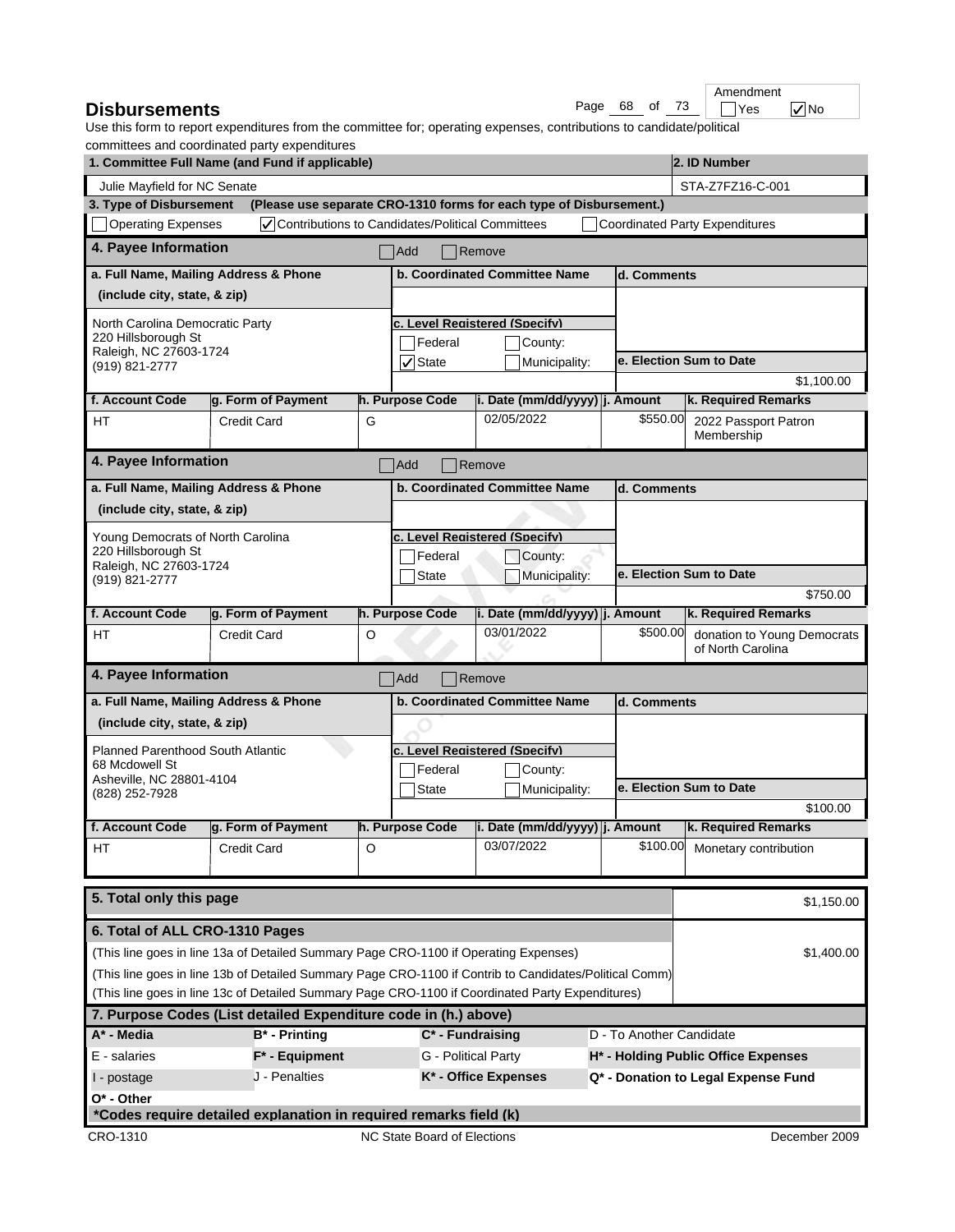# Disbursements

Amendment: ☐ Yes ☑ No

Use this form to report expenditures from the committee for; operating expenses, contributions to candidate/political committees and coordinated party expenditures

| 1. Committee Full Name (and Fund if applicable) | 2. ID Number |
|---|---|
| Julie Mayfield for NC Senate | STA-Z7FZ16-C-001 |

**3. Type of Disbursement** (Please use separate CRO-1310 forms for each type of Disbursement.)

☐ Operating Expenses ☑ Contributions to Candidates/Political Committees ☐ Coordinated Party Expenditures

## 4. Payee Information

☐ Add ☐ Remove

| a. Full Name, Mailing Address & Phone (include city, state, & zip) | b. Coordinated Committee Name | c. Level Registered (Specify) | d. Comments | e. Election Sum to Date |
|---|---|---|---|---|
| North Carolina Democratic Party<br>220 Hillsborough St<br>Raleigh, NC 27603-1724<br>(919) 821-2777 | | ☐ Federal ☐ County: ☑ State ☐ Municipality: | | $1,100.00 |

| f. Account Code | g. Form of Payment | h. Purpose Code | i. Date (mm/dd/yyyy) | j. Amount | k. Required Remarks |
|---|---|---|---|---|---|
| HT | Credit Card | G | 02/05/2022 | $550.00 | 2022 Passport Patron Membership |

## 4. Payee Information

☐ Add ☐ Remove

| a. Full Name, Mailing Address & Phone (include city, state, & zip) | b. Coordinated Committee Name | c. Level Registered (Specify) | d. Comments | e. Election Sum to Date |
|---|---|---|---|---|
| Young Democrats of North Carolina<br>220 Hillsborough St<br>Raleigh, NC 27603-1724<br>(919) 821-2777 | | ☐ Federal ☐ County: ☐ State ☐ Municipality: | | $750.00 |

| f. Account Code | g. Form of Payment | h. Purpose Code | i. Date (mm/dd/yyyy) | j. Amount | k. Required Remarks |
|---|---|---|---|---|---|
| HT | Credit Card | O | 03/01/2022 | $500.00 | donation to Young Democrats of North Carolina |

## 4. Payee Information

☐ Add ☐ Remove

| a. Full Name, Mailing Address & Phone (include city, state, & zip) | b. Coordinated Committee Name | c. Level Registered (Specify) | d. Comments | e. Election Sum to Date |
|---|---|---|---|---|
| Planned Parenthood South Atlantic<br>68 Mcdowell St<br>Asheville, NC 28801-4104<br>(828) 252-7928 | | ☐ Federal ☐ County: ☐ State ☐ Municipality: | | $100.00 |

| f. Account Code | g. Form of Payment | h. Purpose Code | i. Date (mm/dd/yyyy) | j. Amount | k. Required Remarks |
|---|---|---|---|---|---|
| HT | Credit Card | O | 03/07/2022 | $100.00 | Monetary contribution |

| 5. Total only this page | $1,150.00 |
|---|---|
| **6. Total of ALL CRO-1310 Pages**<br>(This line goes in line 13a of Detailed Summary Page CRO-1100 if Operating Expenses)<br>(This line goes in line 13b of Detailed Summary Page CRO-1100 if Contrib to Candidates/Political Comm)<br>(This line goes in line 13c of Detailed Summary Page CRO-1100 if Coordinated Party Expenditures) | $1,400.00 |

## 7. Purpose Codes (List detailed Expenditure code in (h.) above)

| | | | |
|---|---|---|---|
| A* - Media | B* - Printing | C* - Fundraising | D - To Another Candidate |
| E - salaries | F* - Equipment | G - Political Party | H* - Holding Public Office Expenses |
| I - postage | J - Penalties | K* - Office Expenses | Q* - Donation to Legal Expense Fund |
| O* - Other | | | |

*Codes require detailed explanation in required remarks field (k)

CRO-1310 NC State Board of Elections December 2009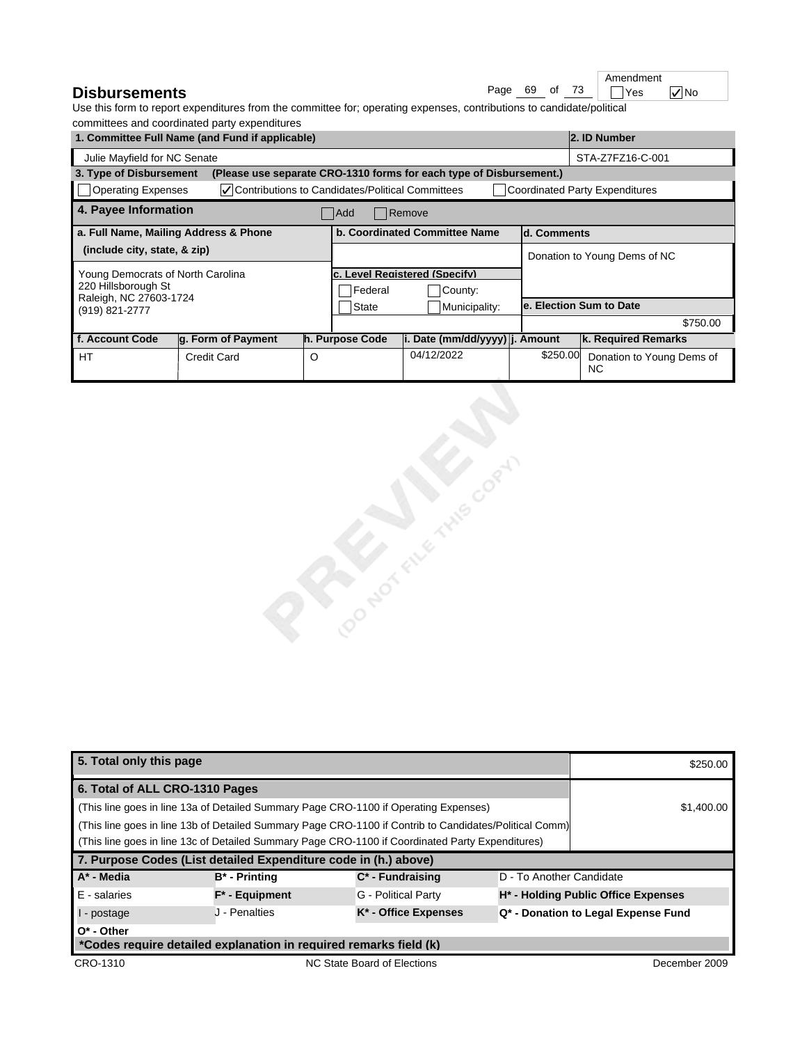# Disbursements

Amendment: ☐ Yes ☑ No

Use this form to report expenditures from the committee for; operating expenses, contributions to candidate/political committees and coordinated party expenditures

| 1. Committee Full Name (and Fund if applicable) | 2. ID Number |
|---|---|
| Julie Mayfield for NC Senate | STA-Z7FZ16-C-001 |

**3. Type of Disbursement** (Please use separate CRO-1310 forms for each type of Disbursement.)

☐ Operating Expenses ☑ Contributions to Candidates/Political Committees ☐ Coordinated Party Expenditures

**4. Payee Information** ☐ Add ☐ Remove

| a. Full Name, Mailing Address & Phone (include city, state, & zip) | b. Coordinated Committee Name | d. Comments |
|---|---|---|
| Young Democrats of North Carolina<br>220 Hillsborough St<br>Raleigh, NC 27603-1724<br>(919) 821-2777 | | Donation to Young Dems of NC |
| | c. Level Registered (Specify)<br>☐ Federal ☐ County:<br>☐ State ☐ Municipality: | e. Election Sum to Date<br>$750.00 |

| f. Account Code | g. Form of Payment | h. Purpose Code | i. Date (mm/dd/yyyy) | j. Amount | k. Required Remarks |
|---|---|---|---|---|---|
| HT | Credit Card | O | 04/12/2022 | $250.00 | Donation to Young Dems of NC |

PREVIEW (DO NOT FILE THIS COPY)

| 5. Total only this page | $250.00 |
|---|---|
| **6. Total of ALL CRO-1310 Pages** | |
| (This line goes in line 13a of Detailed Summary Page CRO-1100 if Operating Expenses) | $1,400.00 |
| (This line goes in line 13b of Detailed Summary Page CRO-1100 if Contrib to Candidates/Political Comm) | |
| (This line goes in line 13c of Detailed Summary Page CRO-1100 if Coordinated Party Expenditures) | |

**7. Purpose Codes (List detailed Expenditure code in (h.) above)**

| | | | |
|---|---|---|---|
| **A* - Media** | **B* - Printing** | **C* - Fundraising** | D - To Another Candidate |
| E - salaries | **F* - Equipment** | G - Political Party | **H* - Holding Public Office Expenses** |
| I - postage | J - Penalties | **K* - Office Expenses** | **Q* - Donation to Legal Expense Fund** |
| **O* - Other** | | | |

***Codes require detailed explanation in required remarks field (k)**

CRO-1310 NC State Board of Elections December 2009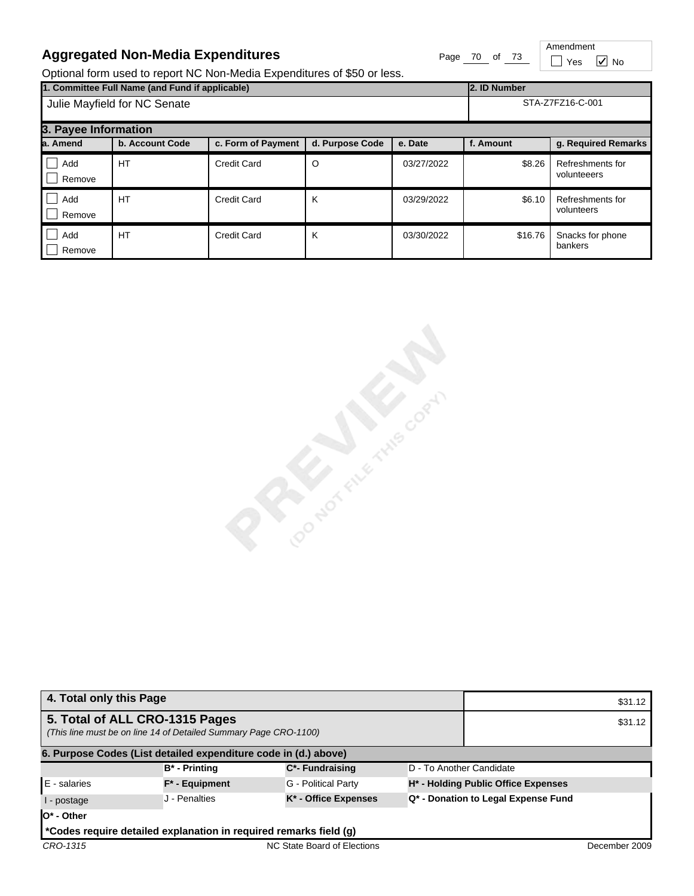# Aggregated Non-Media Expenditures

Amendment ☐ Yes ☑ No

Optional form used to report NC Non-Media Expenditures of $50 or less.

| 1. Committee Full Name (and Fund if applicable) | 2. ID Number |
|---|---|
| Julie Mayfield for NC Senate | STA-Z7FZ16-C-001 |

### 3. Payee Information

| a. Amend | b. Account Code | c. Form of Payment | d. Purpose Code | e. Date | f. Amount | g. Required Remarks |
|---|---|---|---|---|---|---|
| ☐ Add ☐ Remove | HT | Credit Card | O | 03/27/2022 | $8.26 | Refreshments for volunteeers |
| ☐ Add ☐ Remove | HT | Credit Card | K | 03/29/2022 | $6.10 | Refreshments for volunteers |
| ☐ Add ☐ Remove | HT | Credit Card | K | 03/30/2022 | $16.76 | Snacks for phone bankers |

PREVIEW (DO NOT FILE THIS COPY)

| | |
|---|---|
| **4. Total only this Page** | $31.12 |
| **5. Total of ALL CRO-1315 Pages** *(This line must be on line 14 of Detailed Summary Page CRO-1100)* | $31.12 |

**6. Purpose Codes (List detailed expenditure code in (d.) above)**

| | | | |
|---|---|---|---|
| | **B* - Printing** | **C*- Fundraising** | D - To Another Candidate |
| E - salaries | **F* - Equipment** | G - Political Party | **H* - Holding Public Office Expenses** |
| I - postage | J - Penalties | **K* - Office Expenses** | **Q* - Donation to Legal Expense Fund** |
| **O* - Other** | | | |

**\*Codes require detailed explanation in required remarks field (g)**

CRO-1315 NC State Board of Elections December 2009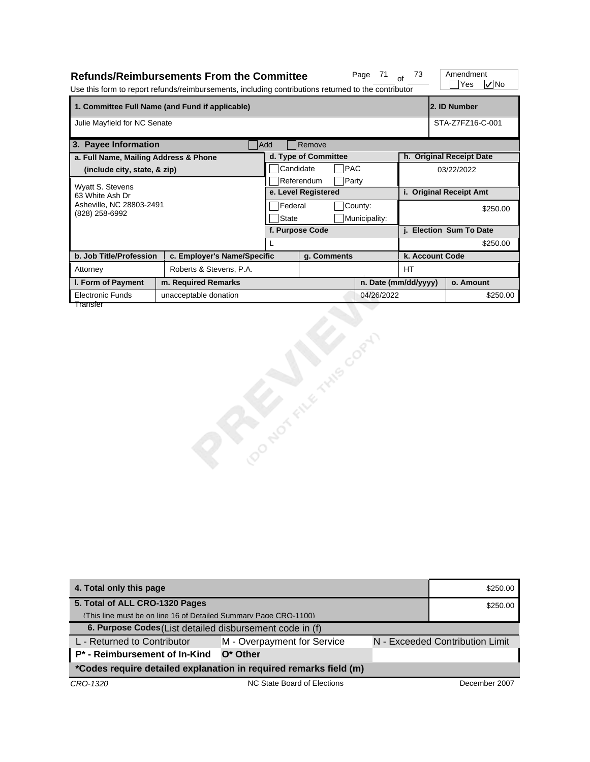## Refunds/Reimbursements From the Committee

Use this form to report refunds/reimbursements, including contributions returned to the contributor

Amendment: ☐ Yes ☑ No

| 1. Committee Full Name (and Fund if applicable) | 2. ID Number |
|---|---|
| Julie Mayfield for NC Senate | STA-Z7FZ16-C-001 |

**3. Payee Information** ☐ Add ☐ Remove

| a. Full Name, Mailing Address & Phone (include city, state, & zip) | d. Type of Committee | h. Original Receipt Date |
|---|---|---|
| Wyatt S. Stevens<br>63 White Ash Dr<br>Asheville, NC 28803-2491<br>(828) 258-6992 | ☐ Candidate ☐ PAC<br>☐ Referendum ☐ Party | 03/22/2022 |
| | **e. Level Registered** | **i. Original Receipt Amt** |
| | ☐ Federal ☐ County:<br>☐ State ☐ Municipality: | $250.00 |
| | **f. Purpose Code** | **j. Election Sum To Date** |
| | L | $250.00 |

| b. Job Title/Profession | c. Employer's Name/Specific | g. Comments | k. Account Code |
|---|---|---|---|
| Attorney | Roberts & Stevens, P.A. | | HT |

| l. Form of Payment | m. Required Remarks | n. Date (mm/dd/yyyy) | o. Amount |
|---|---|---|---|
| Electronic Funds Transfer | unacceptable donation | 04/26/2022 | $250.00 |

| 4. Total only this page | $250.00 |
|---|---|
| 5. Total of ALL CRO-1320 Pages<br>(This line must be on line 16 of Detailed Summary Page CRO-1100) | $250.00 |

**6. Purpose Codes** (List detailed disbursement code in (f)

| | | |
|---|---|---|
| L - Returned to Contributor | M - Overpayment for Service | N - Exceeded Contribution Limit |
| **P* - Reimbursement of In-Kind** | **O* Other** | |

***Codes require detailed explanation in required remarks field (m)**

*CRO-1320* NC State Board of Elections December 2007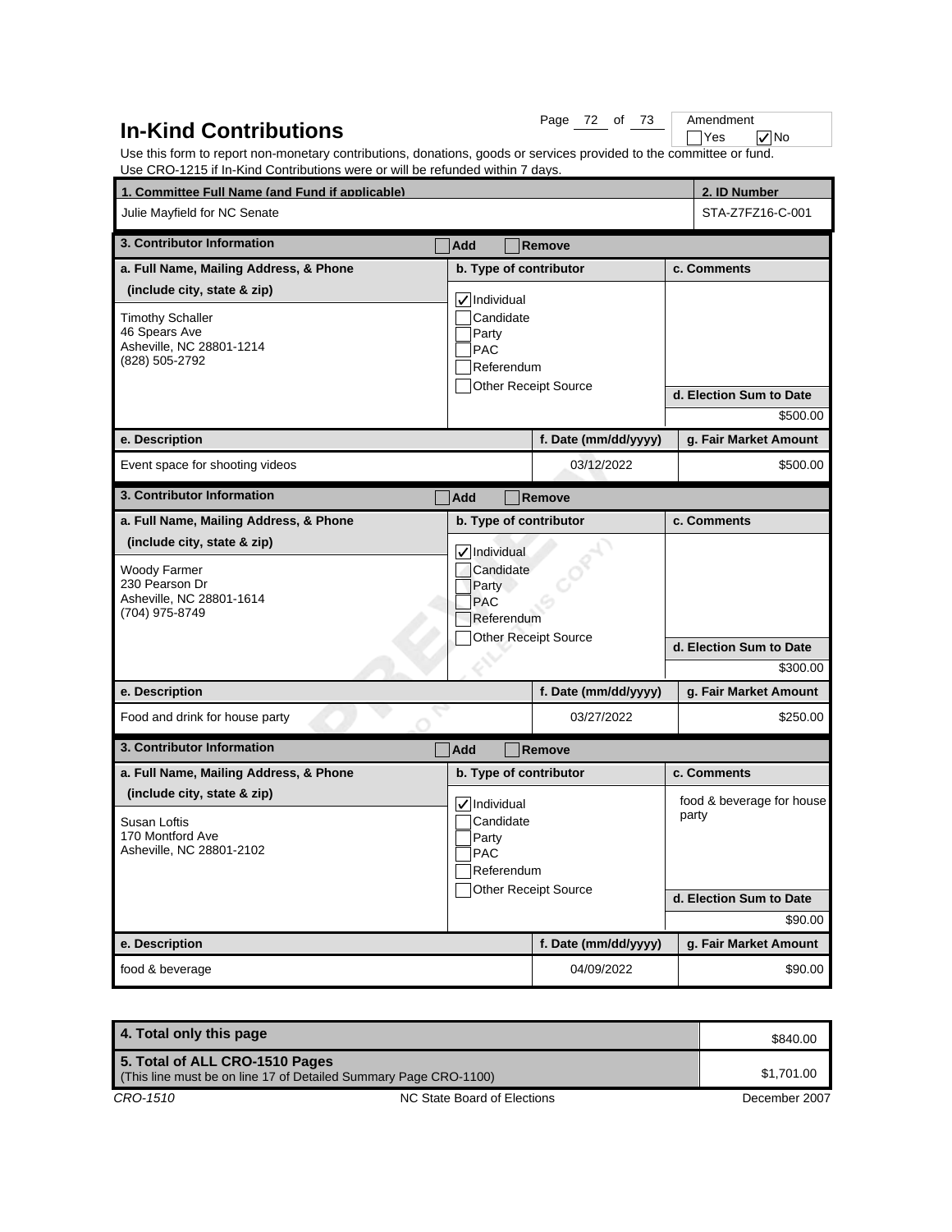# In-Kind Contributions

Amendment: ☐ Yes ☑ No

Use this form to report non-monetary contributions, donations, goods or services provided to the committee or fund.
Use CRO-1215 if In-Kind Contributions were or will be refunded within 7 days.

| 1. Committee Full Name (and Fund if applicable) | 2. ID Number |
|---|---|
| Julie Mayfield for NC Senate | STA-Z7FZ16-C-001 |

**3. Contributor Information** ☐ Add ☐ Remove

| a. Full Name, Mailing Address, & Phone (include city, state & zip) | b. Type of contributor | c. Comments | d. Election Sum to Date |
|---|---|---|---|
| Timothy Schaller<br>46 Spears Ave<br>Asheville, NC 28801-1214<br>(828) 505-2792 | ☑ Individual<br>☐ Candidate<br>☐ Party<br>☐ PAC<br>☐ Referendum<br>☐ Other Receipt Source | | $500.00 |

| e. Description | f. Date (mm/dd/yyyy) | g. Fair Market Amount |
|---|---|---|
| Event space for shooting videos | 03/12/2022 | $500.00 |

**3. Contributor Information** ☐ Add ☐ Remove

| a. Full Name, Mailing Address, & Phone (include city, state & zip) | b. Type of contributor | c. Comments | d. Election Sum to Date |
|---|---|---|---|
| Woody Farmer<br>230 Pearson Dr<br>Asheville, NC 28801-1614<br>(704) 975-8749 | ☑ Individual<br>☐ Candidate<br>☐ Party<br>☐ PAC<br>☐ Referendum<br>☐ Other Receipt Source | | $300.00 |

| e. Description | f. Date (mm/dd/yyyy) | g. Fair Market Amount |
|---|---|---|
| Food and drink for house party | 03/27/2022 | $250.00 |

**3. Contributor Information** ☐ Add ☐ Remove

| a. Full Name, Mailing Address, & Phone (include city, state & zip) | b. Type of contributor | c. Comments | d. Election Sum to Date |
|---|---|---|---|
| Susan Loftis<br>170 Montford Ave<br>Asheville, NC 28801-2102 | ☑ Individual<br>☐ Candidate<br>☐ Party<br>☐ PAC<br>☐ Referendum<br>☐ Other Receipt Source | food & beverage for house party | $90.00 |

| e. Description | f. Date (mm/dd/yyyy) | g. Fair Market Amount |
|---|---|---|
| food & beverage | 04/09/2022 | $90.00 |

| | |
|---|---|
| 4. Total only this page | $840.00 |
| 5. Total of ALL CRO-1510 Pages (This line must be on line 17 of Detailed Summary Page CRO-1100) | $1,701.00 |

CRO-1510 NC State Board of Elections December 2007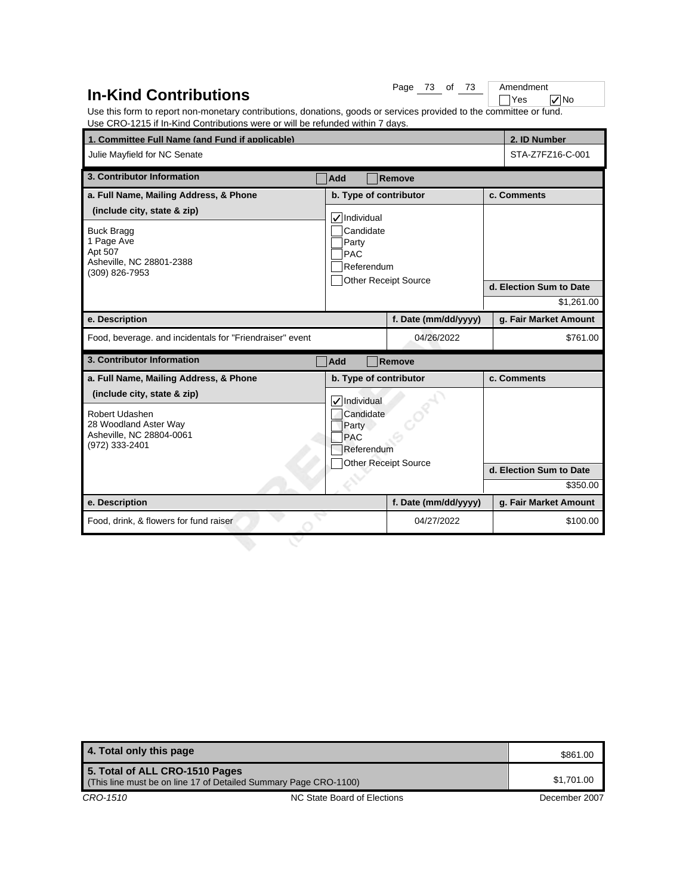# In-Kind Contributions

Amendment ☐ Yes ☑ No

Use this form to report non-monetary contributions, donations, goods or services provided to the committee or fund.
Use CRO-1215 if In-Kind Contributions were or will be refunded within 7 days.

| 1. Committee Full Name (and Fund if applicable) | 2. ID Number |
|---|---|
| Julie Mayfield for NC Senate | STA-Z7FZ16-C-001 |

**3. Contributor Information** ☐ Add ☐ Remove

| a. Full Name, Mailing Address, & Phone (include city, state & zip) | b. Type of contributor | c. Comments | d. Election Sum to Date |
|---|---|---|---|
| Buck Bragg<br>1 Page Ave<br>Apt 507<br>Asheville, NC 28801-2388<br>(309) 826-7953 | ☑ Individual<br>☐ Candidate<br>☐ Party<br>☐ PAC<br>☐ Referendum<br>☐ Other Receipt Source | | $1,261.00 |

| e. Description | f. Date (mm/dd/yyyy) | g. Fair Market Amount |
|---|---|---|
| Food, beverage. and incidentals for "Friendraiser" event | 04/26/2022 | $761.00 |

**3. Contributor Information** ☐ Add ☐ Remove

| a. Full Name, Mailing Address, & Phone (include city, state & zip) | b. Type of contributor | c. Comments | d. Election Sum to Date |
|---|---|---|---|
| Robert Udashen<br>28 Woodland Aster Way<br>Asheville, NC 28804-0061<br>(972) 333-2401 | ☑ Individual<br>☐ Candidate<br>☐ Party<br>☐ PAC<br>☐ Referendum<br>☐ Other Receipt Source | | $350.00 |

| e. Description | f. Date (mm/dd/yyyy) | g. Fair Market Amount |
|---|---|---|
| Food, drink, & flowers for fund raiser | 04/27/2022 | $100.00 |

| | |
|---|---|
| 4. Total only this page | $861.00 |
| 5. Total of ALL CRO-1510 Pages (This line must be on line 17 of Detailed Summary Page CRO-1100) | $1,701.00 |

CRO-1510 NC State Board of Elections December 2007